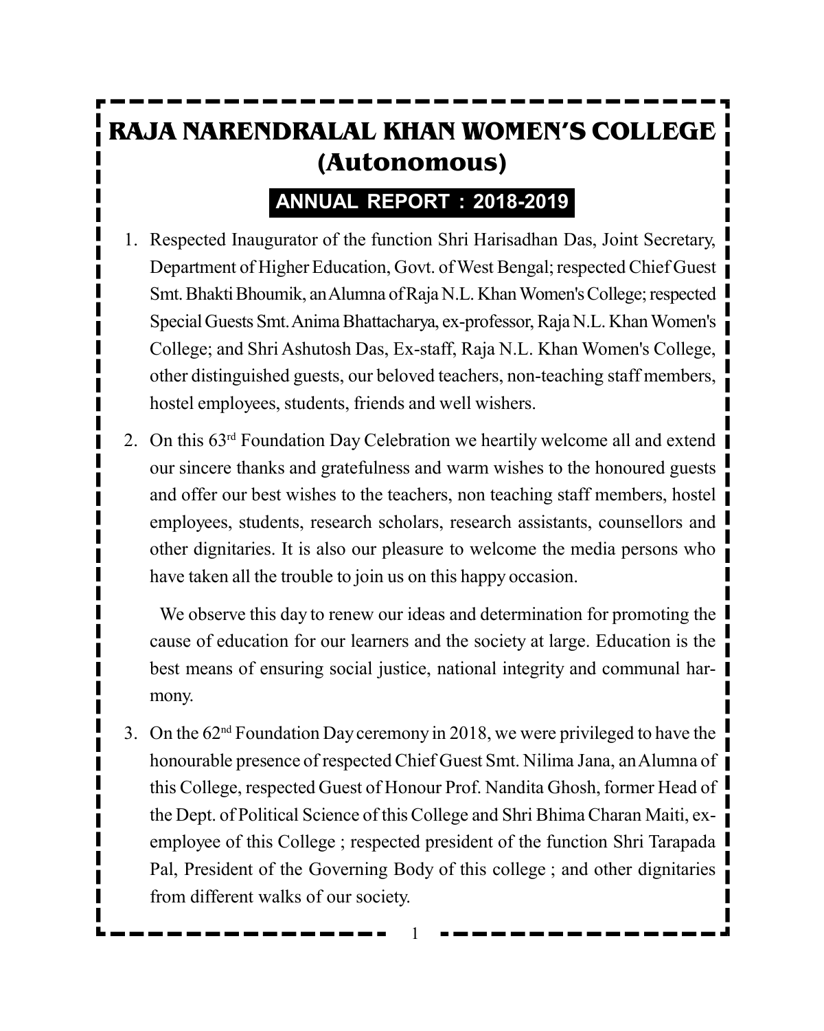# RAJA NARENDRALAL KHAN WOMEN'S COLLEGE (Autonomous)

## ANNUAL REPORT : 2018-2019

1. Respected Inaugurator of the function Shri Harisadhan Das, Joint Secretary, Department of Higher Education, Govt. of West Bengal; respected Chief Guest Smt. Bhakti Bhoumik, an Alumna of Raja N.L. Khan Women's College; respected Special Guests Smt. Anima Bhattacharya, ex-professor, Raja N.L. Khan Women's College; and Shri Ashutosh Das, Ex-staff, Raja N.L. Khan Women's College, other distinguished guests, our beloved teachers, non-teaching staff members, hostel employees, students, friends and well wishers.

2. On this 63rd Foundation Day Celebration we heartily welcome all and extend our sincere thanks and gratefulness and warm wishes to the honoured guests and offer our best wishes to the teachers, non teaching staff members, hostel employees, students, research scholars, research assistants, counsellors and other dignitaries. It is also our pleasure to welcome the media persons who have taken all the trouble to join us on this happy occasion.

   We observe this day to renew our ideas and determination for promoting the cause of education for our learners and the society at large. Education is the best means of ensuring social justice, national integrity and communal harmony.

3. On the 62nd Foundation Day ceremony in 2018, we were privileged to have the honourable presence of respected Chief Guest Smt. Nilima Jana, an Alumna of this College, respected Guest of Honour Prof. Nandita Ghosh, former Head of the Dept. of Political Science of this College and Shri Bhima Charan Maiti, ex-employee of this College ; respected president of the function Shri Tarapada Pal, President of the Governing Body of this college ; and other dignitaries from different walks of our society.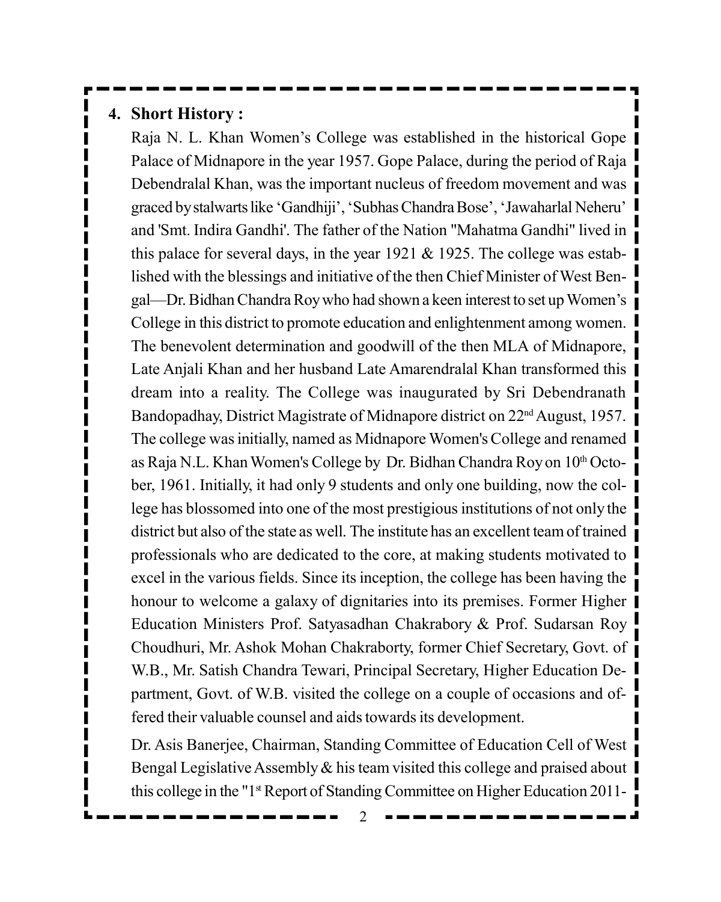## 4. Short History :

Raja N. L. Khan Women's College was established in the historical Gope Palace of Midnapore in the year 1957. Gope Palace, during the period of Raja Debendralal Khan, was the important nucleus of freedom movement and was graced by stalwarts like 'Gandhiji', 'Subhas Chandra Bose', 'Jawaharlal Neheru' and 'Smt. Indira Gandhi'. The father of the Nation "Mahatma Gandhi" lived in this palace for several days, in the year 1921 & 1925. The college was established with the blessings and initiative of the then Chief Minister of West Bengal—Dr. Bidhan Chandra Roy who had shown a keen interest to set up Women's College in this district to promote education and enlightenment among women. The benevolent determination and goodwill of the then MLA of Midnapore, Late Anjali Khan and her husband Late Amarendralal Khan transformed this dream into a reality. The College was inaugurated by Sri Debendranath Bandopadhay, District Magistrate of Midnapore district on 22nd August, 1957. The college was initially, named as Midnapore Women's College and renamed as Raja N.L. Khan Women's College by Dr. Bidhan Chandra Roy on 10th October, 1961. Initially, it had only 9 students and only one building, now the college has blossomed into one of the most prestigious institutions of not only the district but also of the state as well. The institute has an excellent team of trained professionals who are dedicated to the core, at making students motivated to excel in the various fields. Since its inception, the college has been having the honour to welcome a galaxy of dignitaries into its premises. Former Higher Education Ministers Prof. Satyasadhan Chakrabory & Prof. Sudarsan Roy Choudhuri, Mr. Ashok Mohan Chakraborty, former Chief Secretary, Govt. of W.B., Mr. Satish Chandra Tewari, Principal Secretary, Higher Education Department, Govt. of W.B. visited the college on a couple of occasions and offered their valuable counsel and aids towards its development.

Dr. Asis Banerjee, Chairman, Standing Committee of Education Cell of West Bengal Legislative Assembly & his team visited this college and praised about this college in the "1st Report of Standing Committee on Higher Education 2011-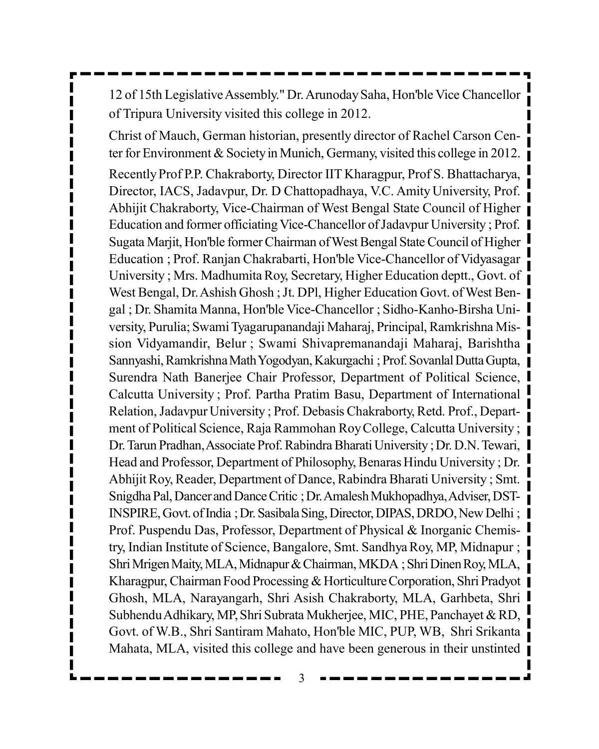12 of 15th Legislative Assembly." Dr. Arunoday Saha, Hon'ble Vice Chancellor of Tripura University visited this college in 2012.

Christ of Mauch, German historian, presently director of Rachel Carson Center for Environment & Society in Munich, Germany, visited this college in 2012.

Recently Prof P.P. Chakraborty, Director IIT Kharagpur, Prof S. Bhattacharya, Director, IACS, Jadavpur, Dr. D Chattopadhaya, V.C. Amity University, Prof. Abhijit Chakraborty, Vice-Chairman of West Bengal State Council of Higher Education and former officiating Vice-Chancellor of Jadavpur University ; Prof. Sugata Marjit, Hon'ble former Chairman of West Bengal State Council of Higher Education ; Prof. Ranjan Chakrabarti, Hon'ble Vice-Chancellor of Vidyasagar University ; Mrs. Madhumita Roy, Secretary, Higher Education deptt., Govt. of West Bengal, Dr. Ashish Ghosh ; Jt. DPl, Higher Education Govt. of West Bengal ; Dr. Shamita Manna, Hon'ble Vice-Chancellor ; Sidho-Kanho-Birsha University, Purulia; Swami Tyagarupanandaji Maharaj, Principal, Ramkrishna Mission Vidyamandir, Belur ; Swami Shivapremanandaji Maharaj, Barishtha Sannyashi, Ramkrishna Math Yogodyan, Kakurgachi ; Prof. Sovanlal Dutta Gupta, Surendra Nath Banerjee Chair Professor, Department of Political Science, Calcutta University ; Prof. Partha Pratim Basu, Department of International Relation, Jadavpur University ; Prof. Debasis Chakraborty, Retd. Prof., Department of Political Science, Raja Rammohan Roy College, Calcutta University ; Dr. Tarun Pradhan, Associate Prof. Rabindra Bharati University ; Dr. D.N. Tewari, Head and Professor, Department of Philosophy, Benaras Hindu University ; Dr. Abhijit Roy, Reader, Department of Dance, Rabindra Bharati University ; Smt. Snigdha Pal, Dancer and Dance Critic ; Dr. Amalesh Mukhopadhya, Adviser, DST-INSPIRE, Govt. of India ; Dr. Sasibala Sing, Director, DIPAS, DRDO, New Delhi ; Prof. Puspendu Das, Professor, Department of Physical & Inorganic Chemistry, Indian Institute of Science, Bangalore, Smt. Sandhya Roy, MP, Midnapur ; Shri Mrigen Maity, MLA, Midnapur & Chairman, MKDA ; Shri Dinen Roy, MLA, Kharagpur, Chairman Food Processing & Horticulture Corporation, Shri Pradyot Ghosh, MLA, Narayangarh, Shri Asish Chakraborty, MLA, Garhbeta, Shri Subhendu Adhikary, MP, Shri Subrata Mukherjee, MIC, PHE, Panchayet & RD, Govt. of W.B., Shri Santiram Mahato, Hon'ble MIC, PUP, WB, Shri Srikanta Mahata, MLA, visited this college and have been generous in their unstinted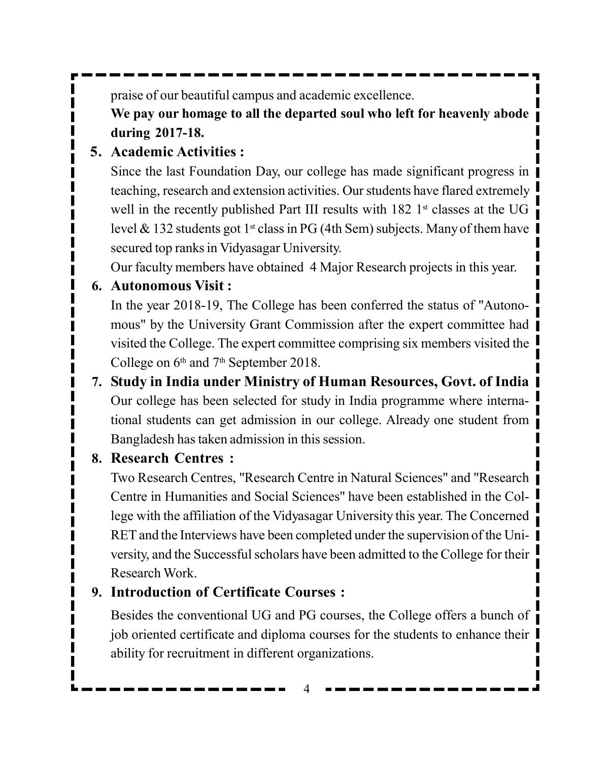praise of our beautiful campus and academic excellence.

**We pay our homage to all the departed soul who left for heavenly abode during 2017-18.**

5. **Academic Activities :**

Since the last Foundation Day, our college has made significant progress in teaching, research and extension activities. Our students have flared extremely well in the recently published Part III results with 182 1st classes at the UG level & 132 students got 1st class in PG (4th Sem) subjects. Many of them have secured top ranks in Vidyasagar University.

Our faculty members have obtained 4 Major Research projects in this year.

6. **Autonomous Visit :**

In the year 2018-19, The College has been conferred the status of "Autonomous" by the University Grant Commission after the expert committee had visited the College. The expert committee comprising six members visited the College on 6th and 7th September 2018.

7. **Study in India under Ministry of Human Resources, Govt. of India**

Our college has been selected for study in India programme where international students can get admission in our college. Already one student from Bangladesh has taken admission in this session.

8. **Research Centres :**

Two Research Centres, "Research Centre in Natural Sciences" and "Research Centre in Humanities and Social Sciences" have been established in the College with the affiliation of the Vidyasagar University this year. The Concerned RET and the Interviews have been completed under the supervision of the University, and the Successful scholars have been admitted to the College for their Research Work.

9. **Introduction of Certificate Courses :**

Besides the conventional UG and PG courses, the College offers a bunch of job oriented certificate and diploma courses for the students to enhance their ability for recruitment in different organizations.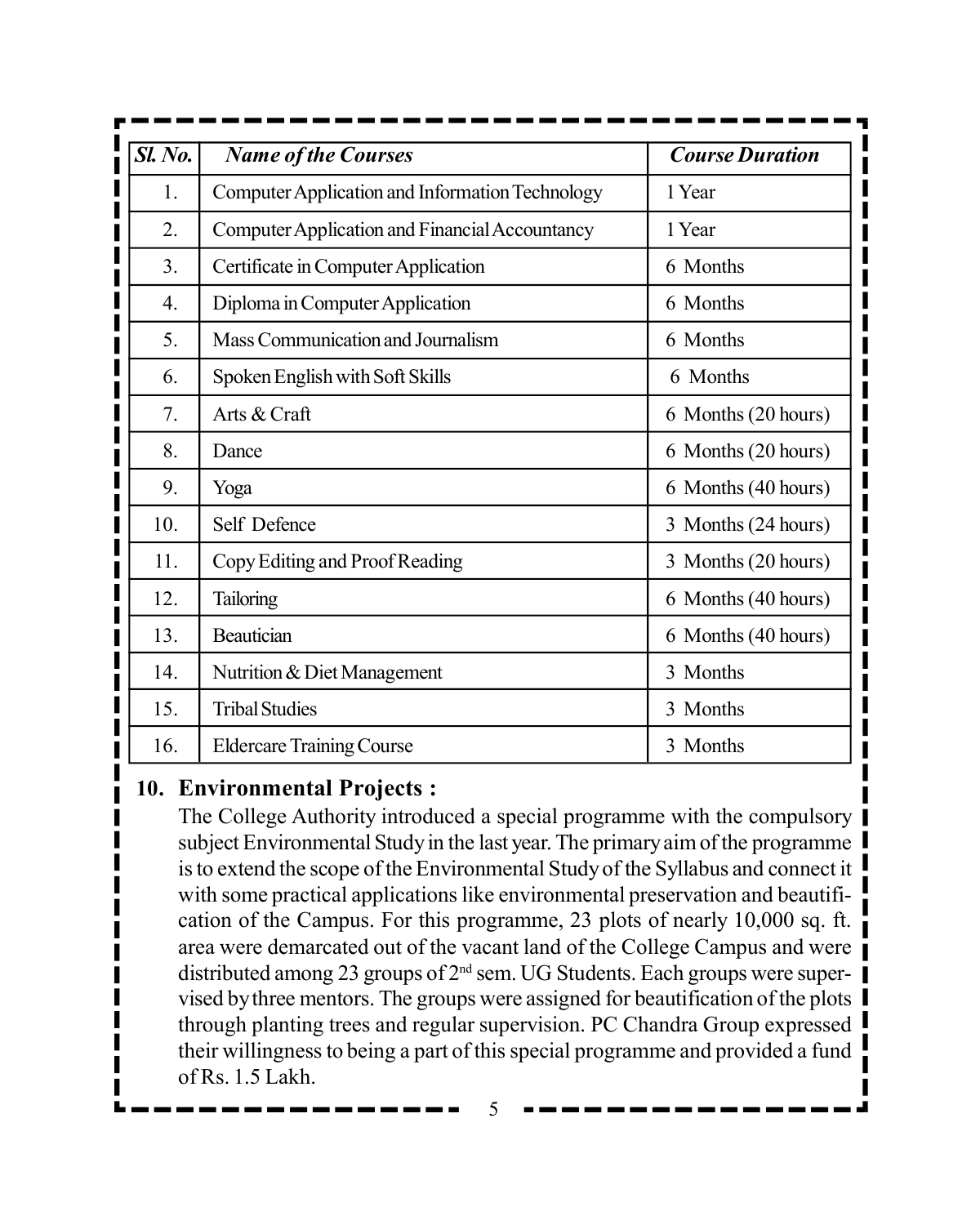| *Sl. No.* | *Name of the Courses* | *Course Duration* |
|---|---|---|
| 1. | Computer Application and Information Technology | 1 Year |
| 2. | Computer Application and Financial Accountancy | 1 Year |
| 3. | Certificate in Computer Application | 6 Months |
| 4. | Diploma in Computer Application | 6 Months |
| 5. | Mass Communication and Journalism | 6 Months |
| 6. | Spoken English with Soft Skills | 6 Months |
| 7. | Arts & Craft | 6 Months (20 hours) |
| 8. | Dance | 6 Months (20 hours) |
| 9. | Yoga | 6 Months (40 hours) |
| 10. | Self Defence | 3 Months (24 hours) |
| 11. | Copy Editing and Proof Reading | 3 Months (20 hours) |
| 12. | Tailoring | 6 Months (40 hours) |
| 13. | Beautician | 6 Months (40 hours) |
| 14. | Nutrition & Diet Management | 3 Months |
| 15. | Tribal Studies | 3 Months |
| 16. | Eldercare Training Course | 3 Months |

## 10. Environmental Projects :

The College Authority introduced a special programme with the compulsory subject Environmental Study in the last year. The primary aim of the programme is to extend the scope of the Environmental Study of the Syllabus and connect it with some practical applications like environmental preservation and beautification of the Campus. For this programme, 23 plots of nearly 10,000 sq. ft. area were demarcated out of the vacant land of the College Campus and were distributed among 23 groups of 2nd sem. UG Students. Each groups were supervised by three mentors. The groups were assigned for beautification of the plots through planting trees and regular supervision. PC Chandra Group expressed their willingness to being a part of this special programme and provided a fund of Rs. 1.5 Lakh.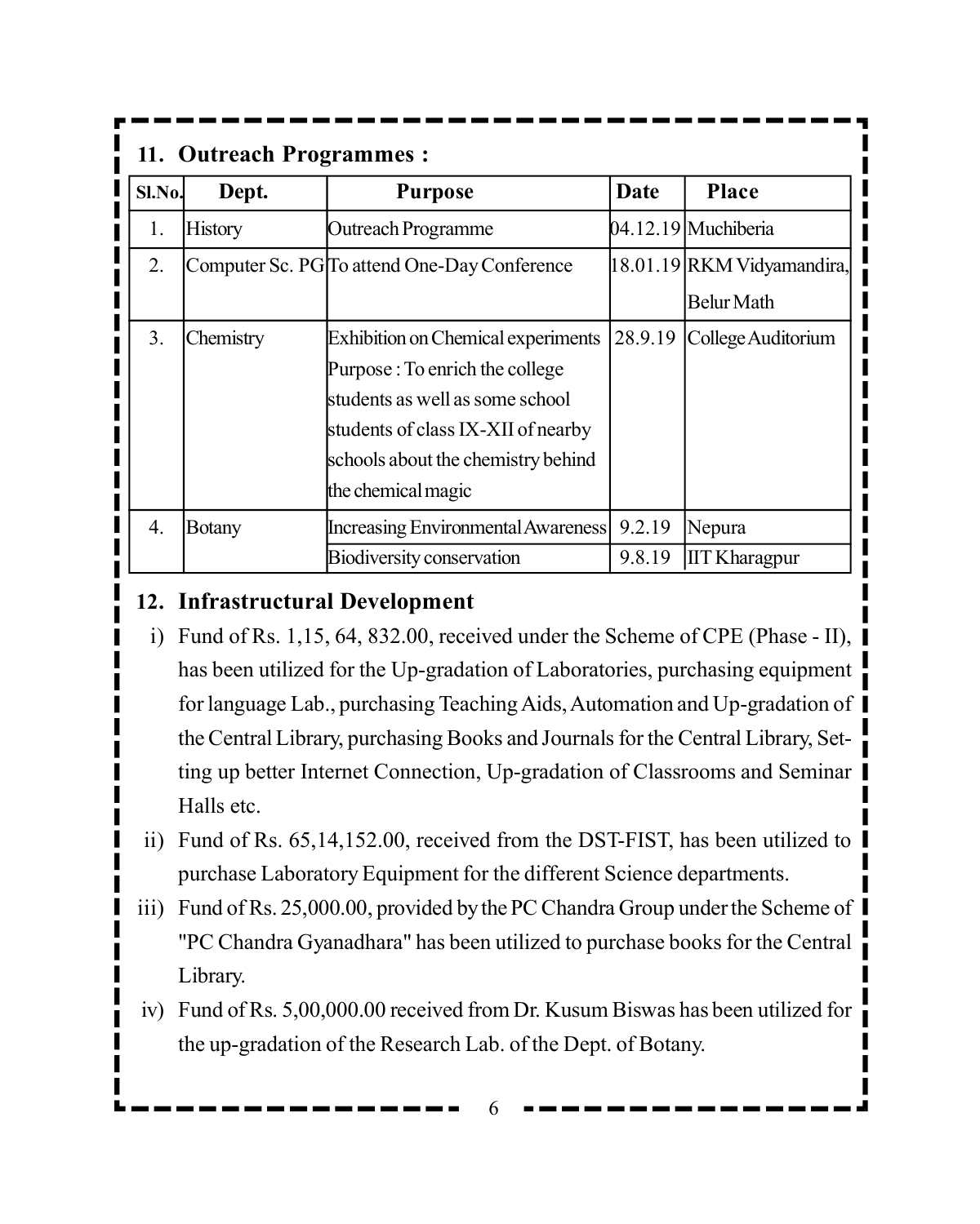## 11. Outreach Programmes :

| Sl.No. | Dept. | Purpose | Date | Place |
|---|---|---|---|---|
| 1. | History | Outreach Programme | 04.12.19 | Muchiberia |
| 2. | Computer Sc. PG | To attend One-Day Conference | 18.01.19 | RKM Vidyamandira, Belur Math |
| 3. | Chemistry | Exhibition on Chemical experiments Purpose : To enrich the college students as well as some school students of class IX-XII of nearby schools about the chemistry behind the chemical magic | 28.9.19 | College Auditorium |
| 4. | Botany | Increasing Environmental Awareness | 9.2.19 | Nepura |
| | | Biodiversity conservation | 9.8.19 | IIT Kharagpur |

## 12. Infrastructural Development

i) Fund of Rs. 1,15, 64, 832.00, received under the Scheme of CPE (Phase - II), has been utilized for the Up-gradation of Laboratories, purchasing equipment for language Lab., purchasing Teaching Aids, Automation and Up-gradation of the Central Library, purchasing Books and Journals for the Central Library, Setting up better Internet Connection, Up-gradation of Classrooms and Seminar Halls etc.

ii) Fund of Rs. 65,14,152.00, received from the DST-FIST, has been utilized to purchase Laboratory Equipment for the different Science departments.

iii) Fund of Rs. 25,000.00, provided by the PC Chandra Group under the Scheme of "PC Chandra Gyanadhara" has been utilized to purchase books for the Central Library.

iv) Fund of Rs. 5,00,000.00 received from Dr. Kusum Biswas has been utilized for the up-gradation of the Research Lab. of the Dept. of Botany.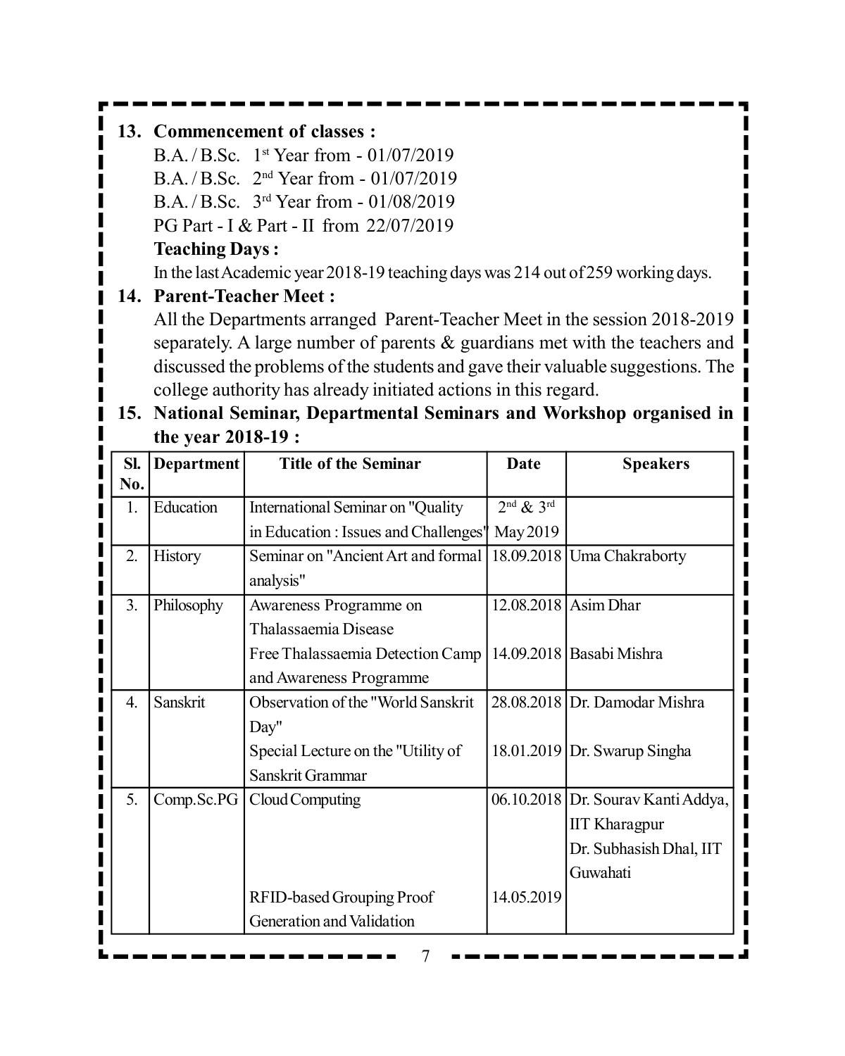**13. Commencement of classes :**

B.A. / B.Sc. 1st Year from - 01/07/2019

B.A. / B.Sc. 2nd Year from - 01/07/2019

B.A. / B.Sc. 3rd Year from - 01/08/2019

PG Part - I & Part - II from 22/07/2019

**Teaching Days :**

In the last Academic year 2018-19 teaching days was 214 out of 259 working days.

**14. Parent-Teacher Meet :**

All the Departments arranged Parent-Teacher Meet in the session 2018-2019 separately. A large number of parents & guardians met with the teachers and discussed the problems of the students and gave their valuable suggestions. The college authority has already initiated actions in this regard.

**15. National Seminar, Departmental Seminars and Workshop organised in the year 2018-19 :**

| Sl. No. | Department | Title of the Seminar | Date | Speakers |
|---|---|---|---|---|
| 1. | Education | International Seminar on "Quality in Education : Issues and Challenges" | 2nd & 3rd May 2019 | |
| 2. | History | Seminar on "Ancient Art and formal analysis" | 18.09.2018 | Uma Chakraborty |
| 3. | Philosophy | Awareness Programme on Thalassaemia Disease | 12.08.2018 | Asim Dhar |
| | | Free Thalassaemia Detection Camp and Awareness Programme | 14.09.2018 | Basabi Mishra |
| 4. | Sanskrit | Observation of the "World Sanskrit Day" | 28.08.2018 | Dr. Damodar Mishra |
| | | Special Lecture on the "Utility of Sanskrit Grammar | 18.01.2019 | Dr. Swarup Singha |
| 5. | Comp.Sc.PG | Cloud Computing | 06.10.2018 | Dr. Sourav Kanti Addya, IIT Kharagpur<br>Dr. Subhasish Dhal, IIT Guwahati |
| | | RFID-based Grouping Proof Generation and Validation | 14.05.2019 | |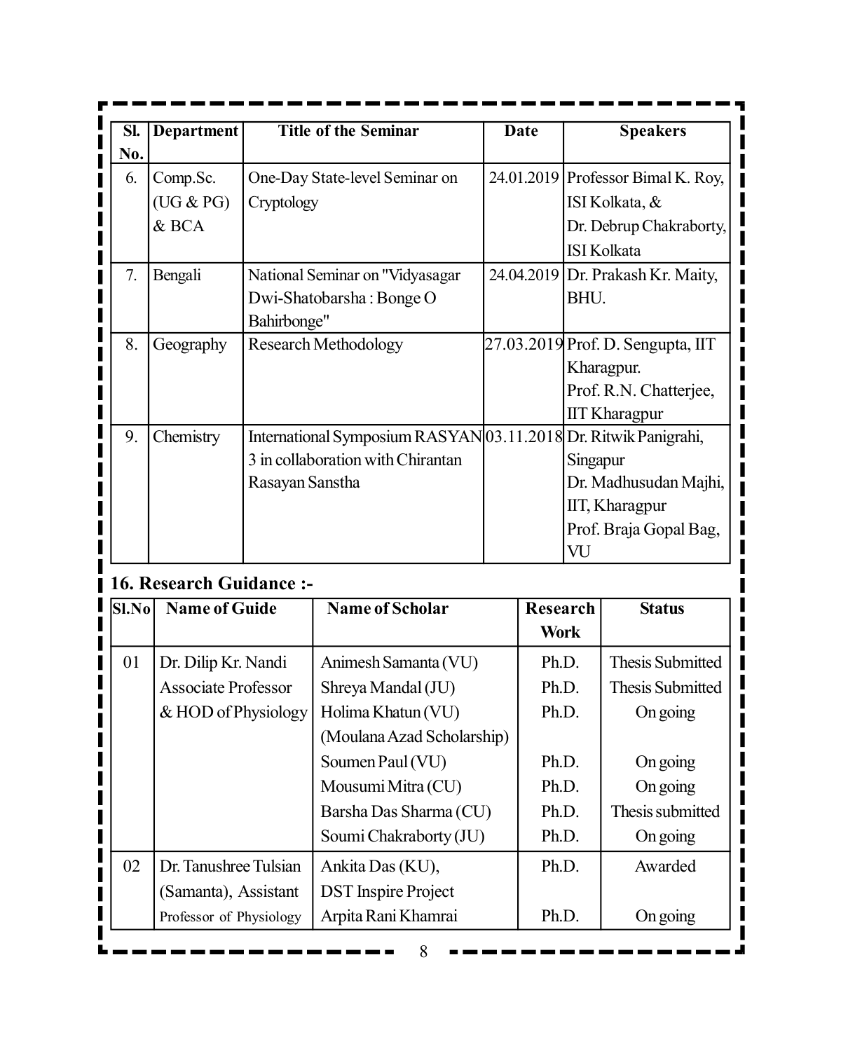| Sl. No. | Department | Title of the Seminar | Date | Speakers |
|---|---|---|---|---|
| 6. | Comp.Sc. (UG & PG) & BCA | One-Day State-level Seminar on Cryptology | 24.01.2019 | Professor Bimal K. Roy, ISI Kolkata, & Dr. Debrup Chakraborty, ISI Kolkata |
| 7. | Bengali | National Seminar on "Vidyasagar Dwi-Shatobarsha : Bonge O Bahirbonge" | 24.04.2019 | Dr. Prakash Kr. Maity, BHU. |
| 8. | Geography | Research Methodology | 27.03.2019 | Prof. D. Sengupta, IIT Kharagpur. Prof. R.N. Chatterjee, IIT Kharagpur |
| 9. | Chemistry | International Symposium RASYAN 3 in collaboration with Chirantan Rasayan Sanstha | 03.11.2018 | Dr. Ritwik Panigrahi, Singapur Dr. Madhusudan Majhi, IIT, Kharagpur Prof. Braja Gopal Bag, VU |

## 16. Research Guidance :-

| Sl.No | Name of Guide | Name of Scholar | Research Work | Status |
|---|---|---|---|---|
| 01 | Dr. Dilip Kr. Nandi Associate Professor & HOD of Physiology | Animesh Samanta (VU) | Ph.D. | Thesis Submitted |
| | | Shreya Mandal (JU) | Ph.D. | Thesis Submitted |
| | | Holima Khatun (VU) (Moulana Azad Scholarship) | Ph.D. | On going |
| | | Soumen Paul (VU) | Ph.D. | On going |
| | | Mousumi Mitra (CU) | Ph.D. | On going |
| | | Barsha Das Sharma (CU) | Ph.D. | Thesis submitted |
| | | Soumi Chakraborty (JU) | Ph.D. | On going |
| 02 | Dr. Tanushree Tulsian (Samanta), Assistant Professor of Physiology | Ankita Das (KU), DST Inspire Project | Ph.D. | Awarded |
| | | Arpita Rani Khamrai | Ph.D. | On going |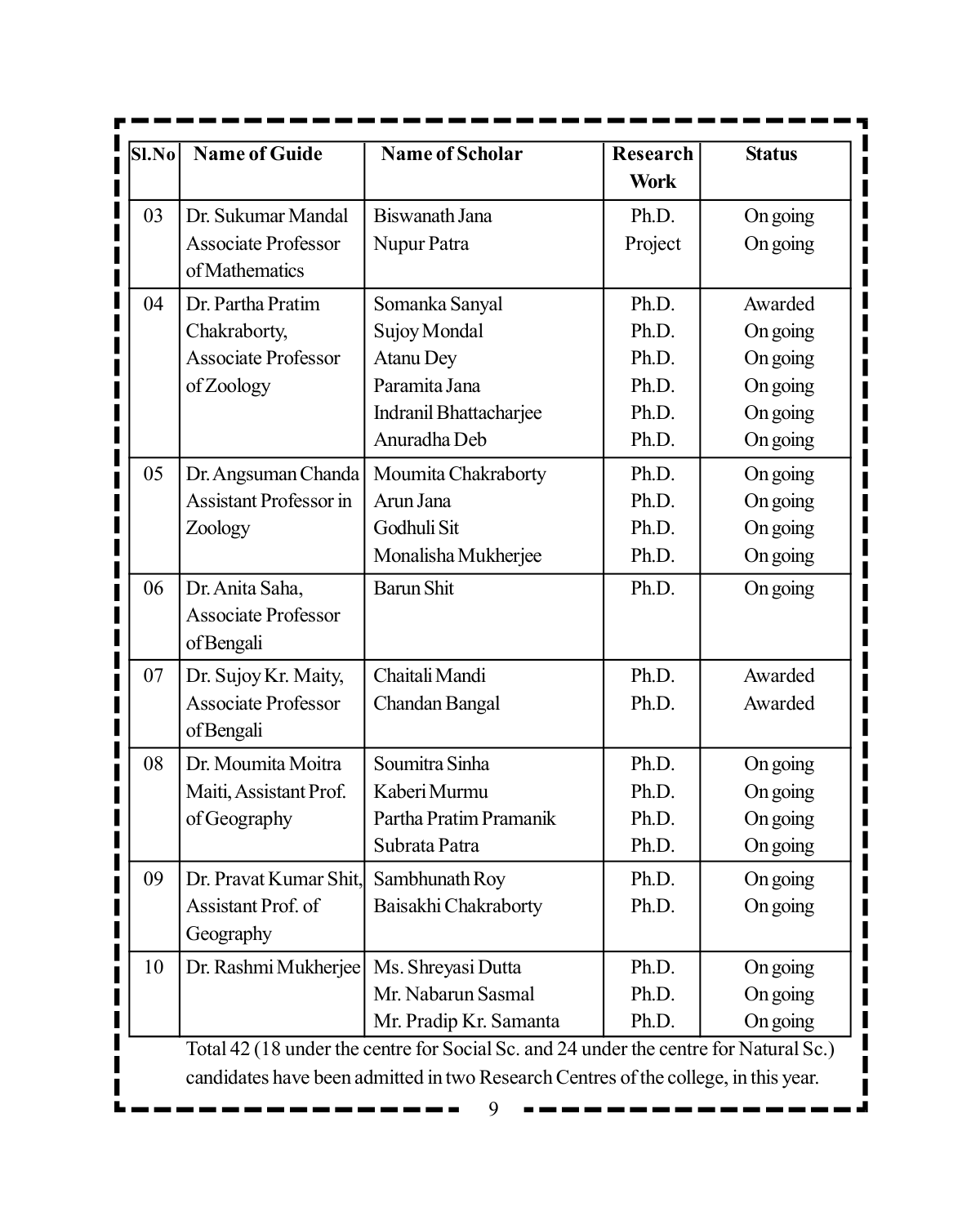| Sl.No | Name of Guide | Name of Scholar | Research Work | Status |
|---|---|---|---|---|
| 03 | Dr. Sukumar Mandal Associate Professor of Mathematics | Biswanath Jana | Ph.D. | On going |
| | | Nupur Patra | Project | On going |
| 04 | Dr. Partha Pratim Chakraborty, Associate Professor of Zoology | Somanka Sanyal | Ph.D. | Awarded |
| | | Sujoy Mondal | Ph.D. | On going |
| | | Atanu Dey | Ph.D. | On going |
| | | Paramita Jana | Ph.D. | On going |
| | | Indranil Bhattacharjee | Ph.D. | On going |
| | | Anuradha Deb | Ph.D. | On going |
| 05 | Dr. Angsuman Chanda Assistant Professor in Zoology | Moumita Chakraborty | Ph.D. | On going |
| | | Arun Jana | Ph.D. | On going |
| | | Godhuli Sit | Ph.D. | On going |
| | | Monalisha Mukherjee | Ph.D. | On going |
| 06 | Dr. Anita Saha, Associate Professor of Bengali | Barun Shit | Ph.D. | On going |
| 07 | Dr. Sujoy Kr. Maity, Associate Professor of Bengali | Chaitali Mandi | Ph.D. | Awarded |
| | | Chandan Bangal | Ph.D. | Awarded |
| 08 | Dr. Moumita Moitra Maiti, Assistant Prof. of Geography | Soumitra Sinha | Ph.D. | On going |
| | | Kaberi Murmu | Ph.D. | On going |
| | | Partha Pratim Pramanik | Ph.D. | On going |
| | | Subrata Patra | Ph.D. | On going |
| 09 | Dr. Pravat Kumar Shit, Assistant Prof. of Geography | Sambhunath Roy | Ph.D. | On going |
| | | Baisakhi Chakraborty | Ph.D. | On going |
| 10 | Dr. Rashmi Mukherjee | Ms. Shreyasi Dutta | Ph.D. | On going |
| | | Mr. Nabarun Sasmal | Ph.D. | On going |
| | | Mr. Pradip Kr. Samanta | Ph.D. | On going |

Total 42 (18 under the centre for Social Sc. and 24 under the centre for Natural Sc.) candidates have been admitted in two Research Centres of the college, in this year.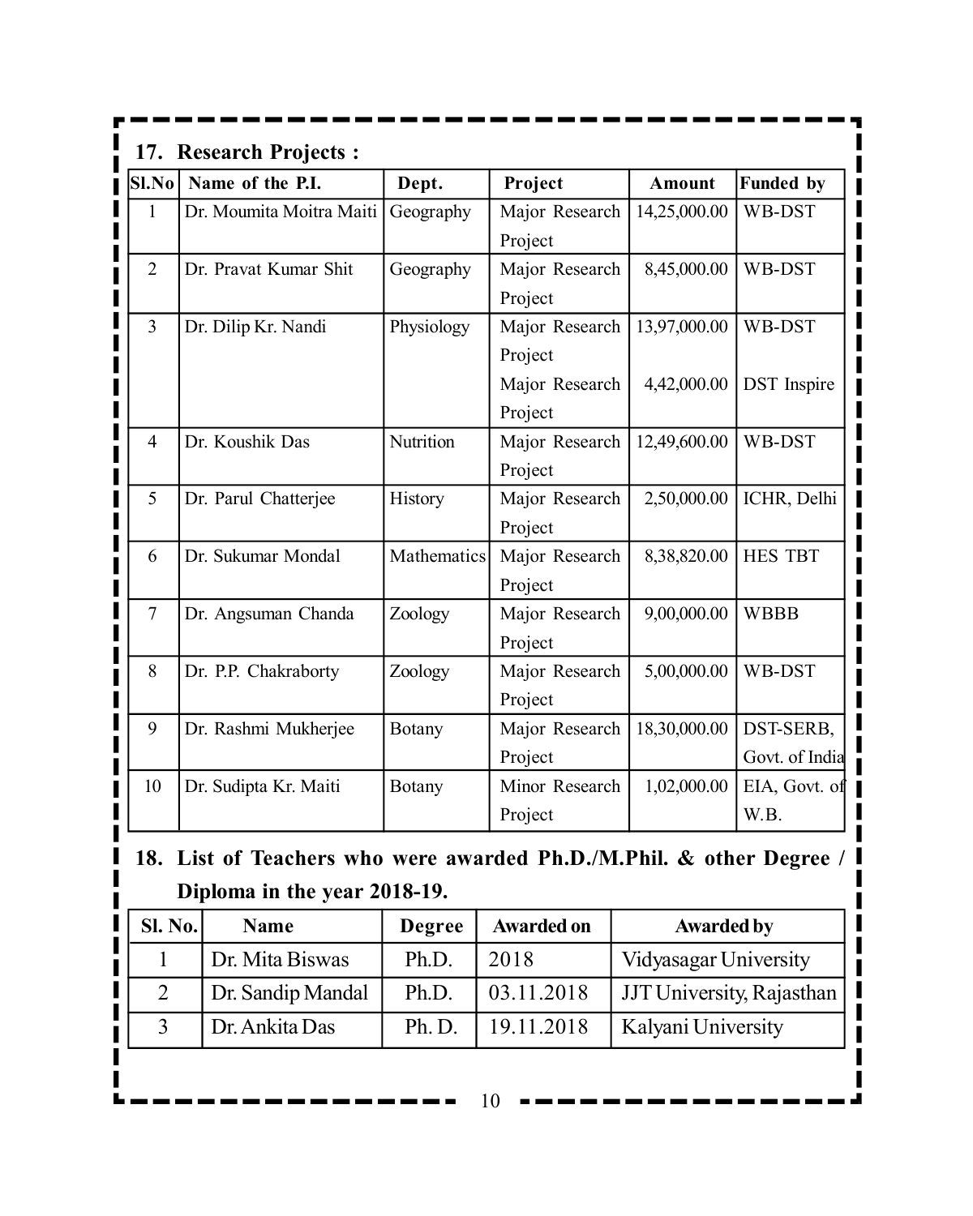## 17. Research Projects :

| Sl.No | Name of the P.I. | Dept. | Project | Amount | Funded by |
|---|---|---|---|---|---|
| 1 | Dr. Moumita Moitra Maiti | Geography | Major Research Project | 14,25,000.00 | WB-DST |
| 2 | Dr. Pravat Kumar Shit | Geography | Major Research Project | 8,45,000.00 | WB-DST |
| 3 | Dr. Dilip Kr. Nandi | Physiology | Major Research Project | 13,97,000.00 | WB-DST |
| | | | Major Research Project | 4,42,000.00 | DST Inspire |
| 4 | Dr. Koushik Das | Nutrition | Major Research Project | 12,49,600.00 | WB-DST |
| 5 | Dr. Parul Chatterjee | History | Major Research Project | 2,50,000.00 | ICHR, Delhi |
| 6 | Dr. Sukumar Mondal | Mathematics | Major Research Project | 8,38,820.00 | HES TBT |
| 7 | Dr. Angsuman Chanda | Zoology | Major Research Project | 9,00,000.00 | WBBB |
| 8 | Dr. P.P. Chakraborty | Zoology | Major Research Project | 5,00,000.00 | WB-DST |
| 9 | Dr. Rashmi Mukherjee | Botany | Major Research Project | 18,30,000.00 | DST-SERB, Govt. of India |
| 10 | Dr. Sudipta Kr. Maiti | Botany | Minor Research Project | 1,02,000.00 | EIA, Govt. of W.B. |

## 18. List of Teachers who were awarded Ph.D./M.Phil. & other Degree / Diploma in the year 2018-19.

| Sl. No. | Name | Degree | Awarded on | Awarded by |
|---|---|---|---|---|
| 1 | Dr. Mita Biswas | Ph.D. | 2018 | Vidyasagar University |
| 2 | Dr. Sandip Mandal | Ph.D. | 03.11.2018 | JJT University, Rajasthan |
| 3 | Dr. Ankita Das | Ph. D. | 19.11.2018 | Kalyani University |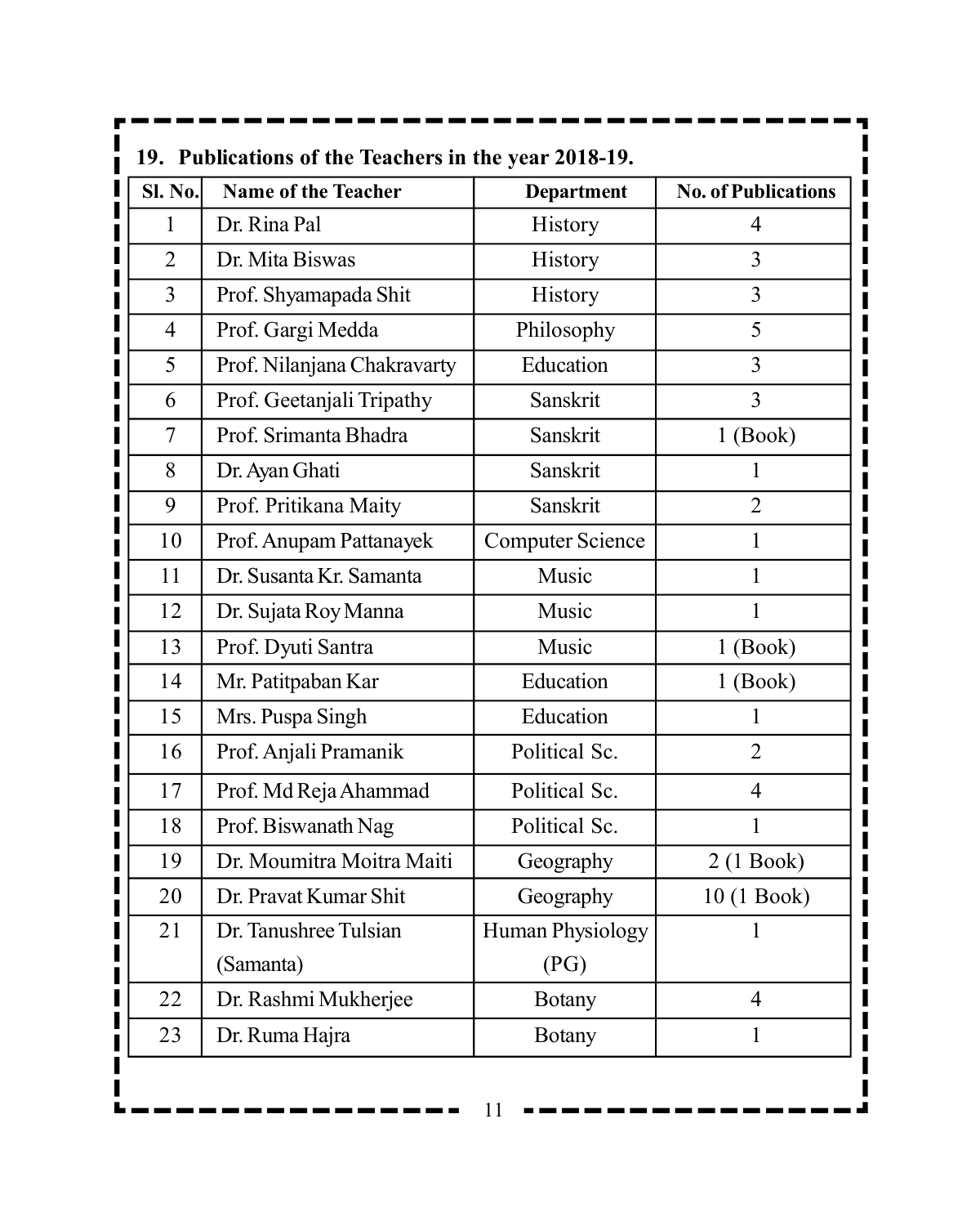## 19. Publications of the Teachers in the year 2018-19.

| Sl. No. | Name of the Teacher | Department | No. of Publications |
|---|---|---|---|
| 1 | Dr. Rina Pal | History | 4 |
| 2 | Dr. Mita Biswas | History | 3 |
| 3 | Prof. Shyamapada Shit | History | 3 |
| 4 | Prof. Gargi Medda | Philosophy | 5 |
| 5 | Prof. Nilanjana Chakravarty | Education | 3 |
| 6 | Prof. Geetanjali Tripathy | Sanskrit | 3 |
| 7 | Prof. Srimanta Bhadra | Sanskrit | 1 (Book) |
| 8 | Dr. Ayan Ghati | Sanskrit | 1 |
| 9 | Prof. Pritikana Maity | Sanskrit | 2 |
| 10 | Prof. Anupam Pattanayek | Computer Science | 1 |
| 11 | Dr. Susanta Kr. Samanta | Music | 1 |
| 12 | Dr. Sujata Roy Manna | Music | 1 |
| 13 | Prof. Dyuti Santra | Music | 1 (Book) |
| 14 | Mr. Patitpaban Kar | Education | 1 (Book) |
| 15 | Mrs. Puspa Singh | Education | 1 |
| 16 | Prof. Anjali Pramanik | Political Sc. | 2 |
| 17 | Prof. Md Reja Ahammad | Political Sc. | 4 |
| 18 | Prof. Biswanath Nag | Political Sc. | 1 |
| 19 | Dr. Moumitra Moitra Maiti | Geography | 2 (1 Book) |
| 20 | Dr. Pravat Kumar Shit | Geography | 10 (1 Book) |
| 21 | Dr. Tanushree Tulsian (Samanta) | Human Physiology (PG) | 1 |
| 22 | Dr. Rashmi Mukherjee | Botany | 4 |
| 23 | Dr. Ruma Hajra | Botany | 1 |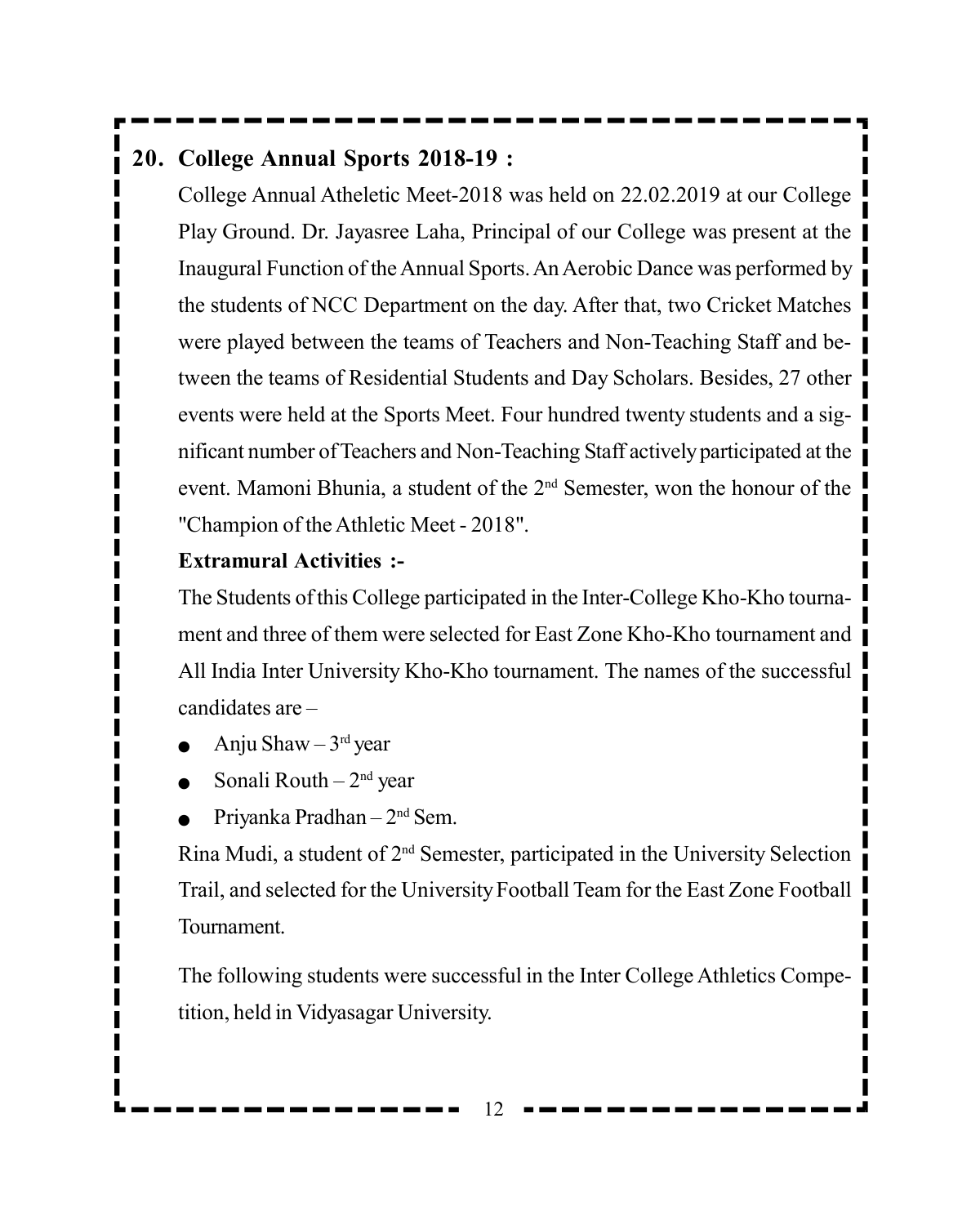## 20. College Annual Sports 2018-19 :

College Annual Atheletic Meet-2018 was held on 22.02.2019 at our College Play Ground. Dr. Jayasree Laha, Principal of our College was present at the Inaugural Function of the Annual Sports. An Aerobic Dance was performed by the students of NCC Department on the day. After that, two Cricket Matches were played between the teams of Teachers and Non-Teaching Staff and between the teams of Residential Students and Day Scholars. Besides, 27 other events were held at the Sports Meet. Four hundred twenty students and a significant number of Teachers and Non-Teaching Staff actively participated at the event. Mamoni Bhunia, a student of the 2nd Semester, won the honour of the "Champion of the Athletic Meet - 2018".

**Extramural Activities :-**

The Students of this College participated in the Inter-College Kho-Kho tournament and three of them were selected for East Zone Kho-Kho tournament and All India Inter University Kho-Kho tournament. The names of the successful candidates are –

- Anju Shaw – 3rd year
- Sonali Routh – 2nd year
- Priyanka Pradhan – 2nd Sem.

Rina Mudi, a student of 2nd Semester, participated in the University Selection Trail, and selected for the University Football Team for the East Zone Football Tournament.

The following students were successful in the Inter College Athletics Competition, held in Vidyasagar University.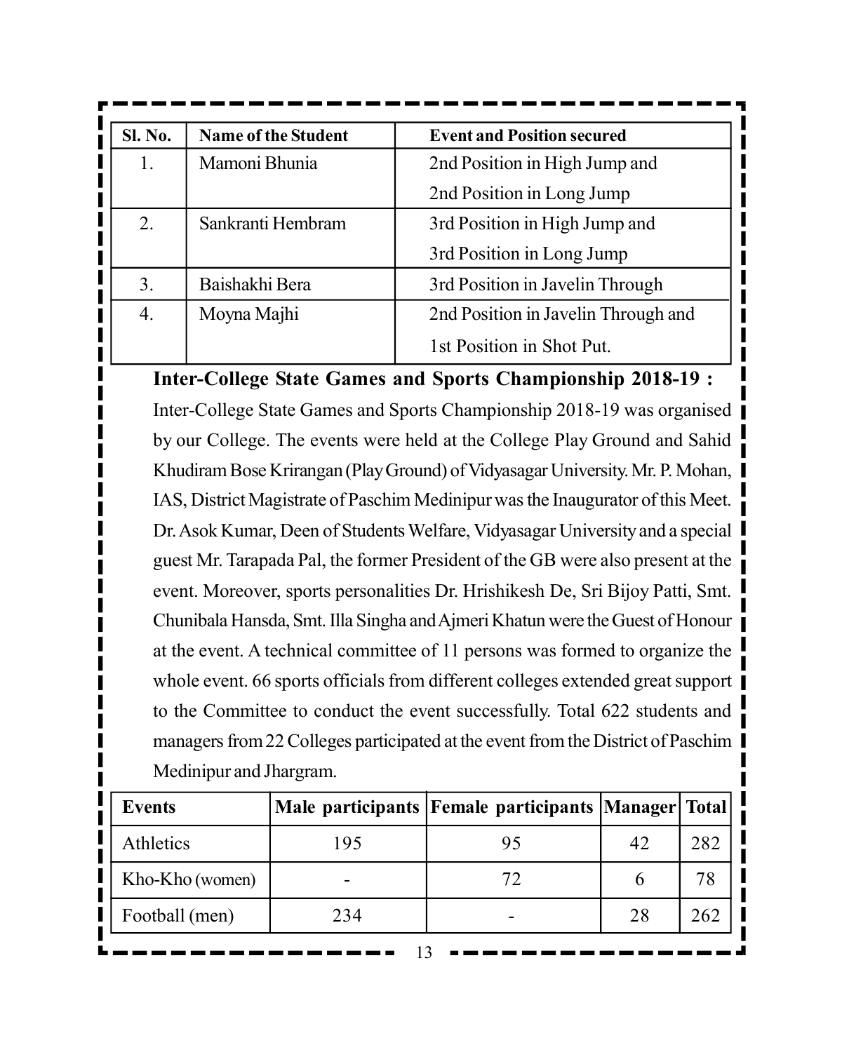| Sl. No. | Name of the Student | Event and Position secured |
|---|---|---|
| 1. | Mamoni Bhunia | 2nd Position in High Jump and 2nd Position in Long Jump |
| 2. | Sankranti Hembram | 3rd Position in High Jump and 3rd Position in Long Jump |
| 3. | Baishakhi Bera | 3rd Position in Javelin Through |
| 4. | Moyna Majhi | 2nd Position in Javelin Through and 1st Position in Shot Put. |

**Inter-College State Games and Sports Championship 2018-19 :**

Inter-College State Games and Sports Championship 2018-19 was organised by our College. The events were held at the College Play Ground and Sahid Khudiram Bose Krirangan (Play Ground) of Vidyasagar University. Mr. P. Mohan, IAS, District Magistrate of Paschim Medinipur was the Inaugurator of this Meet. Dr. Asok Kumar, Deen of Students Welfare, Vidyasagar University and a special guest Mr. Tarapada Pal, the former President of the GB were also present at the event. Moreover, sports personalities Dr. Hrishikesh De, Sri Bijoy Patti, Smt. Chunibala Hansda, Smt. Illa Singha and Ajmeri Khatun were the Guest of Honour at the event. A technical committee of 11 persons was formed to organize the whole event. 66 sports officials from different colleges extended great support to the Committee to conduct the event successfully. Total 622 students and managers from 22 Colleges participated at the event from the District of Paschim Medinipur and Jhargram.

| Events | Male participants | Female participants | Manager | Total |
|---|---|---|---|---|
| Athletics | 195 | 95 | 42 | 282 |
| Kho-Kho (women) | - | 72 | 6 | 78 |
| Football (men) | 234 | - | 28 | 262 |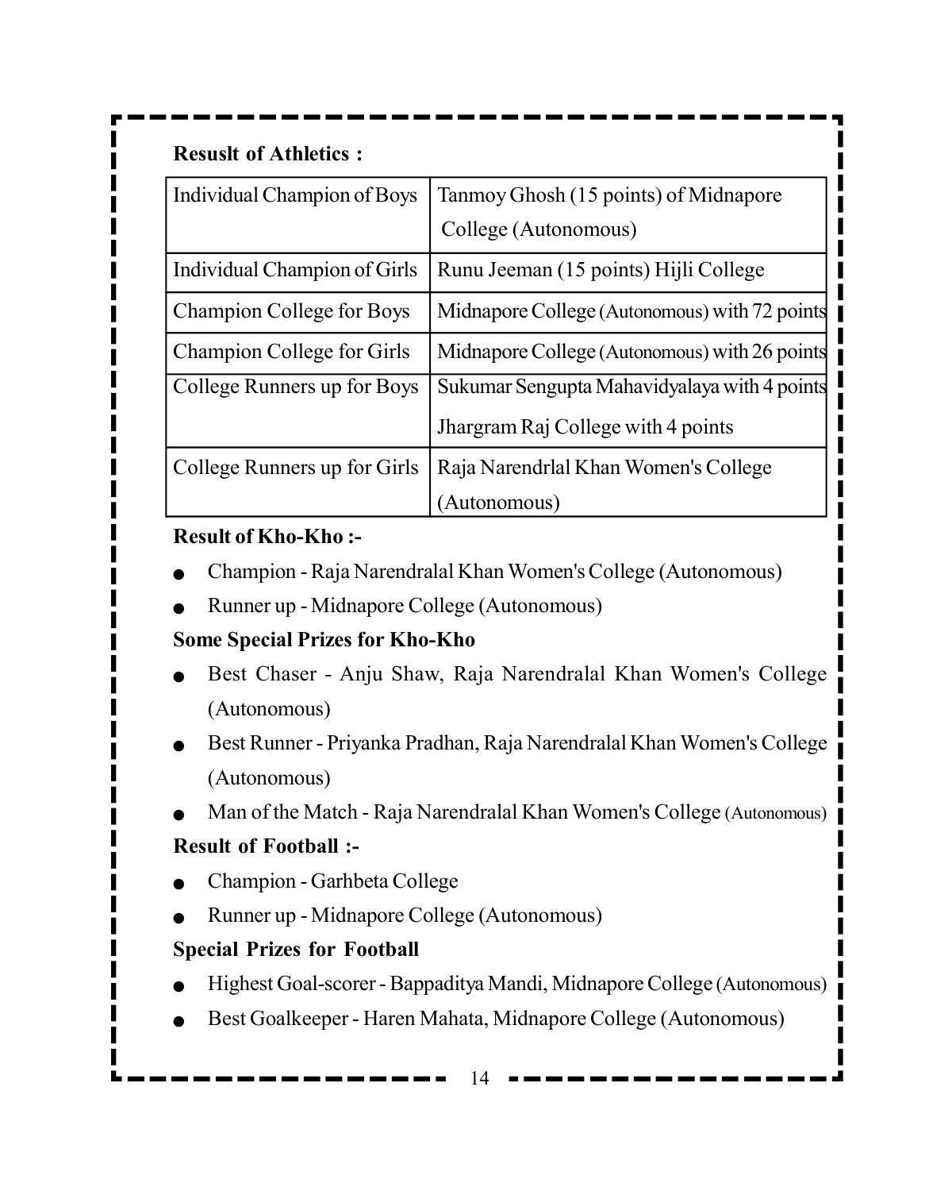**Resuslt of Athletics :**

| | |
|---|---|
| Individual Champion of Boys | Tanmoy Ghosh (15 points) of Midnapore College (Autonomous) |
| Individual Champion of Girls | Runu Jeeman (15 points) Hijli College |
| Champion College for Boys | Midnapore College (Autonomous) with 72 points |
| Champion College for Girls | Midnapore College (Autonomous) with 26 points |
| College Runners up for Boys | Sukumar Sengupta Mahavidyalaya with 4 points<br>Jhargram Raj College with 4 points |
| College Runners up for Girls | Raja Narendrlal Khan Women's College (Autonomous) |

**Result of Kho-Kho :-**

- Champion - Raja Narendralal Khan Women's College (Autonomous)
- Runner up - Midnapore College (Autonomous)

**Some Special Prizes for Kho-Kho**

- Best Chaser - Anju Shaw, Raja Narendralal Khan Women's College (Autonomous)
- Best Runner - Priyanka Pradhan, Raja Narendralal Khan Women's College (Autonomous)
- Man of the Match - Raja Narendralal Khan Women's College (Autonomous)

**Result of Football :-**

- Champion - Garhbeta College
- Runner up - Midnapore College (Autonomous)

**Special Prizes for Football**

- Highest Goal-scorer - Bappaditya Mandi, Midnapore College (Autonomous)
- Best Goalkeeper - Haren Mahata, Midnapore College (Autonomous)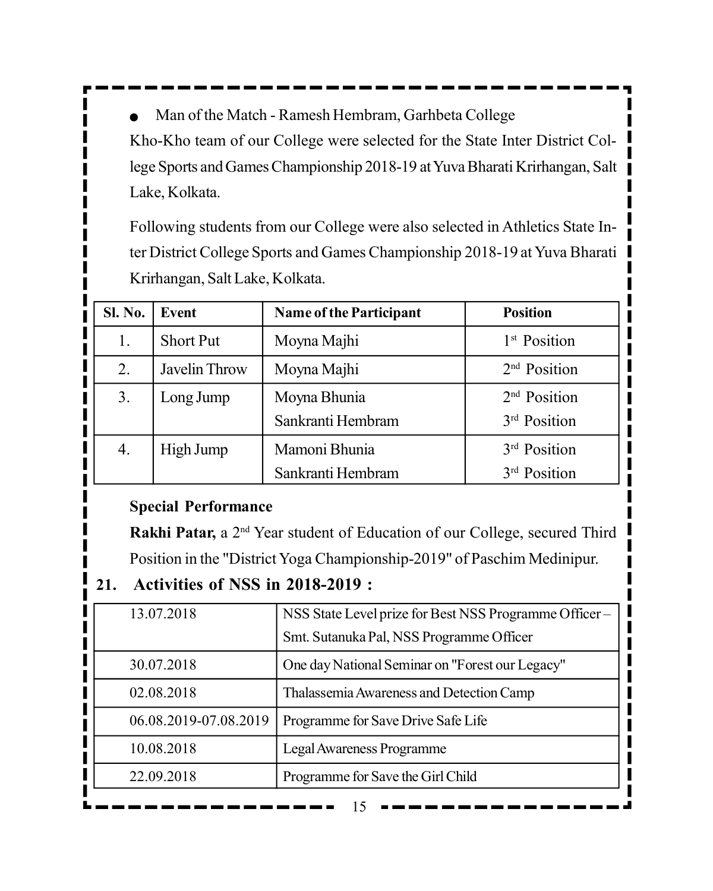- Man of the Match - Ramesh Hembram, Garhbeta College

Kho-Kho team of our College were selected for the State Inter District College Sports and Games Championship 2018-19 at Yuva Bharati Krirhangan, Salt Lake, Kolkata.

Following students from our College were also selected in Athletics State Inter District College Sports and Games Championship 2018-19 at Yuva Bharati Krirhangan, Salt Lake, Kolkata.

| Sl. No. | Event | Name of the Participant | Position |
|---|---|---|---|
| 1. | Short Put | Moyna Majhi | 1st Position |
| 2. | Javelin Throw | Moyna Majhi | 2nd Position |
| 3. | Long Jump | Moyna Bhunia<br>Sankranti Hembram | 2nd Position<br>3rd Position |
| 4. | High Jump | Mamoni Bhunia<br>Sankranti Hembram | 3rd Position<br>3rd Position |

**Special Performance**

**Rakhi Patar,** a 2nd Year student of Education of our College, secured Third Position in the "District Yoga Championship-2019" of Paschim Medinipur.

## 21. Activities of NSS in 2018-2019 :

| Date | Activity |
|---|---|
| 13.07.2018 | NSS State Level prize for Best NSS Programme Officer – Smt. Sutanuka Pal, NSS Programme Officer |
| 30.07.2018 | One day National Seminar on "Forest our Legacy" |
| 02.08.2018 | Thalassemia Awareness and Detection Camp |
| 06.08.2019-07.08.2019 | Programme for Save Drive Safe Life |
| 10.08.2018 | Legal Awareness Programme |
| 22.09.2018 | Programme for Save the Girl Child |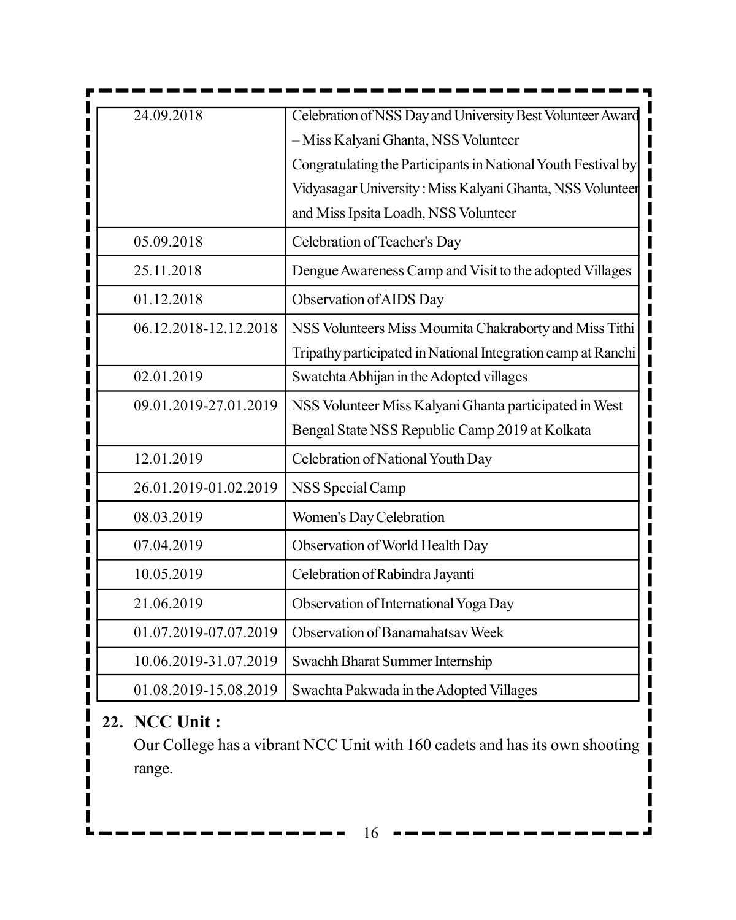| | |
|---|---|
| 24.09.2018 | Celebration of NSS Day and University Best Volunteer Award – Miss Kalyani Ghanta, NSS Volunteer Congratulating the Participants in National Youth Festival by Vidyasagar University : Miss Kalyani Ghanta, NSS Volunteer and Miss Ipsita Loadh, NSS Volunteer |
| 05.09.2018 | Celebration of Teacher's Day |
| 25.11.2018 | Dengue Awareness Camp and Visit to the adopted Villages |
| 01.12.2018 | Observation of AIDS Day |
| 06.12.2018-12.12.2018 | NSS Volunteers Miss Moumita Chakraborty and Miss Tithi Tripathy participated in National Integration camp at Ranchi |
| 02.01.2019 | Swatchta Abhijan in the Adopted villages |
| 09.01.2019-27.01.2019 | NSS Volunteer Miss Kalyani Ghanta participated in West Bengal State NSS Republic Camp 2019 at Kolkata |
| 12.01.2019 | Celebration of National Youth Day |
| 26.01.2019-01.02.2019 | NSS Special Camp |
| 08.03.2019 | Women's Day Celebration |
| 07.04.2019 | Observation of World Health Day |
| 10.05.2019 | Celebration of Rabindra Jayanti |
| 21.06.2019 | Observation of International Yoga Day |
| 01.07.2019-07.07.2019 | Observation of Banamahatsav Week |
| 10.06.2019-31.07.2019 | Swachh Bharat Summer Internship |
| 01.08.2019-15.08.2019 | Swachta Pakwada in the Adopted Villages |

## 22. NCC Unit :

Our College has a vibrant NCC Unit with 160 cadets and has its own shooting range.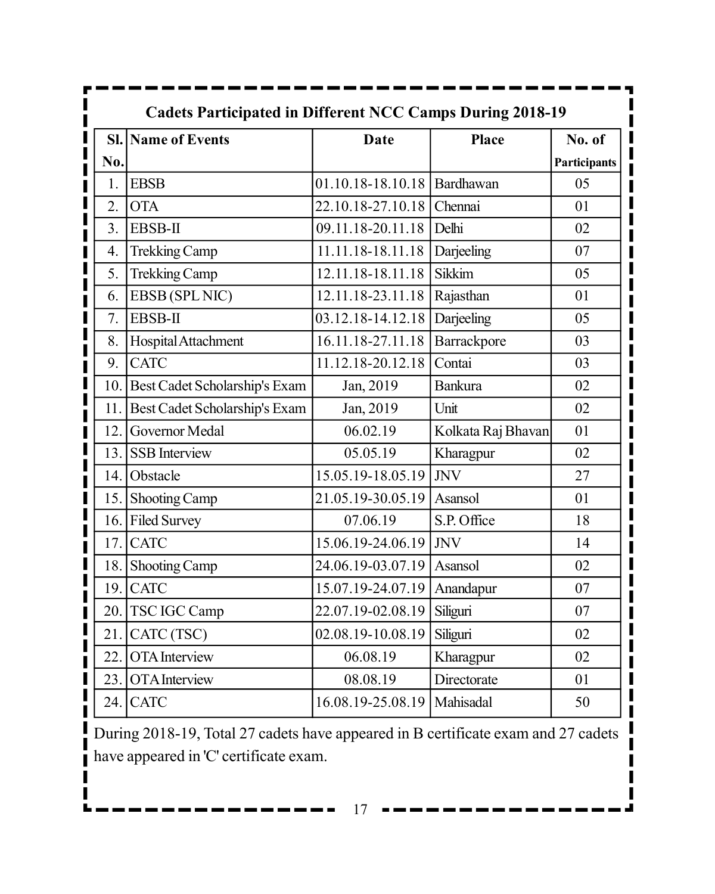## Cadets Participated in Different NCC Camps During 2018-19

| Sl. No. | Name of Events | Date | Place | No. of Participants |
|---|---|---|---|---|
| 1. | EBSB | 01.10.18-18.10.18 | Bardhawan | 05 |
| 2. | OTA | 22.10.18-27.10.18 | Chennai | 01 |
| 3. | EBSB-II | 09.11.18-20.11.18 | Delhi | 02 |
| 4. | Trekking Camp | 11.11.18-18.11.18 | Darjeeling | 07 |
| 5. | Trekking Camp | 12.11.18-18.11.18 | Sikkim | 05 |
| 6. | EBSB (SPL NIC) | 12.11.18-23.11.18 | Rajasthan | 01 |
| 7. | EBSB-II | 03.12.18-14.12.18 | Darjeeling | 05 |
| 8. | Hospital Attachment | 16.11.18-27.11.18 | Barrackpore | 03 |
| 9. | CATC | 11.12.18-20.12.18 | Contai | 03 |
| 10. | Best Cadet Scholarship's Exam | Jan, 2019 | Bankura | 02 |
| 11. | Best Cadet Scholarship's Exam | Jan, 2019 | Unit | 02 |
| 12. | Governor Medal | 06.02.19 | Kolkata Raj Bhavan | 01 |
| 13. | SSB Interview | 05.05.19 | Kharagpur | 02 |
| 14. | Obstacle | 15.05.19-18.05.19 | JNV | 27 |
| 15. | Shooting Camp | 21.05.19-30.05.19 | Asansol | 01 |
| 16. | Filed Survey | 07.06.19 | S.P. Office | 18 |
| 17. | CATC | 15.06.19-24.06.19 | JNV | 14 |
| 18. | Shooting Camp | 24.06.19-03.07.19 | Asansol | 02 |
| 19. | CATC | 15.07.19-24.07.19 | Anandapur | 07 |
| 20. | TSC IGC Camp | 22.07.19-02.08.19 | Siliguri | 07 |
| 21. | CATC (TSC) | 02.08.19-10.08.19 | Siliguri | 02 |
| 22. | OTA Interview | 06.08.19 | Kharagpur | 02 |
| 23. | OTA Interview | 08.08.19 | Directorate | 01 |
| 24. | CATC | 16.08.19-25.08.19 | Mahisadal | 50 |

During 2018-19, Total 27 cadets have appeared in B certificate exam and 27 cadets have appeared in 'C' certificate exam.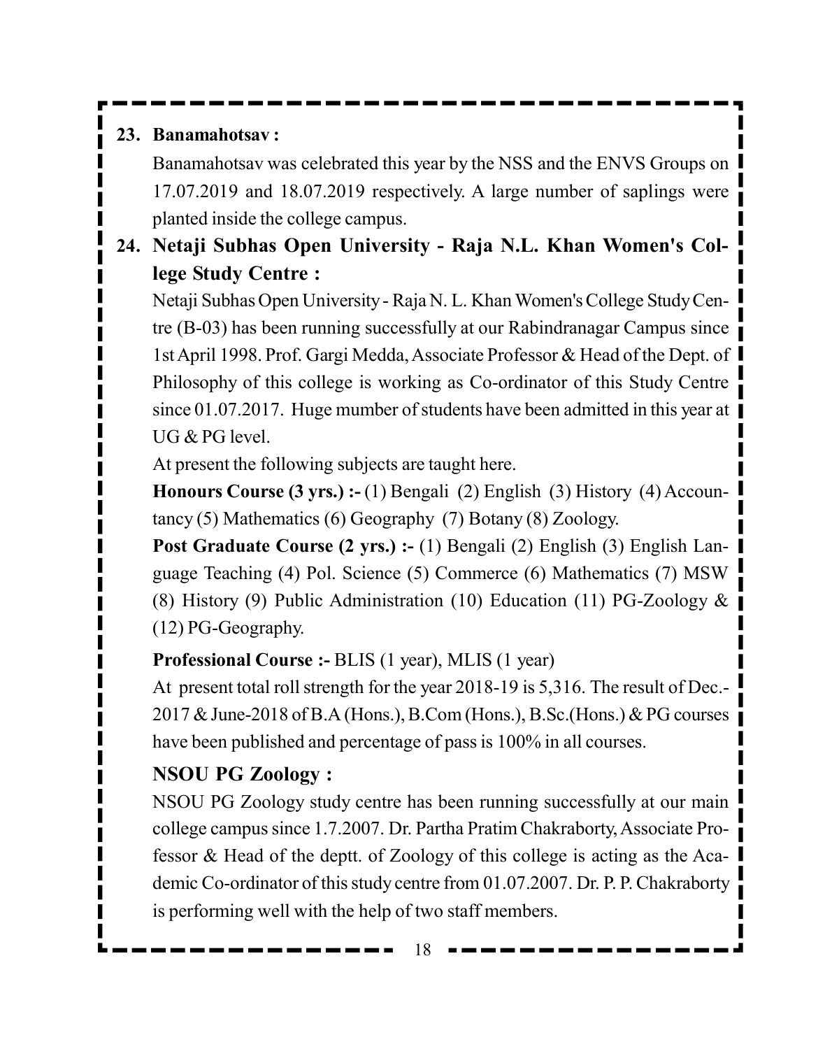**23. Banamahotsav :**

Banamahotsav was celebrated this year by the NSS and the ENVS Groups on 17.07.2019 and 18.07.2019 respectively. A large number of saplings were planted inside the college campus.

**24. Netaji Subhas Open University - Raja N.L. Khan Women's College Study Centre :**

Netaji Subhas Open University - Raja N. L. Khan Women's College Study Centre (B-03) has been running successfully at our Rabindranagar Campus since 1st April 1998. Prof. Gargi Medda, Associate Professor & Head of the Dept. of Philosophy of this college is working as Co-ordinator of this Study Centre since 01.07.2017. Huge mumber of students have been admitted in this year at UG & PG level.

At present the following subjects are taught here.

**Honours Course (3 yrs.) :-** (1) Bengali (2) English (3) History (4) Accountancy (5) Mathematics (6) Geography (7) Botany (8) Zoology.

**Post Graduate Course (2 yrs.) :-** (1) Bengali (2) English (3) English Language Teaching (4) Pol. Science (5) Commerce (6) Mathematics (7) MSW (8) History (9) Public Administration (10) Education (11) PG-Zoology & (12) PG-Geography.

**Professional Course :-** BLIS (1 year), MLIS (1 year)

At present total roll strength for the year 2018-19 is 5,316. The result of Dec.-2017 & June-2018 of B.A (Hons.), B.Com (Hons.), B.Sc.(Hons.) & PG courses have been published and percentage of pass is 100% in all courses.

**NSOU PG Zoology :**

NSOU PG Zoology study centre has been running successfully at our main college campus since 1.7.2007. Dr. Partha Pratim Chakraborty, Associate Professor & Head of the deptt. of Zoology of this college is acting as the Academic Co-ordinator of this study centre from 01.07.2007. Dr. P. P. Chakraborty is performing well with the help of two staff members.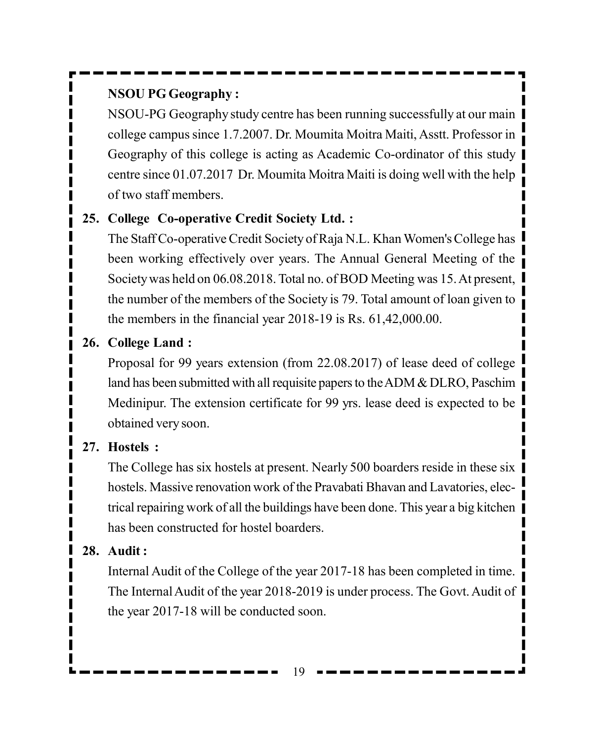**NSOU PG Geography :**

NSOU-PG Geography study centre has been running successfully at our main college campus since 1.7.2007. Dr. Moumita Moitra Maiti, Asstt. Professor in Geography of this college is acting as Academic Co-ordinator of this study centre since 01.07.2017 Dr. Moumita Moitra Maiti is doing well with the help of two staff members.

**25. College Co-operative Credit Society Ltd. :**

The Staff Co-operative Credit Society of Raja N.L. Khan Women's College has been working effectively over years. The Annual General Meeting of the Society was held on 06.08.2018. Total no. of BOD Meeting was 15. At present, the number of the members of the Society is 79. Total amount of loan given to the members in the financial year 2018-19 is Rs. 61,42,000.00.

**26. College Land :**

Proposal for 99 years extension (from 22.08.2017) of lease deed of college land has been submitted with all requisite papers to the ADM & DLRO, Paschim Medinipur. The extension certificate for 99 yrs. lease deed is expected to be obtained very soon.

**27. Hostels :**

The College has six hostels at present. Nearly 500 boarders reside in these six hostels. Massive renovation work of the Pravabati Bhavan and Lavatories, electrical repairing work of all the buildings have been done. This year a big kitchen has been constructed for hostel boarders.

**28. Audit :**

Internal Audit of the College of the year 2017-18 has been completed in time. The Internal Audit of the year 2018-2019 is under process. The Govt. Audit of the year 2017-18 will be conducted soon.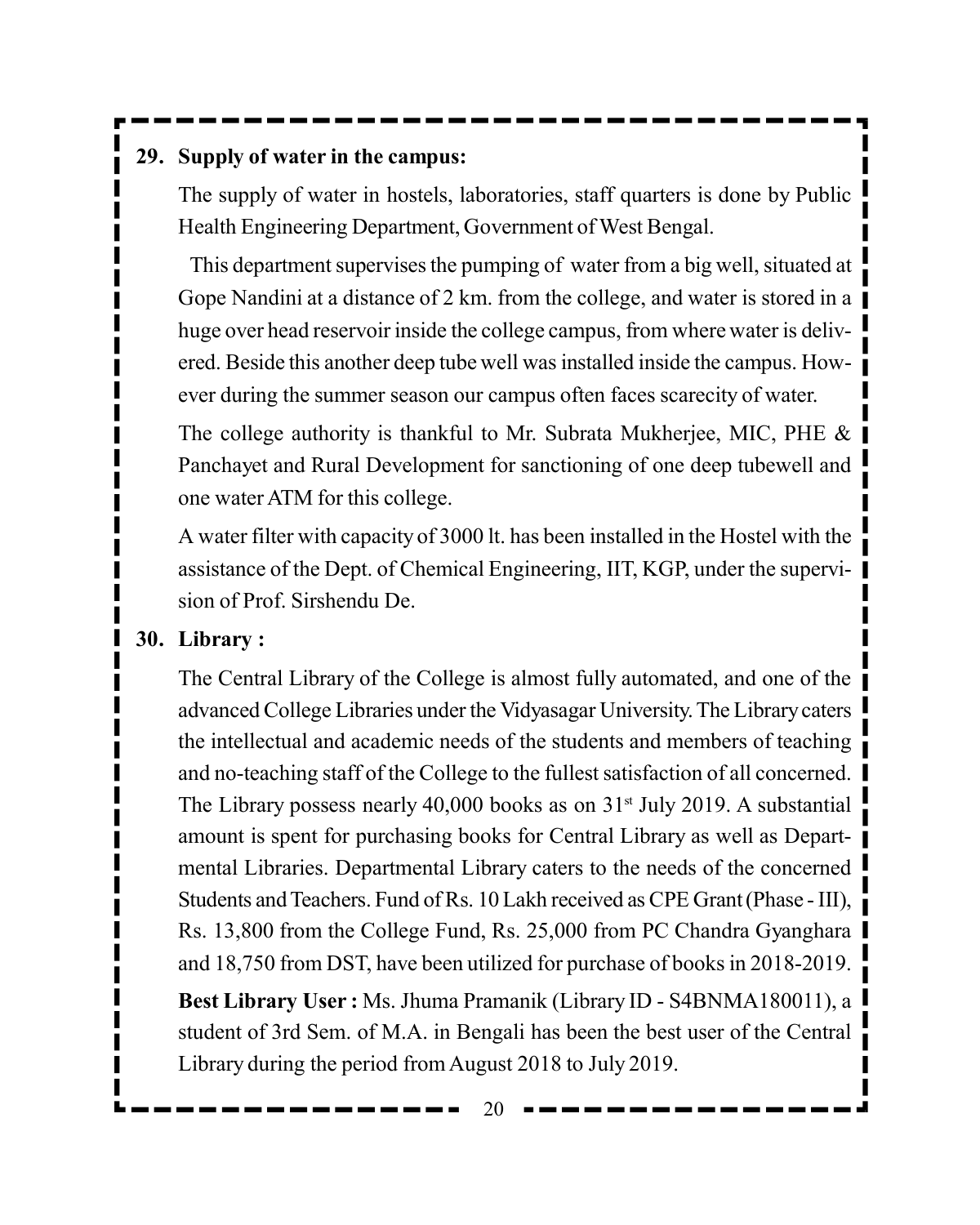**29. Supply of water in the campus:**

The supply of water in hostels, laboratories, staff quarters is done by Public Health Engineering Department, Government of West Bengal.

This department supervises the pumping of water from a big well, situated at Gope Nandini at a distance of 2 km. from the college, and water is stored in a huge over head reservoir inside the college campus, from where water is delivered. Beside this another deep tube well was installed inside the campus. However during the summer season our campus often faces scarecity of water.

The college authority is thankful to Mr. Subrata Mukherjee, MIC, PHE & Panchayet and Rural Development for sanctioning of one deep tubewell and one water ATM for this college.

A water filter with capacity of 3000 lt. has been installed in the Hostel with the assistance of the Dept. of Chemical Engineering, IIT, KGP, under the supervision of Prof. Sirshendu De.

**30. Library :**

The Central Library of the College is almost fully automated, and one of the advanced College Libraries under the Vidyasagar University. The Library caters the intellectual and academic needs of the students and members of teaching and no-teaching staff of the College to the fullest satisfaction of all concerned. The Library possess nearly 40,000 books as on 31st July 2019. A substantial amount is spent for purchasing books for Central Library as well as Departmental Libraries. Departmental Library caters to the needs of the concerned Students and Teachers. Fund of Rs. 10 Lakh received as CPE Grant (Phase - III), Rs. 13,800 from the College Fund, Rs. 25,000 from PC Chandra Gyanghara and 18,750 from DST, have been utilized for purchase of books in 2018-2019.

**Best Library User :** Ms. Jhuma Pramanik (Library ID - S4BNMA180011), a student of 3rd Sem. of M.A. in Bengali has been the best user of the Central Library during the period from August 2018 to July 2019.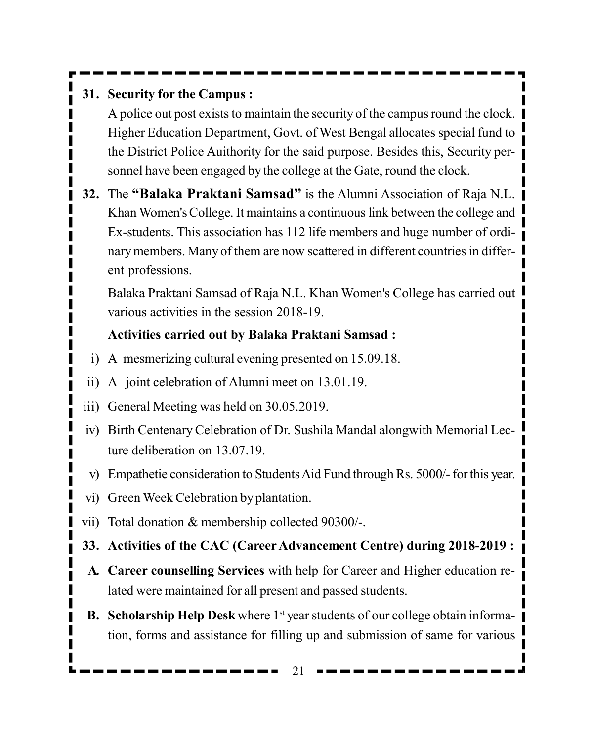**31. Security for the Campus :**

A police out post exists to maintain the security of the campus round the clock. Higher Education Department, Govt. of West Bengal allocates special fund to the District Police Auithority for the said purpose. Besides this, Security personnel have been engaged by the college at the Gate, round the clock.

**32.** The **"Balaka Praktani Samsad"** is the Alumni Association of Raja N.L. Khan Women's College. It maintains a continuous link between the college and Ex-students. This association has 112 life members and huge number of ordinary members. Many of them are now scattered in different countries in different professions.

Balaka Praktani Samsad of Raja N.L. Khan Women's College has carried out various activities in the session 2018-19.

**Activities carried out by Balaka Praktani Samsad :**

i) A mesmerizing cultural evening presented on 15.09.18.

ii) A joint celebration of Alumni meet on 13.01.19.

iii) General Meeting was held on 30.05.2019.

iv) Birth Centenary Celebration of Dr. Sushila Mandal alongwith Memorial Lecture deliberation on 13.07.19.

v) Empathetie consideration to Students Aid Fund through Rs. 5000/- for this year.

vi) Green Week Celebration by plantation.

vii) Total donation & membership collected 90300/-.

**33. Activities of the CAC (Career Advancement Centre) during 2018-2019 :**

**A. Career counselling Services** with help for Career and Higher education related were maintained for all present and passed students.

**B. Scholarship Help Desk** where 1st year students of our college obtain information, forms and assistance for filling up and submission of same for various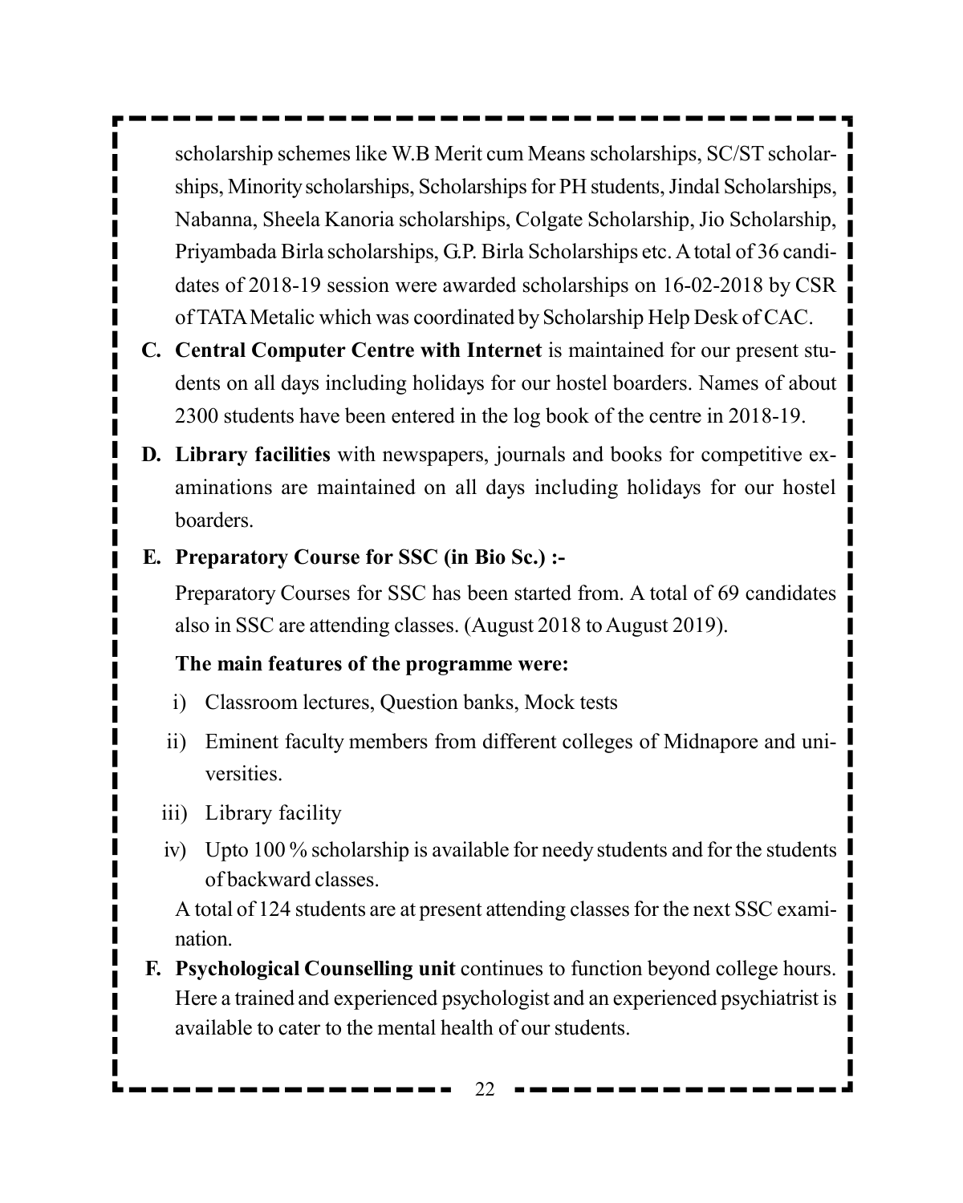scholarship schemes like W.B Merit cum Means scholarships, SC/ST scholarships, Minority scholarships, Scholarships for PH students, Jindal Scholarships, Nabanna, Sheela Kanoria scholarships, Colgate Scholarship, Jio Scholarship, Priyambada Birla scholarships, G.P. Birla Scholarships etc. A total of 36 candidates of 2018-19 session were awarded scholarships on 16-02-2018 by CSR of TATA Metalic which was coordinated by Scholarship Help Desk of CAC.

C. **Central Computer Centre with Internet** is maintained for our present students on all days including holidays for our hostel boarders. Names of about 2300 students have been entered in the log book of the centre in 2018-19.

D. **Library facilities** with newspapers, journals and books for competitive examinations are maintained on all days including holidays for our hostel boarders.

E. **Preparatory Course for SSC (in Bio Sc.) :-**

Preparatory Courses for SSC has been started from. A total of 69 candidates also in SSC are attending classes. (August 2018 to August 2019).

**The main features of the programme were:**

i) Classroom lectures, Question banks, Mock tests

ii) Eminent faculty members from different colleges of Midnapore and universities.

iii) Library facility

iv) Upto 100 % scholarship is available for needy students and for the students of backward classes.

A total of 124 students are at present attending classes for the next SSC examination.

F. **Psychological Counselling unit** continues to function beyond college hours. Here a trained and experienced psychologist and an experienced psychiatrist is available to cater to the mental health of our students.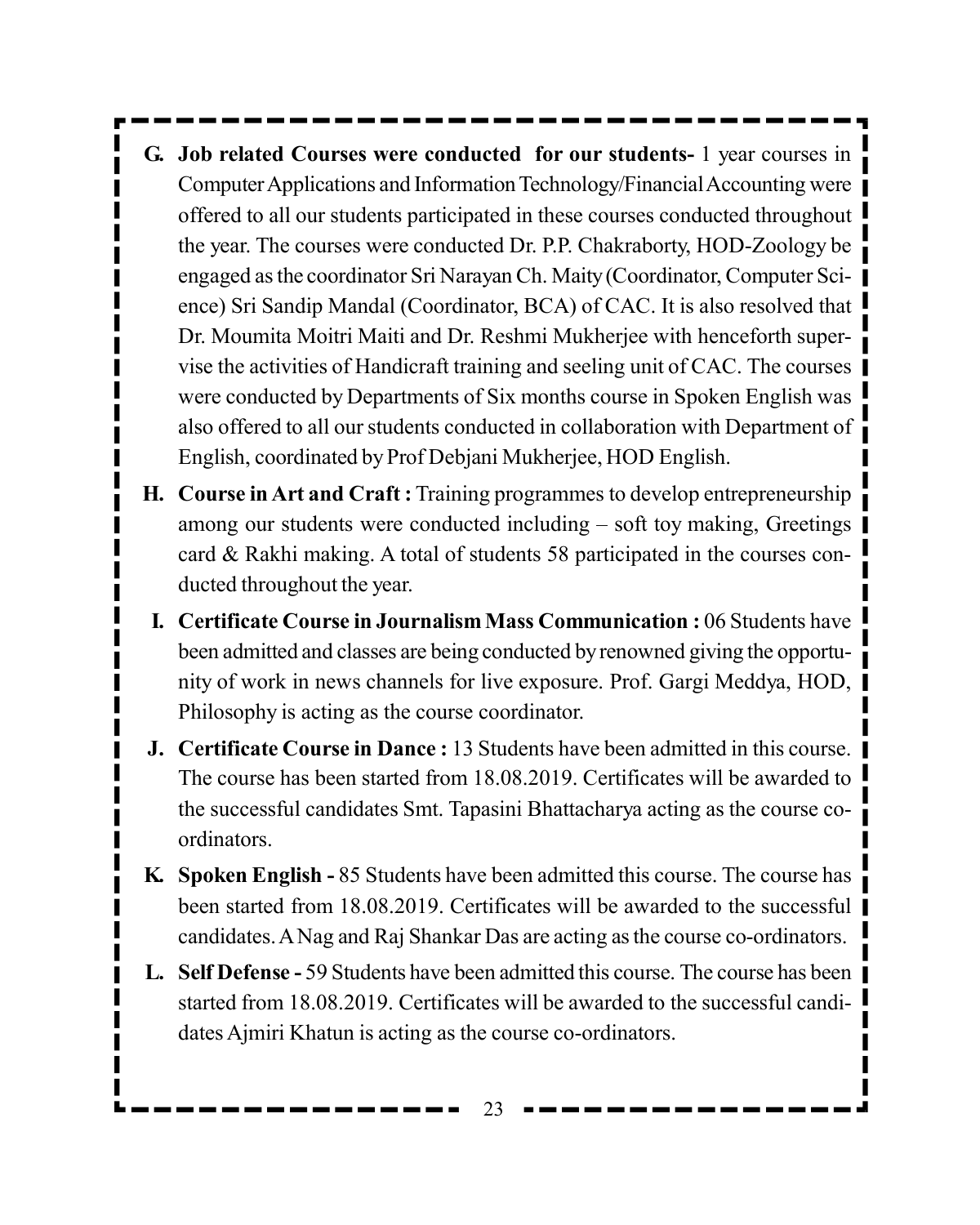**G. Job related Courses were conducted for our students-** 1 year courses in Computer Applications and Information Technology/Financial Accounting were offered to all our students participated in these courses conducted throughout the year. The courses were conducted Dr. P.P. Chakraborty, HOD-Zoology be engaged as the coordinator Sri Narayan Ch. Maity (Coordinator, Computer Science) Sri Sandip Mandal (Coordinator, BCA) of CAC. It is also resolved that Dr. Moumita Moitri Maiti and Dr. Reshmi Mukherjee with henceforth supervise the activities of Handicraft training and seeling unit of CAC. The courses were conducted by Departments of Six months course in Spoken English was also offered to all our students conducted in collaboration with Department of English, coordinated by Prof Debjani Mukherjee, HOD English.

**H. Course in Art and Craft :** Training programmes to develop entrepreneurship among our students were conducted including – soft toy making, Greetings card & Rakhi making. A total of students 58 participated in the courses conducted throughout the year.

**I. Certificate Course in Journalism Mass Communication :** 06 Students have been admitted and classes are being conducted by renowned giving the opportunity of work in news channels for live exposure. Prof. Gargi Meddya, HOD, Philosophy is acting as the course coordinator.

**J. Certificate Course in Dance :** 13 Students have been admitted in this course. The course has been started from 18.08.2019. Certificates will be awarded to the successful candidates Smt. Tapasini Bhattacharya acting as the course co-ordinators.

**K. Spoken English -** 85 Students have been admitted this course. The course has been started from 18.08.2019. Certificates will be awarded to the successful candidates. A Nag and Raj Shankar Das are acting as the course co-ordinators.

**L. Self Defense -** 59 Students have been admitted this course. The course has been started from 18.08.2019. Certificates will be awarded to the successful candidates Ajmiri Khatun is acting as the course co-ordinators.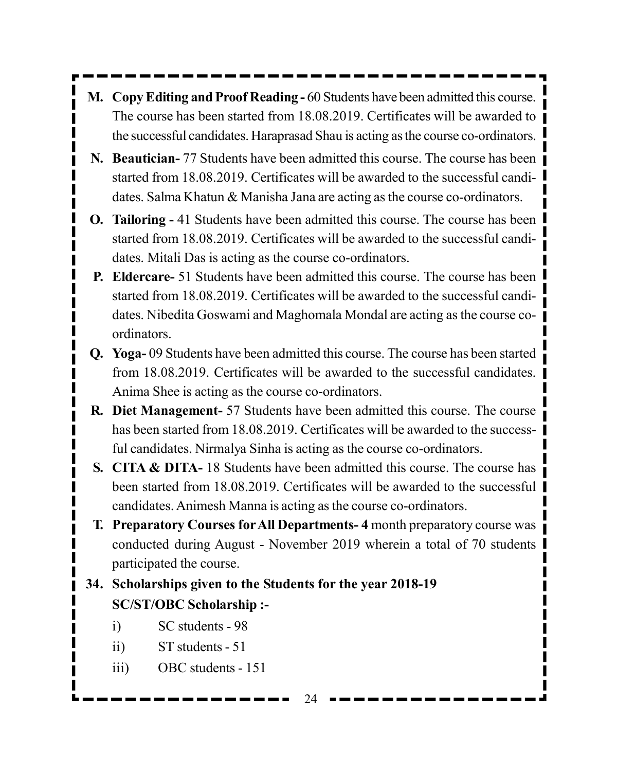**M. Copy Editing and Proof Reading -** 60 Students have been admitted this course. The course has been started from 18.08.2019. Certificates will be awarded to the successful candidates. Haraprasad Shau is acting as the course co-ordinators.

**N. Beautician-** 77 Students have been admitted this course. The course has been started from 18.08.2019. Certificates will be awarded to the successful candidates. Salma Khatun & Manisha Jana are acting as the course co-ordinators.

**O. Tailoring -** 41 Students have been admitted this course. The course has been started from 18.08.2019. Certificates will be awarded to the successful candidates. Mitali Das is acting as the course co-ordinators.

**P. Eldercare-** 51 Students have been admitted this course. The course has been started from 18.08.2019. Certificates will be awarded to the successful candidates. Nibedita Goswami and Maghomala Mondal are acting as the course co-ordinators.

**Q. Yoga-** 09 Students have been admitted this course. The course has been started from 18.08.2019. Certificates will be awarded to the successful candidates. Anima Shee is acting as the course co-ordinators.

**R. Diet Management-** 57 Students have been admitted this course. The course has been started from 18.08.2019. Certificates will be awarded to the successful candidates. Nirmalya Sinha is acting as the course co-ordinators.

**S. CITA & DITA-** 18 Students have been admitted this course. The course has been started from 18.08.2019. Certificates will be awarded to the successful candidates. Animesh Manna is acting as the course co-ordinators.

**T. Preparatory Courses for All Departments- 4** month preparatory course was conducted during August - November 2019 wherein a total of 70 students participated the course.

**34. Scholarships given to the Students for the year 2018-19**

**SC/ST/OBC Scholarship :-**

i) SC students - 98

ii) ST students - 51

iii) OBC students - 151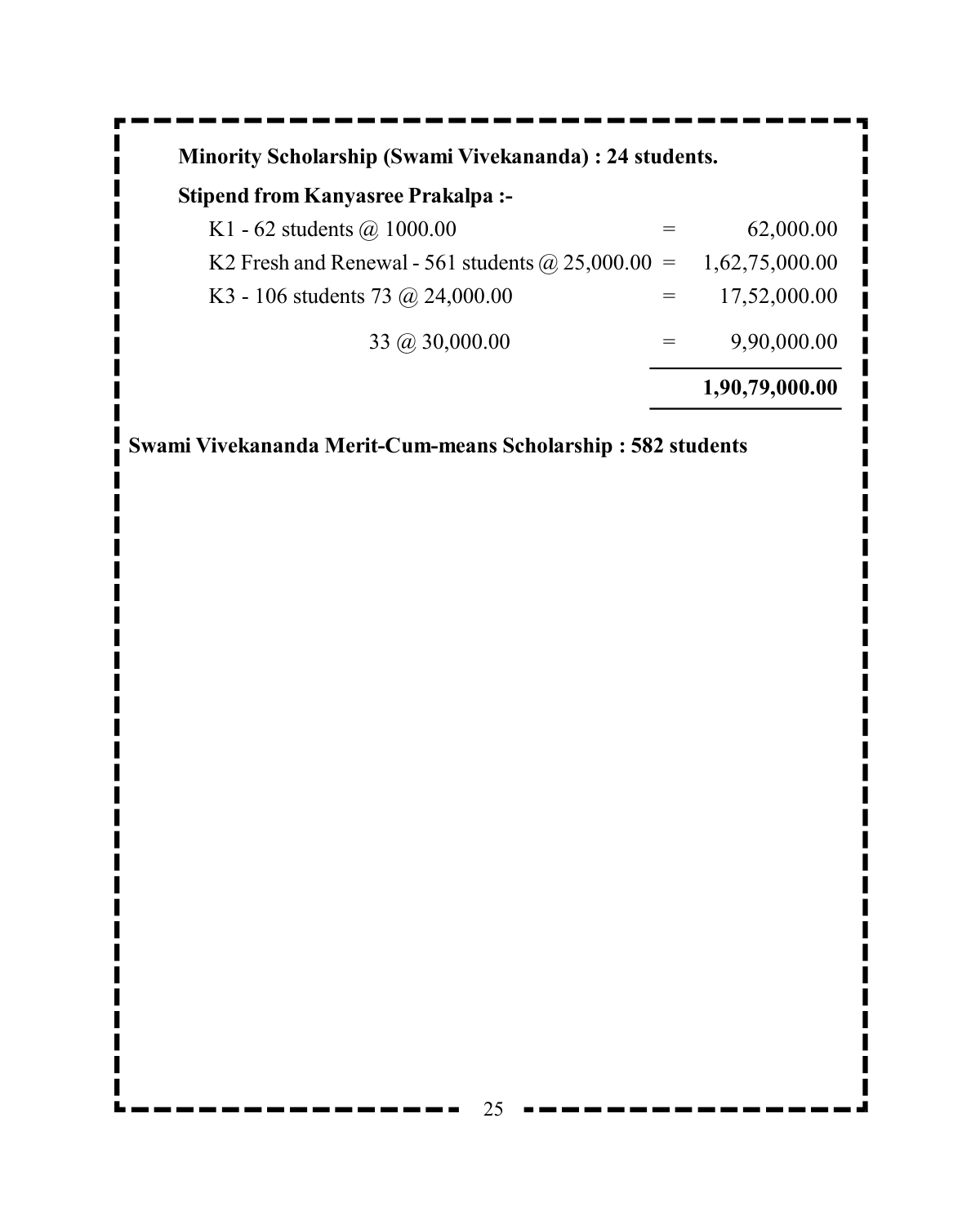**Minority Scholarship (Swami Vivekananda) : 24 students.**

**Stipend from Kanyasree Prakalpa :-**

| | | |
|---|---|---|
| K1 - 62 students @ 1000.00 | = | 62,000.00 |
| K2 Fresh and Renewal - 561 students @ 25,000.00 | = | 1,62,75,000.00 |
| K3 - 106 students 73 @ 24,000.00 | = | 17,52,000.00 |
| 33 @ 30,000.00 | = | 9,90,000.00 |
| | | **1,90,79,000.00** |

**Swami Vivekananda Merit-Cum-means Scholarship : 582 students**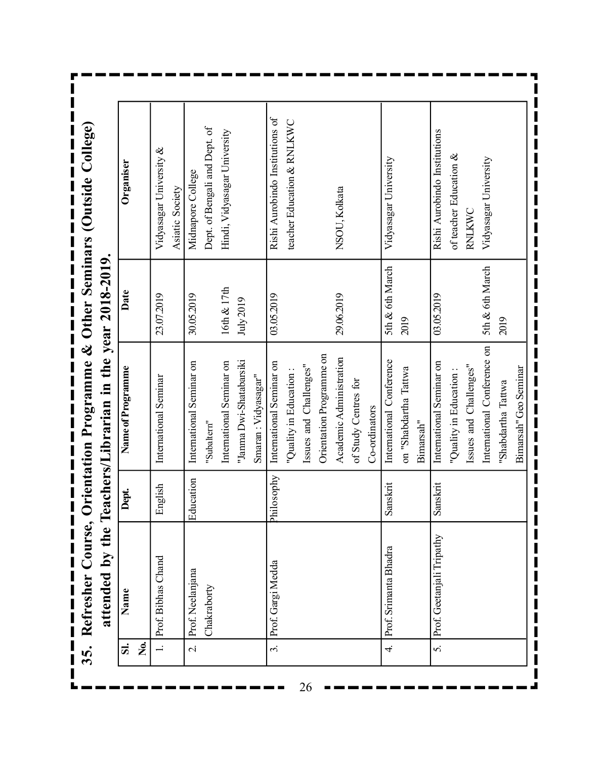## 35. Refresher Course, Orientation Programme & Other Seminars (Outside College) attended by the Teachers/Librarian in the year 2018-2019.

| Sl. No. | Name | Dept. | Name of Programme | Date | Organiser |
|---|---|---|---|---|---|
| 1. | Prof. Bibhas Chand | English | International Seminar | 23.07.2019 | Vidyasagar University & Asiatic Society |
| 2. | Prof. Neelanjana Chakraborty | Education | International Seminar on "Subaltern" | 30.05.2019 | Midnapore College |
| | | | International Seminar on "Janma Dwi-Shatabarsiki Smaran : Vidyasagar" | 16th & 17th July 2019 | Dept. of Bengali and Dept. of Hindi, Vidyasagar University |
| 3. | Prof. Gargi Medda | Philosophy | International Seminar on "Quality in Education : Issues and Challenges" | 03.05.2019 | Rishi Aurobindo Institutions of teacher Education & RNLKWC |
| | | | Orientation Programme on Academic Administration of Study Centres for Co-ordinators | 29.06.2019 | NSOU, Kolkata |
| 4. | Prof. Srimanta Bhadra | Sanskrit | International Conference on "Shabdartha Tattwa Bimarsah" | 5th & 6th March 2019 | Vidyasagar University |
| 5. | Prof. Geetanjali Tripathy | Sanskrit | International Seminar on "Quality in Education : Issues and Challenges" | 03.05.2019 | Rishi Aurobindo Institutions of teacher Education & RNLKWC |
| | | | International Conference on "Shabdartha Tattwa Bimarsah" Geo Seminar | 5th & 6th March 2019 | Vidyasagar University |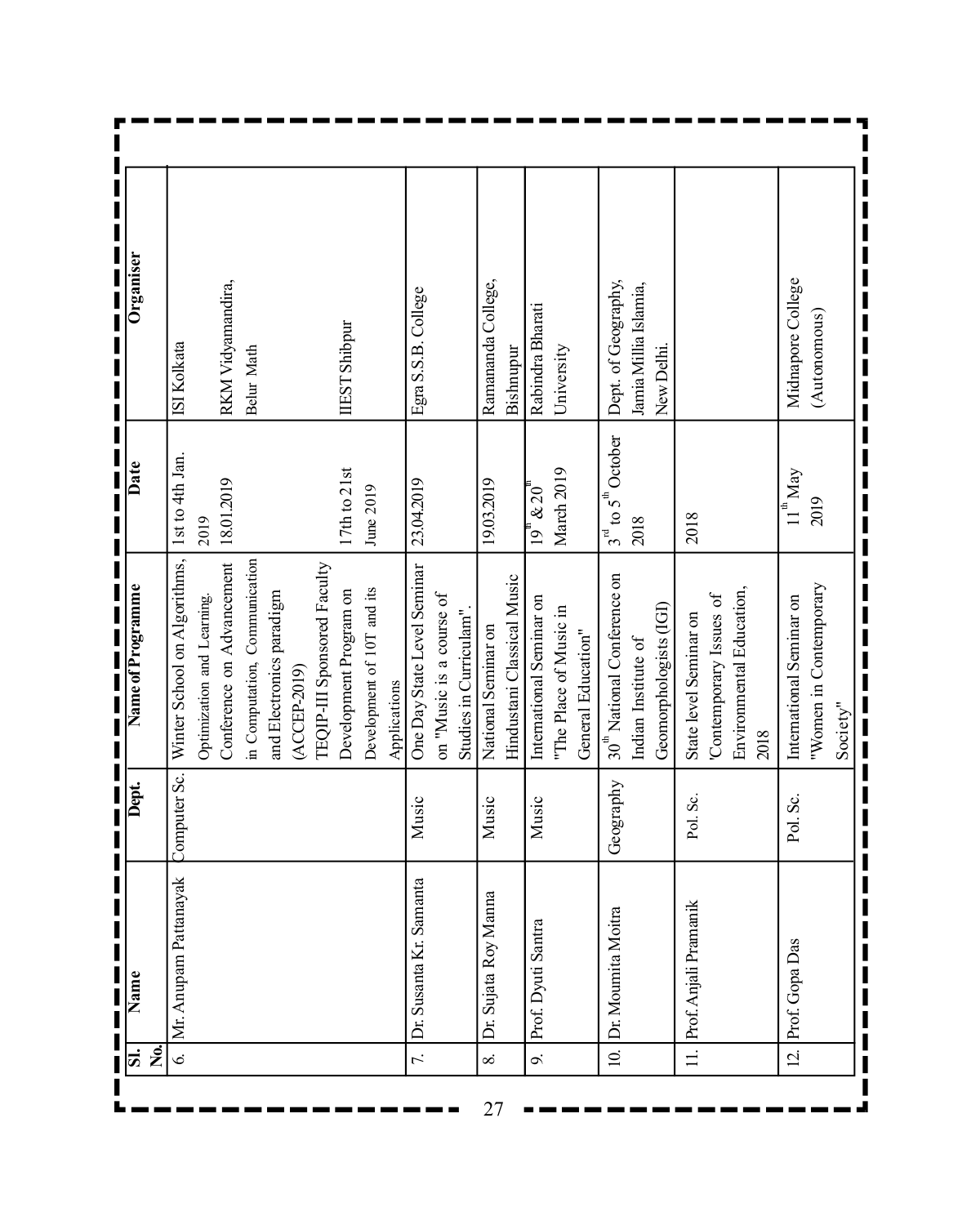| Sl. No. | Name | Dept. | Name of Programme | Date | Organiser |
|---|---|---|---|---|---|
| 6. | Mr. Anupam Pattanayak | Computer Sc. | Winter School on Algorithms, Optimization and Learning. Conference on Advancement in Computation, Communication and Electronics paradigm (ACCEP-2019) TEQIP-III Sponsored Faculty Development Program on Development of 10T and its Applications | 1st to 4th Jan. 2019 18.01.2019 17th to 21st June 2019 | ISI Kolkata RKM Vidyamandira, Belur Math IIEST Shibpur |
| 7. | Dr. Susanta Kr. Samanta | Music | One Day State Level Seminar on "Music is a course of Studies in Curriculam". | 23.04.2019 | Egra S.S.B. College |
| 8. | Dr. Sujata Roy Manna | Music | National Seminar on Hindustani Classical Music | 19.03.2019 | Ramananda College, Bishnupur |
| 9. | Prof. Dyuti Santra | Music | International Seminar on "The Place of Music in General Education" | 19th & 20th March 2019 | Rabindra Bharati University |
| 10. | Dr. Moumita Moitra | Geography | 30th National Conference on Indian Institute of Geomorphologists (IGI) | 3rd to 5th October 2018 | Dept. of Geography, Jamia Millia Islamia, New Delhi. |
| 11. | Prof. Anjali Pramanik | Pol. Sc. | State level Seminar on 'Contemporary Issues of Environmental Education, 2018 | 2018 | |
| 12. | Prof. Gopa Das | Pol. Sc. | International Seminar on "Women in Contemporary Society" | 11th May 2019 | Midnapore College (Autonomous) |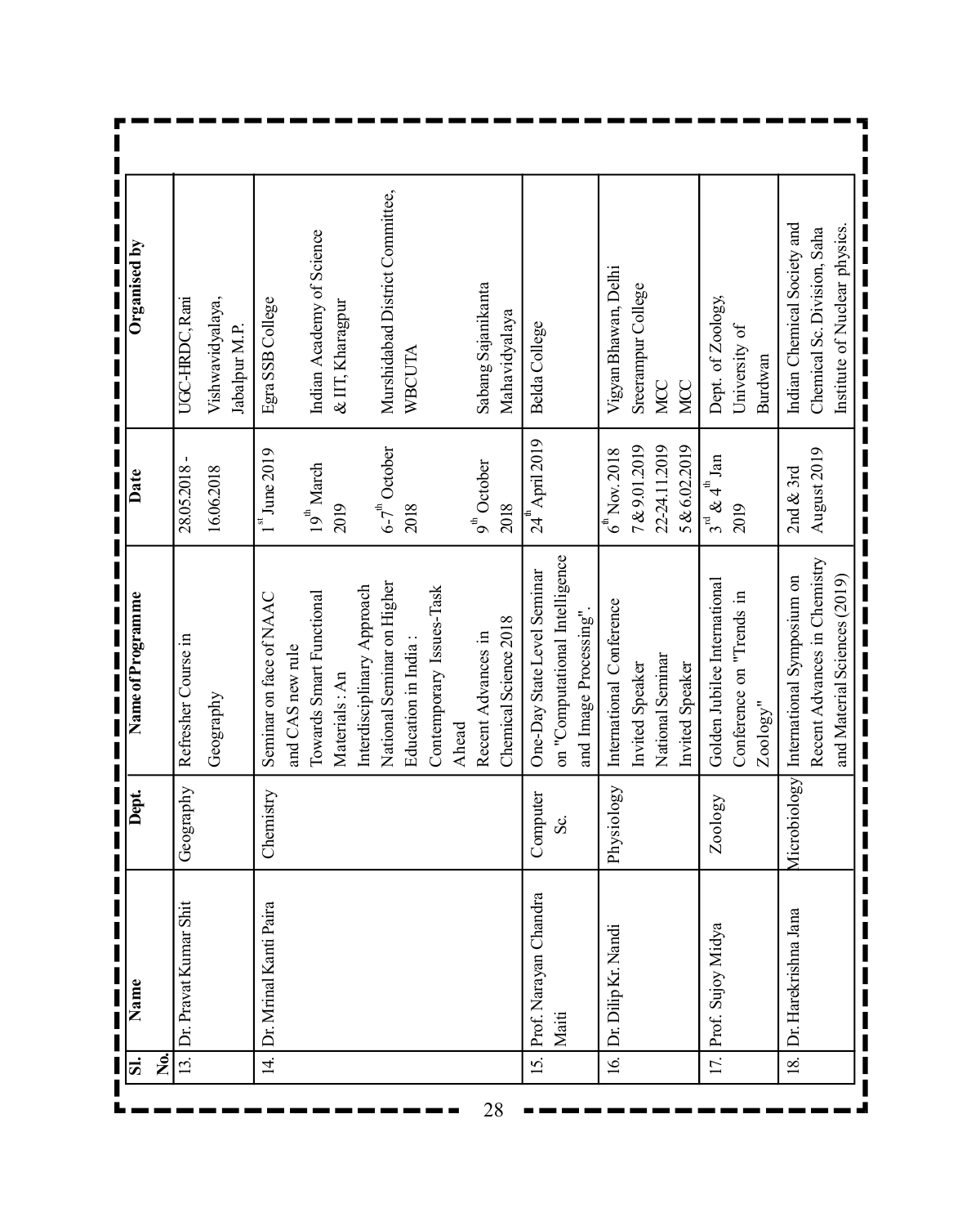| Sl. No. | Name | Dept. | Name of Programme | Date | Organised by |
|---|---|---|---|---|---|
| 13. | Dr. Pravat Kumar Shit | Geography | Refresher Course in Geography | 28.05.2018 - 16.06.2018 | UGC-HRDC, Rani Vishwavidyalaya, Jabalpur M.P. |
| 14. | Dr. Mrinal Kanti Paira | Chemistry | Seminar on face of NAAC and CAS new rule<br>Towards Smart Functional Materials : An Interdisciplinary Approach<br>National Seminar on Higher Education in India : Contemporary Issues-Task Ahead<br>Recent Advances in Chemical Science 2018 | 1st June 2019<br>19th March 2019<br>6-7th October 2018<br>9th October 2018 | Egra SSB College<br>Indian Academy of Science & IIT, Kharagpur<br>Murshidabad District Committee, WBCUTA<br>Sabang Sajanikanta Mahavidyalaya |
| 15. | Prof. Narayan Chandra Maiti | Computer Sc. | One-Day State Level Seminar on "Computational Intelligence and Image Processing". | 24th April 2019 | Belda College |
| 16. | Dr. Dilip Kr. Nandi | Physiology | International Conference<br>Invited Speaker<br>National Seminar<br>Invited Speaker | 6th Nov. 2018<br>7 & 9.01.2019<br>22-24.11.2019<br>5 & 6.02.2019 | Vigyan Bhawan, Delhi<br>Sreerampur College<br>MCC<br>MCC |
| 17. | Prof. Sujoy Midya | Zoology | Golden Jubilee International Conference on "Trends in Zoology" | 3rd & 4th Jan 2019 | Dept. of Zoology, University of Burdwan |
| 18. | Dr. Harekrishna Jana | Microbiology | International Symposium on Recent Advances in Chemistry and Material Sciences (2019) | 2nd & 3rd August 2019 | Indian Chemical Society and Chemical Sc. Division, Saha Institute of Nuclear physics. |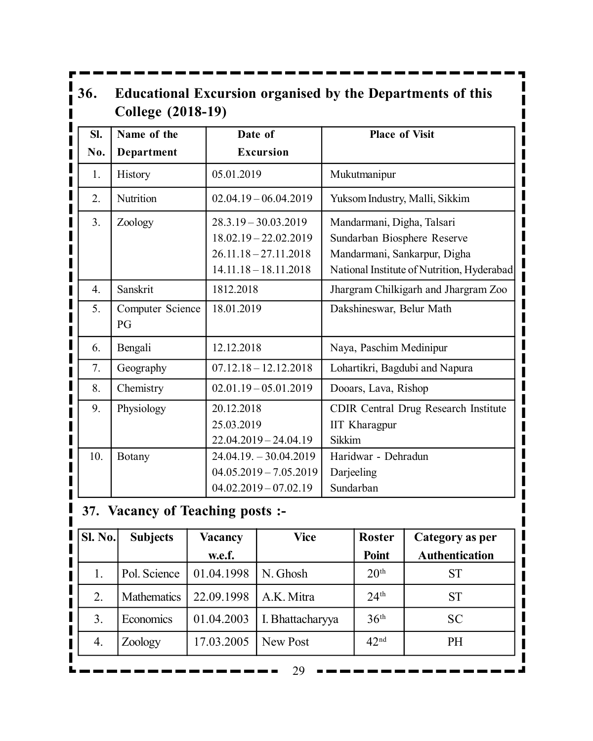## 36. Educational Excursion organised by the Departments of this College (2018-19)

| Sl. No. | Name of the Department | Date of Excursion | Place of Visit |
|---|---|---|---|
| 1. | History | 05.01.2019 | Mukutmanipur |
| 2. | Nutrition | 02.04.19 – 06.04.2019 | Yuksom Industry, Malli, Sikkim |
| 3. | Zoology | 28.3.19 – 30.03.2019<br>18.02.19 – 22.02.2019<br>26.11.18 – 27.11.2018<br>14.11.18 – 18.11.2018 | Mandarmani, Digha, Talsari<br>Sundarban Biosphere Reserve<br>Mandarmani, Sankarpur, Digha<br>National Institute of Nutrition, Hyderabad |
| 4. | Sanskrit | 1812.2018 | Jhargram Chilkigarh and Jhargram Zoo |
| 5. | Computer Science PG | 18.01.2019 | Dakshineswar, Belur Math |
| 6. | Bengali | 12.12.2018 | Naya, Paschim Medinipur |
| 7. | Geography | 07.12.18 – 12.12.2018 | Lohartikri, Bagdubi and Napura |
| 8. | Chemistry | 02.01.19 – 05.01.2019 | Dooars, Lava, Rishop |
| 9. | Physiology | 20.12.2018<br>25.03.2019<br>22.04.2019 – 24.04.19 | CDIR Central Drug Research Institute<br>IIT Kharagpur<br>Sikkim |
| 10. | Botany | 24.04.19. – 30.04.2019<br>04.05.2019 – 7.05.2019<br>04.02.2019 – 07.02.19 | Haridwar - Dehradun<br>Darjeeling<br>Sundarban |

## 37. Vacancy of Teaching posts :-

| Sl. No. | Subjects | Vacancy w.e.f. | Vice | Roster Point | Category as per Authentication |
|---|---|---|---|---|---|
| 1. | Pol. Science | 01.04.1998 | N. Ghosh | 20th | ST |
| 2. | Mathematics | 22.09.1998 | A.K. Mitra | 24th | ST |
| 3. | Economics | 01.04.2003 | I. Bhattacharyya | 36th | SC |
| 4. | Zoology | 17.03.2005 | New Post | 42nd | PH |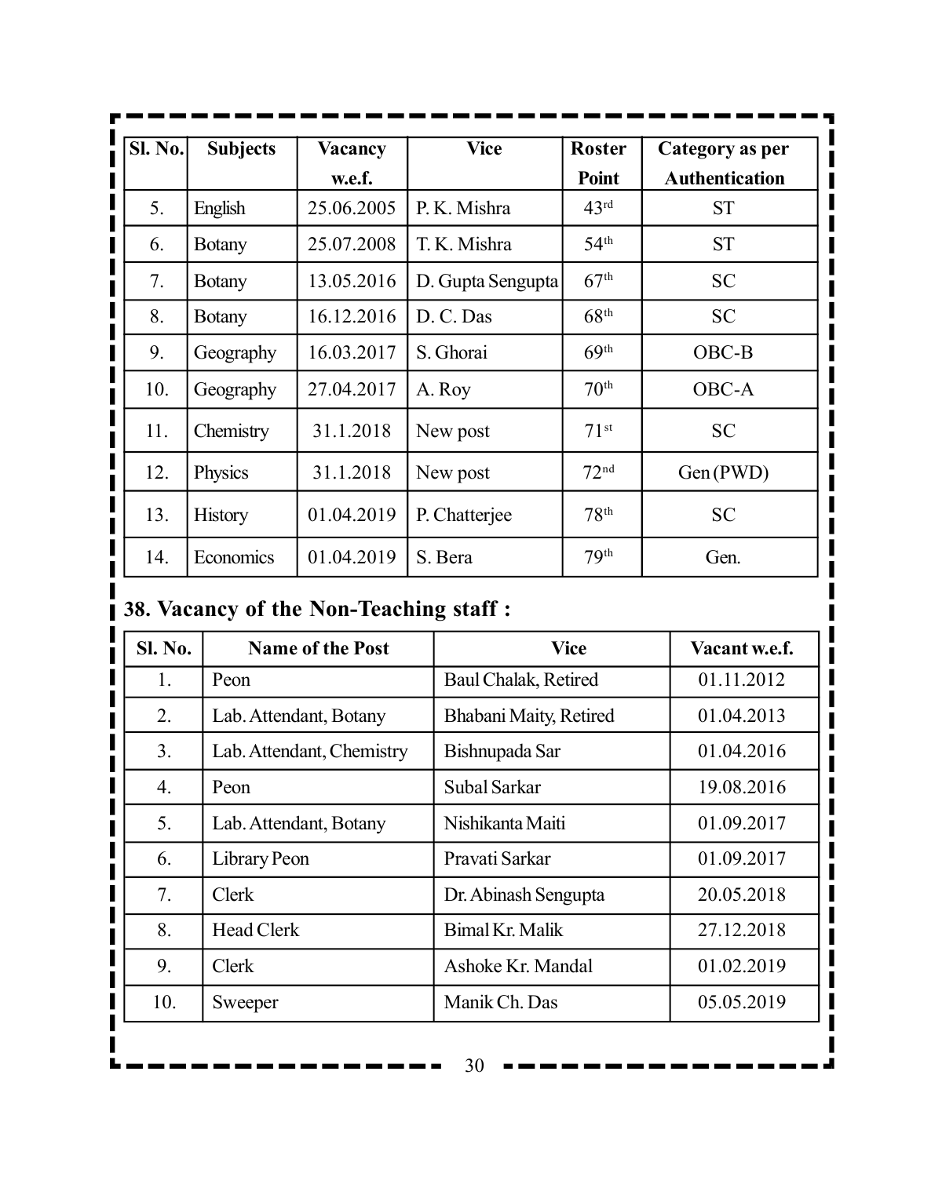| Sl. No. | Subjects | Vacancy w.e.f. | Vice | Roster Point | Category as per Authentication |
|---|---|---|---|---|---|
| 5. | English | 25.06.2005 | P. K. Mishra | 43rd | ST |
| 6. | Botany | 25.07.2008 | T. K. Mishra | 54th | ST |
| 7. | Botany | 13.05.2016 | D. Gupta Sengupta | 67th | SC |
| 8. | Botany | 16.12.2016 | D. C. Das | 68th | SC |
| 9. | Geography | 16.03.2017 | S. Ghorai | 69th | OBC-B |
| 10. | Geography | 27.04.2017 | A. Roy | 70th | OBC-A |
| 11. | Chemistry | 31.1.2018 | New post | 71st | SC |
| 12. | Physics | 31.1.2018 | New post | 72nd | Gen (PWD) |
| 13. | History | 01.04.2019 | P. Chatterjee | 78th | SC |
| 14. | Economics | 01.04.2019 | S. Bera | 79th | Gen. |

## 38. Vacancy of the Non-Teaching staff :

| Sl. No. | Name of the Post | Vice | Vacant w.e.f. |
|---|---|---|---|
| 1. | Peon | Baul Chalak, Retired | 01.11.2012 |
| 2. | Lab. Attendant, Botany | Bhabani Maity, Retired | 01.04.2013 |
| 3. | Lab. Attendant, Chemistry | Bishnupada Sar | 01.04.2016 |
| 4. | Peon | Subal Sarkar | 19.08.2016 |
| 5. | Lab. Attendant, Botany | Nishikanta Maiti | 01.09.2017 |
| 6. | Library Peon | Pravati Sarkar | 01.09.2017 |
| 7. | Clerk | Dr. Abinash Sengupta | 20.05.2018 |
| 8. | Head Clerk | Bimal Kr. Malik | 27.12.2018 |
| 9. | Clerk | Ashoke Kr. Mandal | 01.02.2019 |
| 10. | Sweeper | Manik Ch. Das | 05.05.2019 |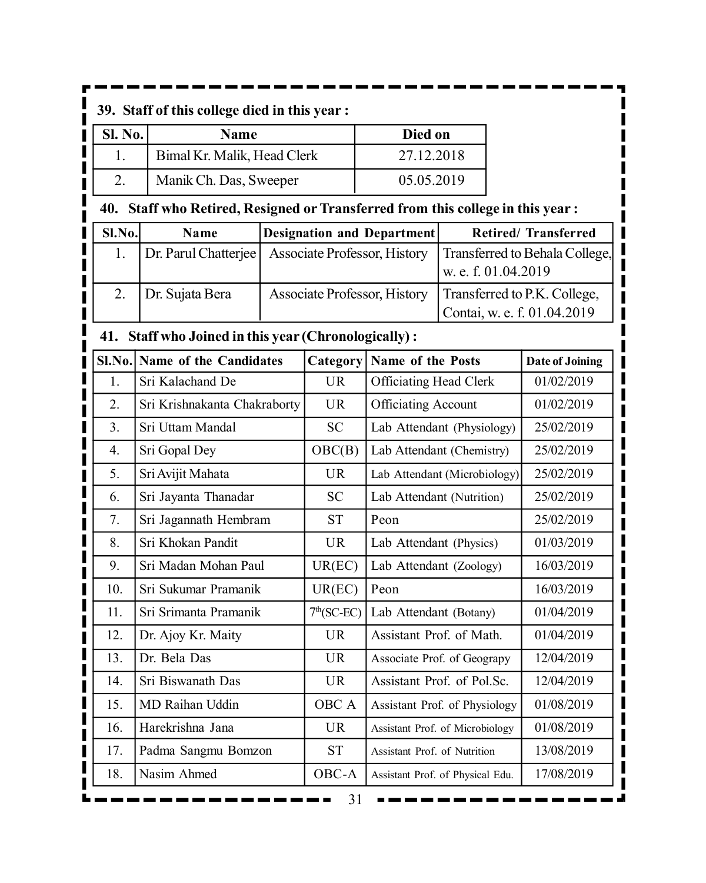**39. Staff of this college died in this year :**

| Sl. No. | Name | Died on |
| --- | --- | --- |
| 1. | Bimal Kr. Malik, Head Clerk | 27.12.2018 |
| 2. | Manik Ch. Das, Sweeper | 05.05.2019 |

**40. Staff who Retired, Resigned or Transferred from this college in this year :**

| Sl.No. | Name | Designation and Department | Retired/ Transferred |
| --- | --- | --- | --- |
| 1. | Dr. Parul Chatterjee | Associate Professor, History | Transferred to Behala College, w. e. f. 01.04.2019 |
| 2. | Dr. Sujata Bera | Associate Professor, History | Transferred to P.K. College, Contai, w. e. f. 01.04.2019 |

**41. Staff who Joined in this year (Chronologically) :**

| Sl.No. | Name of the Candidates | Category | Name of the Posts | Date of Joining |
| --- | --- | --- | --- | --- |
| 1. | Sri Kalachand De | UR | Officiating Head Clerk | 01/02/2019 |
| 2. | Sri Krishnakanta Chakraborty | UR | Officiating Account | 01/02/2019 |
| 3. | Sri Uttam Mandal | SC | Lab Attendant (Physiology) | 25/02/2019 |
| 4. | Sri Gopal Dey | OBC(B) | Lab Attendant (Chemistry) | 25/02/2019 |
| 5. | Sri Avijit Mahata | UR | Lab Attendant (Microbiology) | 25/02/2019 |
| 6. | Sri Jayanta Thanadar | SC | Lab Attendant (Nutrition) | 25/02/2019 |
| 7. | Sri Jagannath Hembram | ST | Peon | 25/02/2019 |
| 8. | Sri Khokan Pandit | UR | Lab Attendant (Physics) | 01/03/2019 |
| 9. | Sri Madan Mohan Paul | UR(EC) | Lab Attendant (Zoology) | 16/03/2019 |
| 10. | Sri Sukumar Pramanik | UR(EC) | Peon | 16/03/2019 |
| 11. | Sri Srimanta Pramanik | 7th(SC-EC) | Lab Attendant (Botany) | 01/04/2019 |
| 12. | Dr. Ajoy Kr. Maity | UR | Assistant Prof. of Math. | 01/04/2019 |
| 13. | Dr. Bela Das | UR | Associate Prof. of Geograpy | 12/04/2019 |
| 14. | Sri Biswanath Das | UR | Assistant Prof. of Pol.Sc. | 12/04/2019 |
| 15. | MD Raihan Uddin | OBC A | Assistant Prof. of Physiology | 01/08/2019 |
| 16. | Harekrishna Jana | UR | Assistant Prof. of Microbiology | 01/08/2019 |
| 17. | Padma Sangmu Bomzon | ST | Assistant Prof. of Nutrition | 13/08/2019 |
| 18. | Nasim Ahmed | OBC-A | Assistant Prof. of Physical Edu. | 17/08/2019 |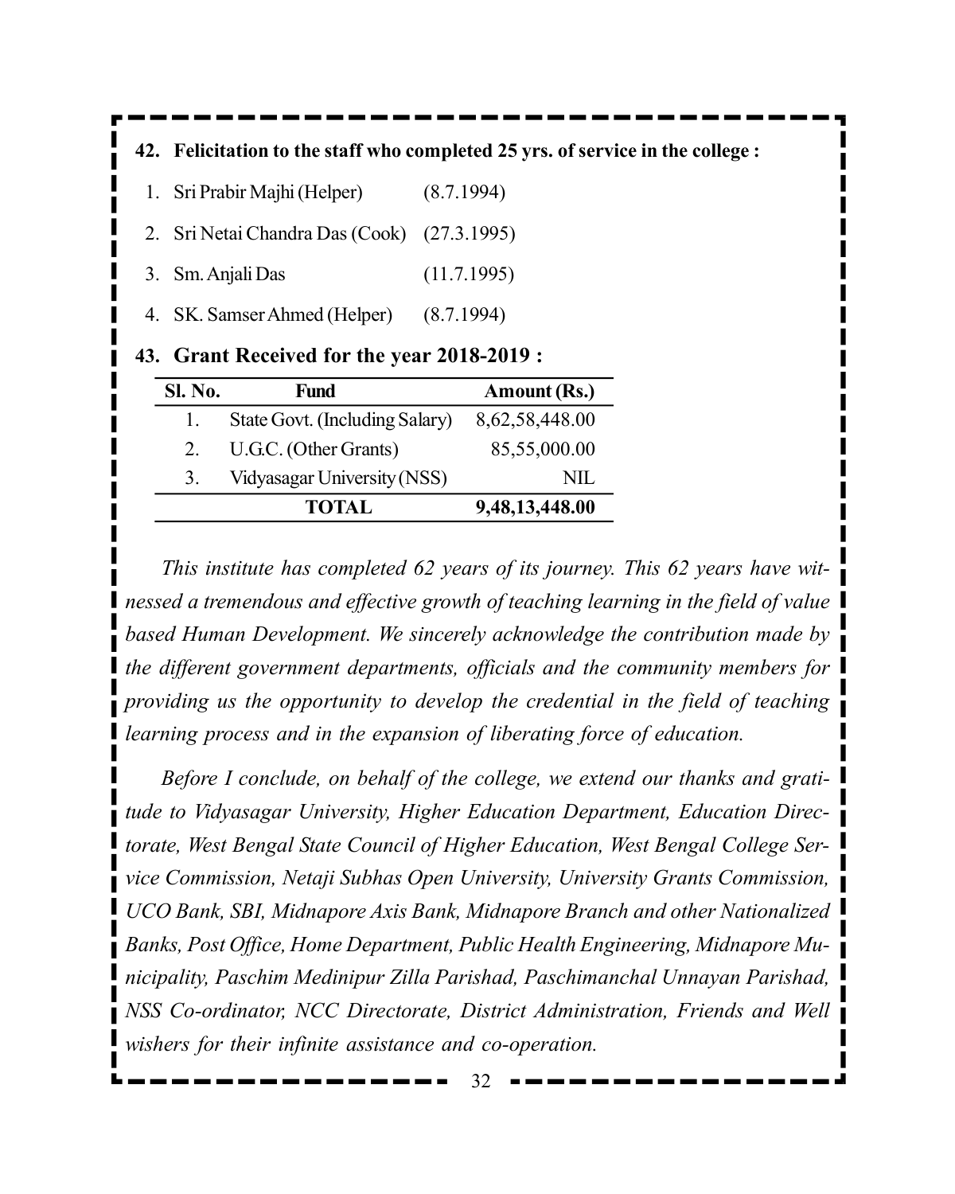**42. Felicitation to the staff who completed 25 yrs. of service in the college :**

1. Sri Prabir Majhi (Helper) (8.7.1994)
2. Sri Netai Chandra Das (Cook) (27.3.1995)
3. Sm. Anjali Das (11.7.1995)
4. SK. Samser Ahmed (Helper) (8.7.1994)

**43. Grant Received for the year 2018-2019 :**

| Sl. No. | Fund | Amount (Rs.) |
|---|---|---|
| 1. | State Govt. (Including Salary) | 8,62,58,448.00 |
| 2. | U.G.C. (Other Grants) | 85,55,000.00 |
| 3. | Vidyasagar University (NSS) | NIL |
| | **TOTAL** | **9,48,13,448.00** |

*This institute has completed 62 years of its journey. This 62 years have witnessed a tremendous and effective growth of teaching learning in the field of value based Human Development. We sincerely acknowledge the contribution made by the different government departments, officials and the community members for providing us the opportunity to develop the credential in the field of teaching learning process and in the expansion of liberating force of education.*

*Before I conclude, on behalf of the college, we extend our thanks and gratitude to Vidyasagar University, Higher Education Department, Education Directorate, West Bengal State Council of Higher Education, West Bengal College Service Commission, Netaji Subhas Open University, University Grants Commission, UCO Bank, SBI, Midnapore Axis Bank, Midnapore Branch and other Nationalized Banks, Post Office, Home Department, Public Health Engineering, Midnapore Municipality, Paschim Medinipur Zilla Parishad, Paschimanchal Unnayan Parishad, NSS Co-ordinator, NCC Directorate, District Administration, Friends and Well wishers for their infinite assistance and co-operation.*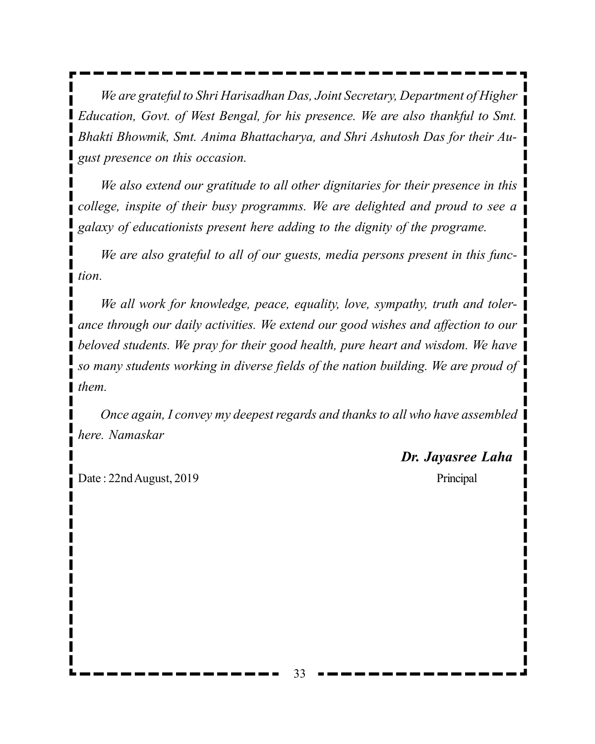*We are grateful to Shri Harisadhan Das, Joint Secretary, Department of Higher Education, Govt. of West Bengal, for his presence. We are also thankful to Smt. Bhakti Bhowmik, Smt. Anima Bhattacharya, and Shri Ashutosh Das for their August presence on this occasion.*

*We also extend our gratitude to all other dignitaries for their presence in this college, inspite of their busy programms. We are delighted and proud to see a galaxy of educationists present here adding to the dignity of the programe.*

*We are also grateful to all of our guests, media persons present in this function.*

*We all work for knowledge, peace, equality, love, sympathy, truth and tolerance through our daily activities. We extend our good wishes and affection to our beloved students. We pray for their good health, pure heart and wisdom. We have so many students working in diverse fields of the nation building. We are proud of them.*

*Once again, I convey my deepest regards and thanks to all who have assembled here. Namaskar*

***Dr. Jayasree Laha***

Date : 22nd August, 2019

Principal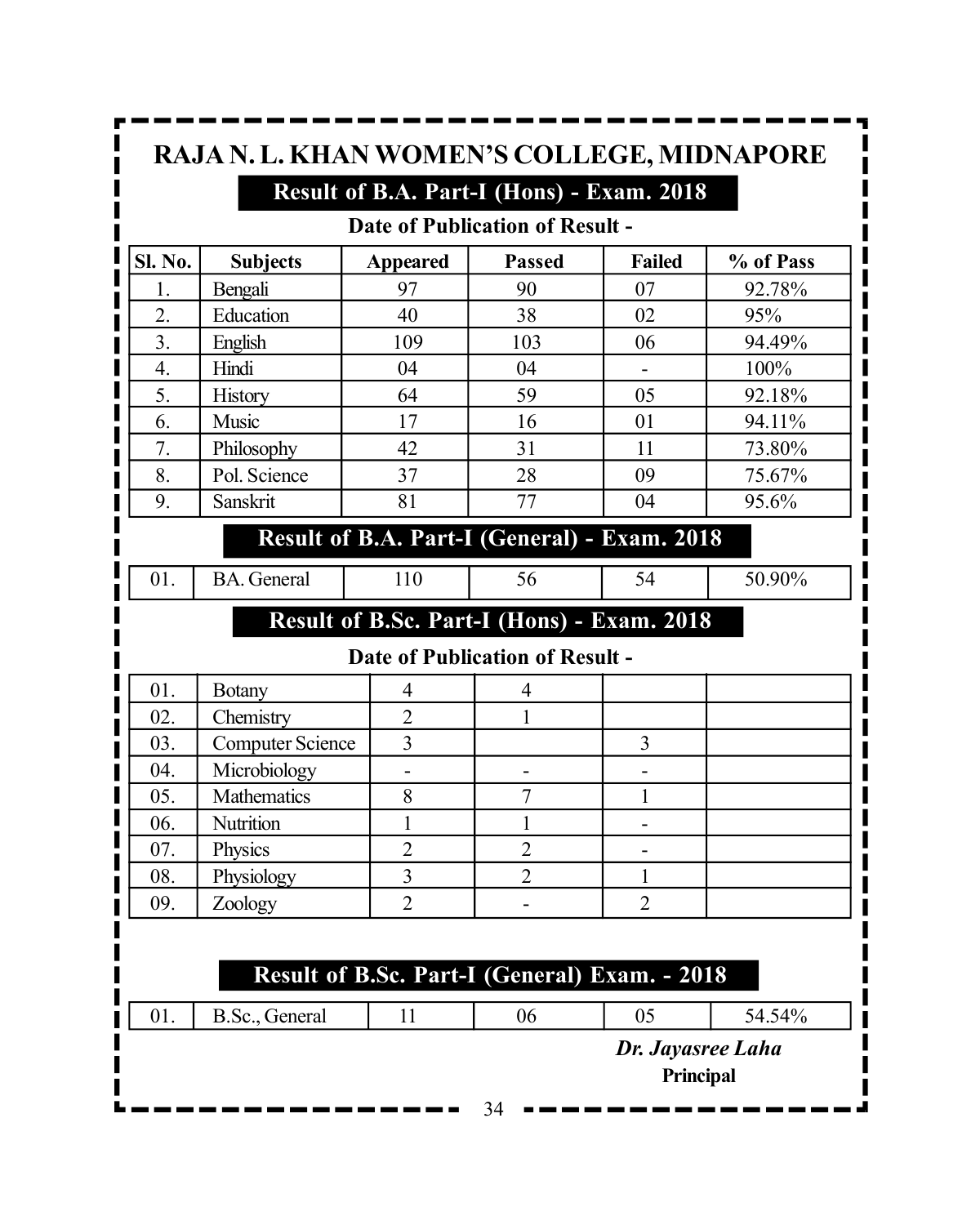# RAJA N. L. KHAN WOMEN'S COLLEGE, MIDNAPORE

## Result of B.A. Part-I (Hons) - Exam. 2018

**Date of Publication of Result -**

| Sl. No. | Subjects | Appeared | Passed | Failed | % of Pass |
|---|---|---|---|---|---|
| 1. | Bengali | 97 | 90 | 07 | 92.78% |
| 2. | Education | 40 | 38 | 02 | 95% |
| 3. | English | 109 | 103 | 06 | 94.49% |
| 4. | Hindi | 04 | 04 | - | 100% |
| 5. | History | 64 | 59 | 05 | 92.18% |
| 6. | Music | 17 | 16 | 01 | 94.11% |
| 7. | Philosophy | 42 | 31 | 11 | 73.80% |
| 8. | Pol. Science | 37 | 28 | 09 | 75.67% |
| 9. | Sanskrit | 81 | 77 | 04 | 95.6% |

## Result of B.A. Part-I (General) - Exam. 2018

| | | | | | |
|---|---|---|---|---|---|
| 01. | BA. General | 110 | 56 | 54 | 50.90% |

## Result of B.Sc. Part-I (Hons) - Exam. 2018

**Date of Publication of Result -**

| | | | | | |
|---|---|---|---|---|---|
| 01. | Botany | 4 | 4 | | |
| 02. | Chemistry | 2 | 1 | | |
| 03. | Computer Science | 3 | | 3 | |
| 04. | Microbiology | - | - | - | |
| 05. | Mathematics | 8 | 7 | 1 | |
| 06. | Nutrition | 1 | 1 | - | |
| 07. | Physics | 2 | 2 | - | |
| 08. | Physiology | 3 | 2 | 1 | |
| 09. | Zoology | 2 | - | 2 | |

## Result of B.Sc. Part-I (General) Exam. - 2018

| | | | | | |
|---|---|---|---|---|---|
| 01. | B.Sc., General | 11 | 06 | 05 | 54.54% |

***Dr. Jayasree Laha***
**Principal**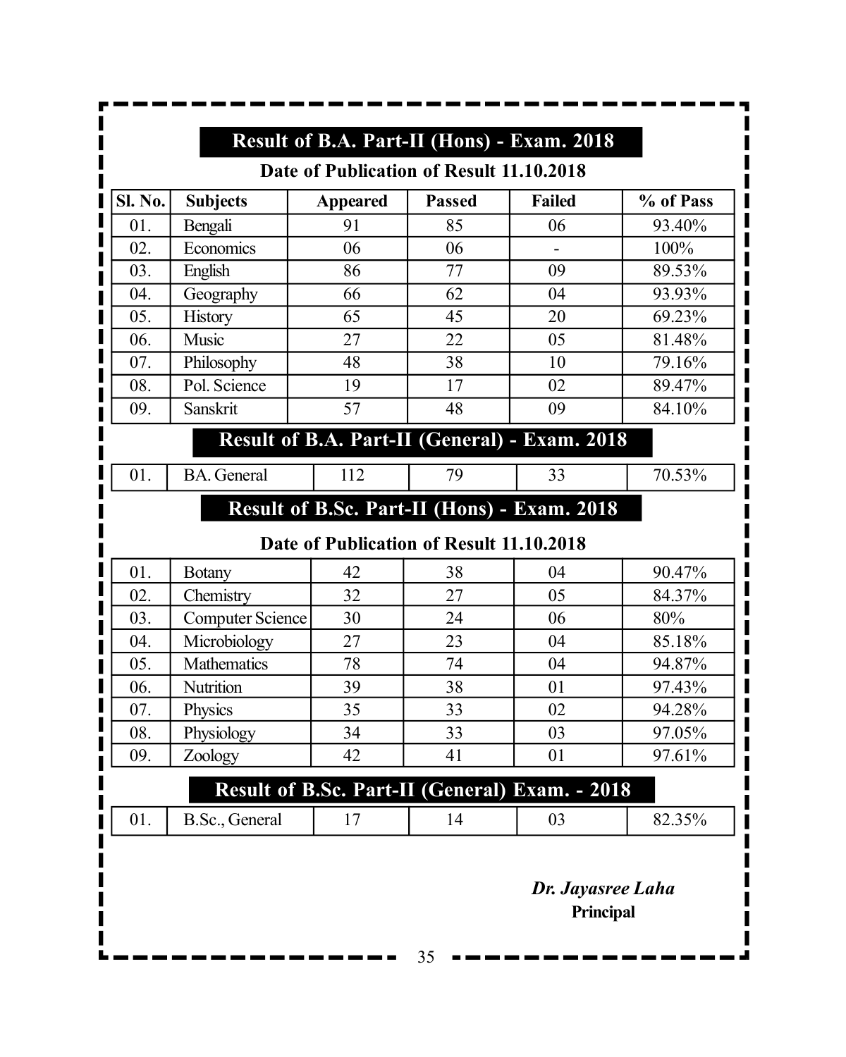## Result of B.A. Part-II (Hons) - Exam. 2018

**Date of Publication of Result 11.10.2018**

| Sl. No. | Subjects | Appeared | Passed | Failed | % of Pass |
|---|---|---|---|---|---|
| 01. | Bengali | 91 | 85 | 06 | 93.40% |
| 02. | Economics | 06 | 06 | - | 100% |
| 03. | English | 86 | 77 | 09 | 89.53% |
| 04. | Geography | 66 | 62 | 04 | 93.93% |
| 05. | History | 65 | 45 | 20 | 69.23% |
| 06. | Music | 27 | 22 | 05 | 81.48% |
| 07. | Philosophy | 48 | 38 | 10 | 79.16% |
| 08. | Pol. Science | 19 | 17 | 02 | 89.47% |
| 09. | Sanskrit | 57 | 48 | 09 | 84.10% |

## Result of B.A. Part-II (General) - Exam. 2018

| | | | | | |
|---|---|---|---|---|---|
| 01. | BA. General | 112 | 79 | 33 | 70.53% |

## Result of B.Sc. Part-II (Hons) - Exam. 2018

**Date of Publication of Result 11.10.2018**

| | | | | | |
|---|---|---|---|---|---|
| 01. | Botany | 42 | 38 | 04 | 90.47% |
| 02. | Chemistry | 32 | 27 | 05 | 84.37% |
| 03. | Computer Science | 30 | 24 | 06 | 80% |
| 04. | Microbiology | 27 | 23 | 04 | 85.18% |
| 05. | Mathematics | 78 | 74 | 04 | 94.87% |
| 06. | Nutrition | 39 | 38 | 01 | 97.43% |
| 07. | Physics | 35 | 33 | 02 | 94.28% |
| 08. | Physiology | 34 | 33 | 03 | 97.05% |
| 09. | Zoology | 42 | 41 | 01 | 97.61% |

## Result of B.Sc. Part-II (General) Exam. - 2018

| | | | | | |
|---|---|---|---|---|---|
| 01. | B.Sc., General | 17 | 14 | 03 | 82.35% |

***Dr. Jayasree Laha***
**Principal**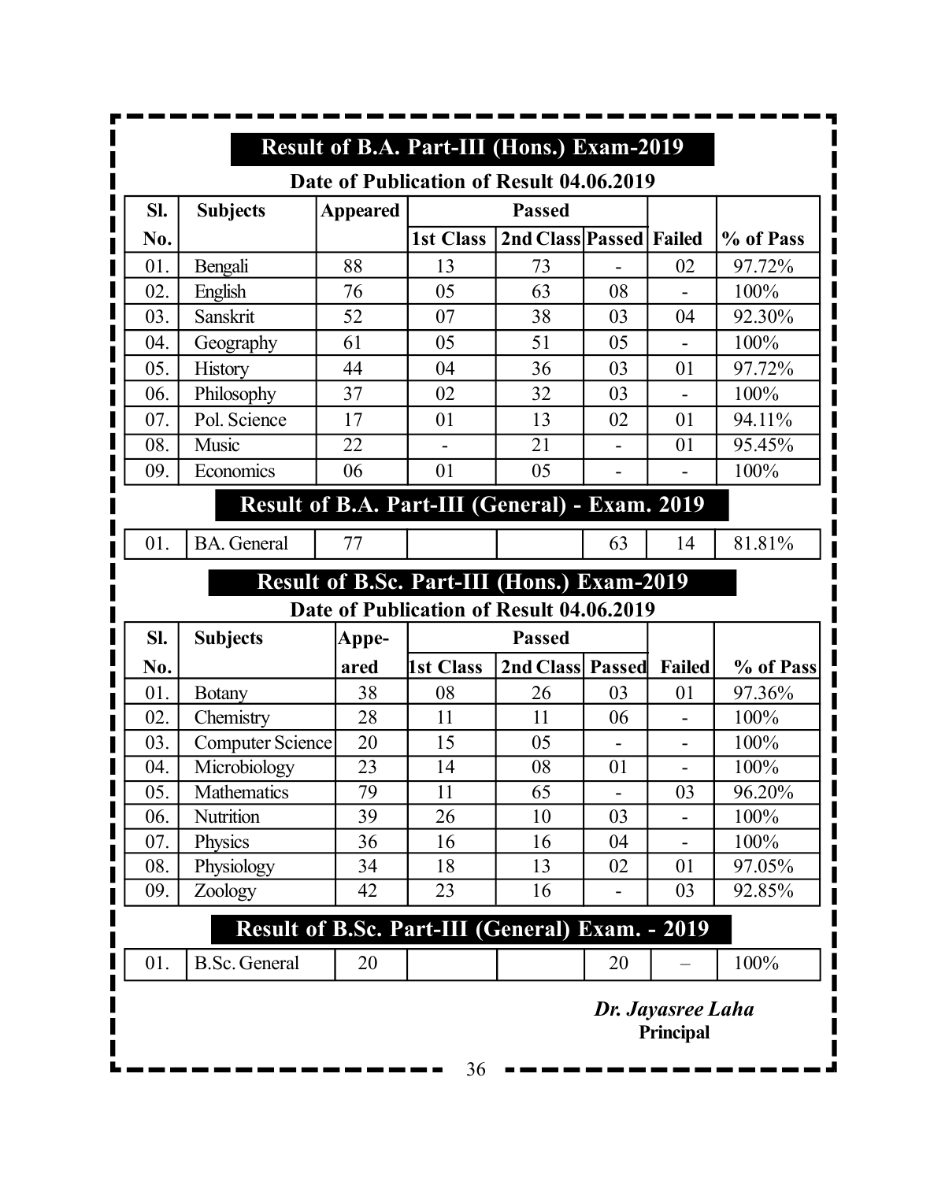## Result of B.A. Part-III (Hons.) Exam-2019

**Date of Publication of Result 04.06.2019**

| Sl. No. | Subjects | Appeared | Passed | | | Failed | % of Pass |
|---|---|---|---|---|---|---|---|
| | | | 1st Class | 2nd Class | Passed | | |
| 01. | Bengali | 88 | 13 | 73 | - | 02 | 97.72% |
| 02. | English | 76 | 05 | 63 | 08 | - | 100% |
| 03. | Sanskrit | 52 | 07 | 38 | 03 | 04 | 92.30% |
| 04. | Geography | 61 | 05 | 51 | 05 | - | 100% |
| 05. | History | 44 | 04 | 36 | 03 | 01 | 97.72% |
| 06. | Philosophy | 37 | 02 | 32 | 03 | - | 100% |
| 07. | Pol. Science | 17 | 01 | 13 | 02 | 01 | 94.11% |
| 08. | Music | 22 | - | 21 | - | 01 | 95.45% |
| 09. | Economics | 06 | 01 | 05 | - | - | 100% |

## Result of B.A. Part-III (General) - Exam. 2019

| | | | | | | | |
|---|---|---|---|---|---|---|---|
| 01. | BA. General | 77 | | | 63 | 14 | 81.81% |

## Result of B.Sc. Part-III (Hons.) Exam-2019

**Date of Publication of Result 04.06.2019**

| Sl. No. | Subjects | Appeared | Passed | | | Failed | % of Pass |
|---|---|---|---|---|---|---|---|
| | | | 1st Class | 2nd Class | Passed | | |
| 01. | Botany | 38 | 08 | 26 | 03 | 01 | 97.36% |
| 02. | Chemistry | 28 | 11 | 11 | 06 | - | 100% |
| 03. | Computer Science | 20 | 15 | 05 | - | - | 100% |
| 04. | Microbiology | 23 | 14 | 08 | 01 | - | 100% |
| 05. | Mathematics | 79 | 11 | 65 | - | 03 | 96.20% |
| 06. | Nutrition | 39 | 26 | 10 | 03 | - | 100% |
| 07. | Physics | 36 | 16 | 16 | 04 | - | 100% |
| 08. | Physiology | 34 | 18 | 13 | 02 | 01 | 97.05% |
| 09. | Zoology | 42 | 23 | 16 | - | 03 | 92.85% |

## Result of B.Sc. Part-III (General) Exam. - 2019

| | | | | | | | |
|---|---|---|---|---|---|---|---|
| 01. | B.Sc. General | 20 | | | 20 | – | 100% |

*Dr. Jayasree Laha*
**Principal**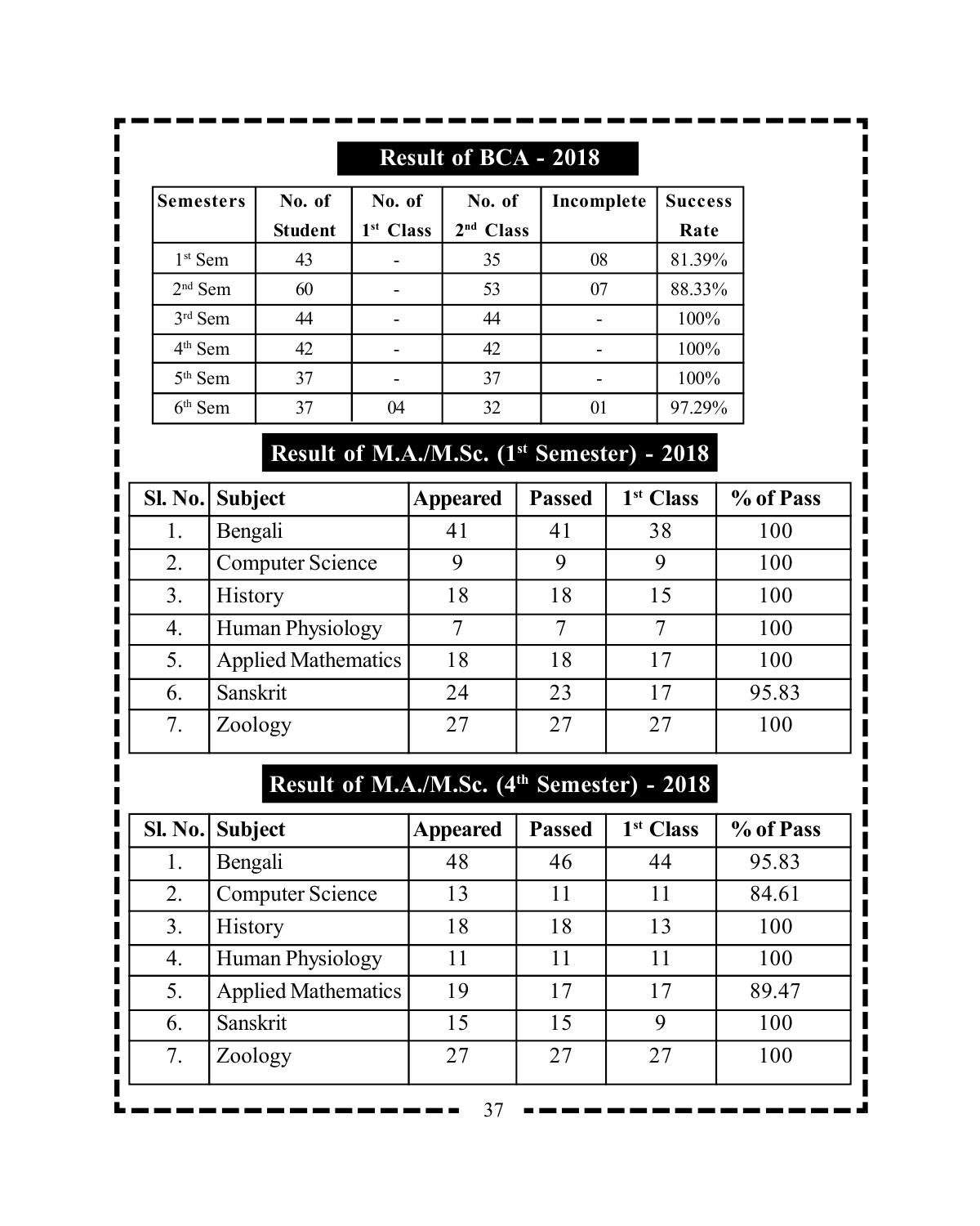## Result of BCA - 2018

| Semesters | No. of Student | No. of 1st Class | No. of 2nd Class | Incomplete | Success Rate |
|---|---|---|---|---|---|
| 1st Sem | 43 | - | 35 | 08 | 81.39% |
| 2nd Sem | 60 | - | 53 | 07 | 88.33% |
| 3rd Sem | 44 | - | 44 | - | 100% |
| 4th Sem | 42 | - | 42 | - | 100% |
| 5th Sem | 37 | - | 37 | - | 100% |
| 6th Sem | 37 | 04 | 32 | 01 | 97.29% |

## Result of M.A./M.Sc. (1st Semester) - 2018

| Sl. No. | Subject | Appeared | Passed | 1st Class | % of Pass |
|---|---|---|---|---|---|
| 1. | Bengali | 41 | 41 | 38 | 100 |
| 2. | Computer Science | 9 | 9 | 9 | 100 |
| 3. | History | 18 | 18 | 15 | 100 |
| 4. | Human Physiology | 7 | 7 | 7 | 100 |
| 5. | Applied Mathematics | 18 | 18 | 17 | 100 |
| 6. | Sanskrit | 24 | 23 | 17 | 95.83 |
| 7. | Zoology | 27 | 27 | 27 | 100 |

## Result of M.A./M.Sc. (4th Semester) - 2018

| Sl. No. | Subject | Appeared | Passed | 1st Class | % of Pass |
|---|---|---|---|---|---|
| 1. | Bengali | 48 | 46 | 44 | 95.83 |
| 2. | Computer Science | 13 | 11 | 11 | 84.61 |
| 3. | History | 18 | 18 | 13 | 100 |
| 4. | Human Physiology | 11 | 11 | 11 | 100 |
| 5. | Applied Mathematics | 19 | 17 | 17 | 89.47 |
| 6. | Sanskrit | 15 | 15 | 9 | 100 |
| 7. | Zoology | 27 | 27 | 27 | 100 |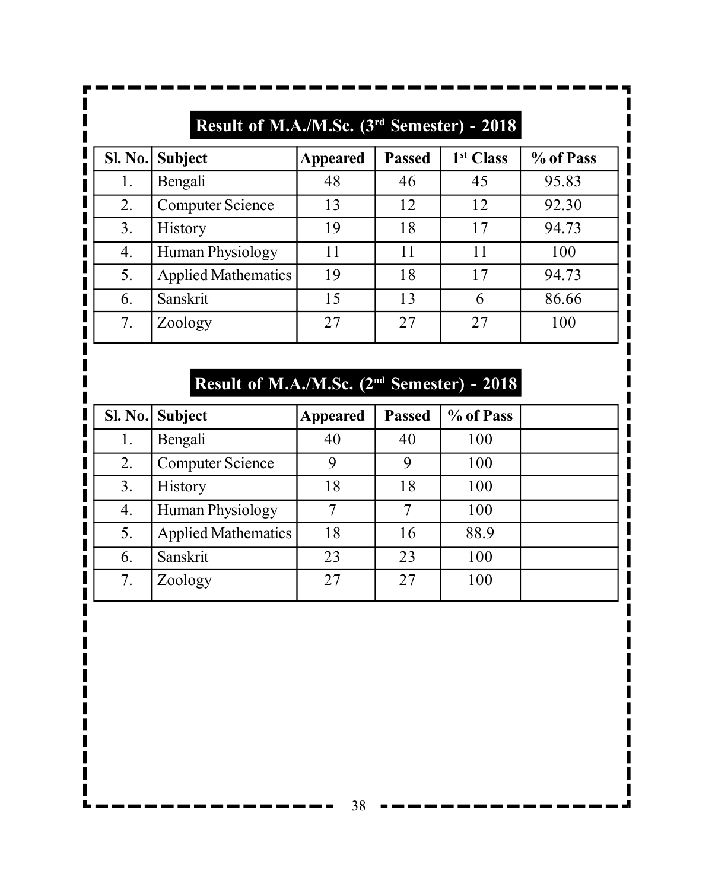## Result of M.A./M.Sc. (3rd Semester) - 2018

| Sl. No. | Subject | Appeared | Passed | 1st Class | % of Pass |
|---|---|---|---|---|---|
| 1. | Bengali | 48 | 46 | 45 | 95.83 |
| 2. | Computer Science | 13 | 12 | 12 | 92.30 |
| 3. | History | 19 | 18 | 17 | 94.73 |
| 4. | Human Physiology | 11 | 11 | 11 | 100 |
| 5. | Applied Mathematics | 19 | 18 | 17 | 94.73 |
| 6. | Sanskrit | 15 | 13 | 6 | 86.66 |
| 7. | Zoology | 27 | 27 | 27 | 100 |

## Result of M.A./M.Sc. (2nd Semester) - 2018

| Sl. No. | Subject | Appeared | Passed | % of Pass | |
|---|---|---|---|---|---|
| 1. | Bengali | 40 | 40 | 100 | |
| 2. | Computer Science | 9 | 9 | 100 | |
| 3. | History | 18 | 18 | 100 | |
| 4. | Human Physiology | 7 | 7 | 100 | |
| 5. | Applied Mathematics | 18 | 16 | 88.9 | |
| 6. | Sanskrit | 23 | 23 | 100 | |
| 7. | Zoology | 27 | 27 | 100 | |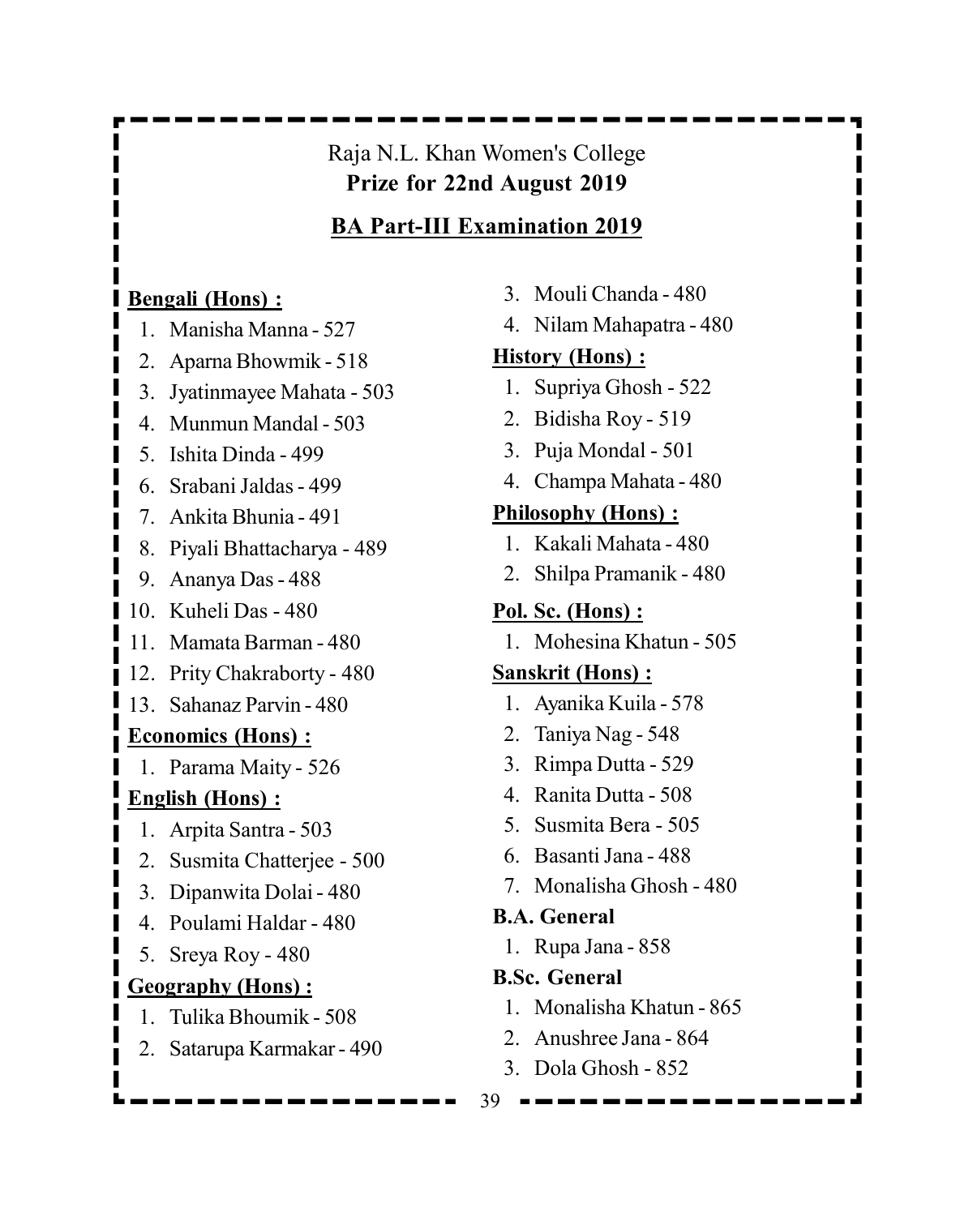Raja N.L. Khan Women's College

**Prize for 22nd August 2019**

## BA Part-III Examination 2019

**Bengali (Hons) :**

1. Manisha Manna - 527
2. Aparna Bhowmik - 518
3. Jyatinmayee Mahata - 503
4. Munmun Mandal - 503
5. Ishita Dinda - 499
6. Srabani Jaldas - 499
7. Ankita Bhunia - 491
8. Piyali Bhattacharya - 489
9. Ananya Das - 488
10. Kuheli Das - 480
11. Mamata Barman - 480
12. Prity Chakraborty - 480
13. Sahanaz Parvin - 480

**Economics (Hons) :**

1. Parama Maity - 526

**English (Hons) :**

1. Arpita Santra - 503
2. Susmita Chatterjee - 500
3. Dipanwita Dolai - 480
4. Poulami Haldar - 480
5. Sreya Roy - 480

**Geography (Hons) :**

1. Tulika Bhoumik - 508
2. Satarupa Karmakar - 490
3. Mouli Chanda - 480
4. Nilam Mahapatra - 480

**History (Hons) :**

1. Supriya Ghosh - 522
2. Bidisha Roy - 519
3. Puja Mondal - 501
4. Champa Mahata - 480

**Philosophy (Hons) :**

1. Kakali Mahata - 480
2. Shilpa Pramanik - 480

**Pol. Sc. (Hons) :**

1. Mohesina Khatun - 505

**Sanskrit (Hons) :**

1. Ayanika Kuila - 578
2. Taniya Nag - 548
3. Rimpa Dutta - 529
4. Ranita Dutta - 508
5. Susmita Bera - 505
6. Basanti Jana - 488
7. Monalisha Ghosh - 480

**B.A. General**

1. Rupa Jana - 858

**B.Sc. General**

1. Monalisha Khatun - 865
2. Anushree Jana - 864
3. Dola Ghosh - 852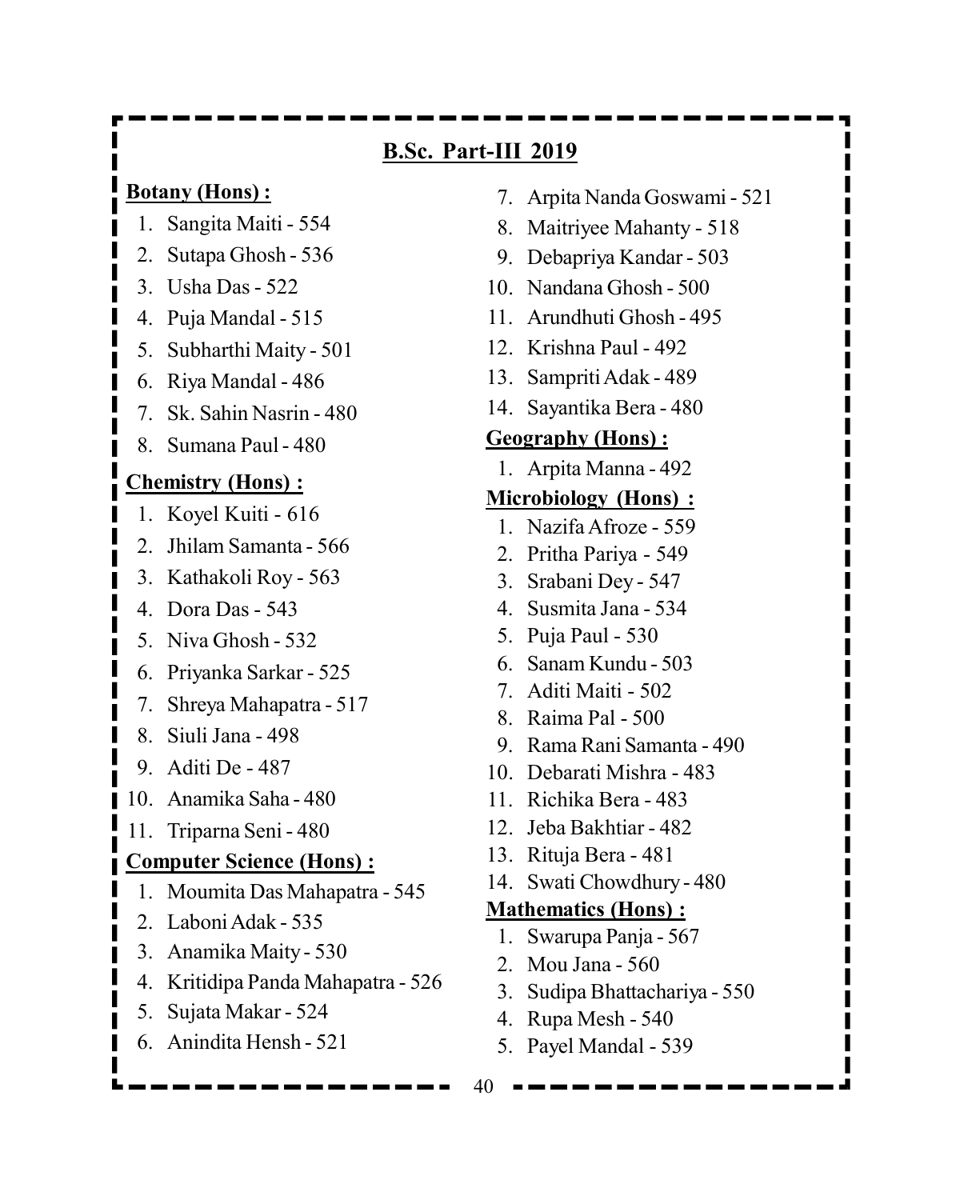## B.Sc. Part-III 2019

**Botany (Hons) :**

1. Sangita Maiti - 554
2. Sutapa Ghosh - 536
3. Usha Das - 522
4. Puja Mandal - 515
5. Subharthi Maity - 501
6. Riya Mandal - 486
7. Sk. Sahin Nasrin - 480
8. Sumana Paul - 480

**Chemistry (Hons) :**

1. Koyel Kuiti - 616
2. Jhilam Samanta - 566
3. Kathakoli Roy - 563
4. Dora Das - 543
5. Niva Ghosh - 532
6. Priyanka Sarkar - 525
7. Shreya Mahapatra - 517
8. Siuli Jana - 498
9. Aditi De - 487
10. Anamika Saha - 480
11. Triparna Seni - 480

**Computer Science (Hons) :**

1. Moumita Das Mahapatra - 545
2. Laboni Adak - 535
3. Anamika Maity - 530
4. Kritidipa Panda Mahapatra - 526
5. Sujata Makar - 524
6. Anindita Hensh - 521
7. Arpita Nanda Goswami - 521
8. Maitriyee Mahanty - 518
9. Debapriya Kandar - 503
10. Nandana Ghosh - 500
11. Arundhuti Ghosh - 495
12. Krishna Paul - 492
13. Sampriti Adak - 489
14. Sayantika Bera - 480

**Geography (Hons) :**

1. Arpita Manna - 492

**Microbiology (Hons) :**

1. Nazifa Afroze - 559
2. Pritha Pariya - 549
3. Srabani Dey - 547
4. Susmita Jana - 534
5. Puja Paul - 530
6. Sanam Kundu - 503
7. Aditi Maiti - 502
8. Raima Pal - 500
9. Rama Rani Samanta - 490
10. Debarati Mishra - 483
11. Richika Bera - 483
12. Jeba Bakhtiar - 482
13. Rituja Bera - 481
14. Swati Chowdhury - 480

**Mathematics (Hons) :**

1. Swarupa Panja - 567
2. Mou Jana - 560
3. Sudipa Bhattachariya - 550
4. Rupa Mesh - 540
5. Payel Mandal - 539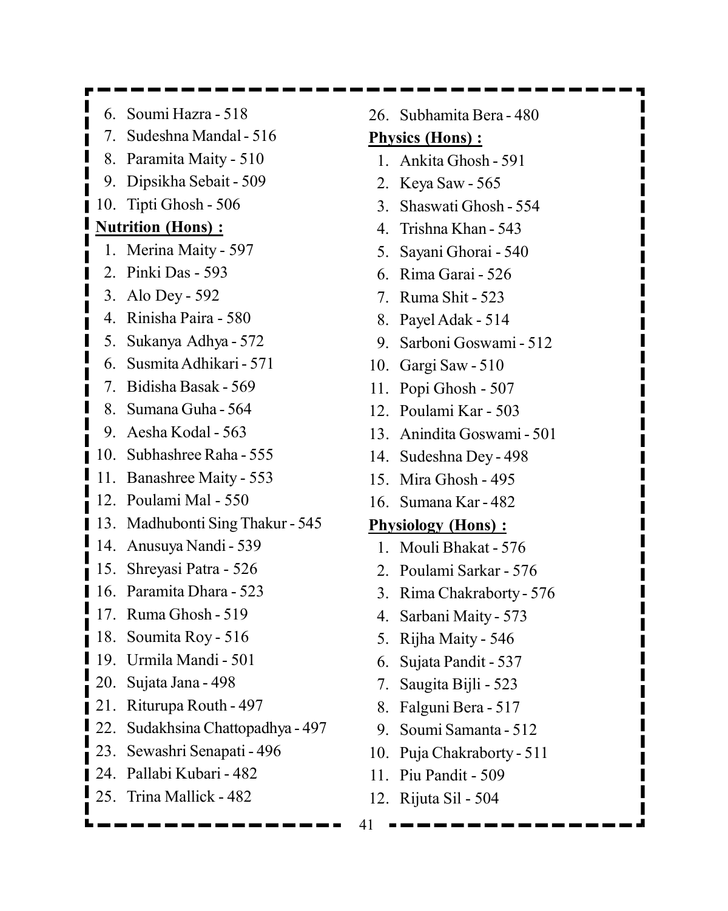6. Soumi Hazra - 518
7. Sudeshna Mandal - 516
8. Paramita Maity - 510
9. Dipsikha Sebait - 509
10. Tipti Ghosh - 506

**Nutrition (Hons) :**

1. Merina Maity - 597
2. Pinki Das - 593
3. Alo Dey - 592
4. Rinisha Paira - 580
5. Sukanya Adhya - 572
6. Susmita Adhikari - 571
7. Bidisha Basak - 569
8. Sumana Guha - 564
9. Aesha Kodal - 563
10. Subhashree Raha - 555
11. Banashree Maity - 553
12. Poulami Mal - 550
13. Madhubonti Sing Thakur - 545
14. Anusuya Nandi - 539
15. Shreyasi Patra - 526
16. Paramita Dhara - 523
17. Ruma Ghosh - 519
18. Soumita Roy - 516
19. Urmila Mandi - 501
20. Sujata Jana - 498
21. Riturupa Routh - 497
22. Sudakhsina Chattopadhya - 497
23. Sewashri Senapati - 496
24. Pallabi Kubari - 482
25. Trina Mallick - 482
26. Subhamita Bera - 480

**Physics (Hons) :**

1. Ankita Ghosh - 591
2. Keya Saw - 565
3. Shaswati Ghosh - 554
4. Trishna Khan - 543
5. Sayani Ghorai - 540
6. Rima Garai - 526
7. Ruma Shit - 523
8. Payel Adak - 514
9. Sarboni Goswami - 512
10. Gargi Saw - 510
11. Popi Ghosh - 507
12. Poulami Kar - 503
13. Anindita Goswami - 501
14. Sudeshna Dey - 498
15. Mira Ghosh - 495
16. Sumana Kar - 482

**Physiology (Hons) :**

1. Mouli Bhakat - 576
2. Poulami Sarkar - 576
3. Rima Chakraborty - 576
4. Sarbani Maity - 573
5. Rijha Maity - 546
6. Sujata Pandit - 537
7. Saugita Bijli - 523
8. Falguni Bera - 517
9. Soumi Samanta - 512
10. Puja Chakraborty - 511
11. Piu Pandit - 509
12. Rijuta Sil - 504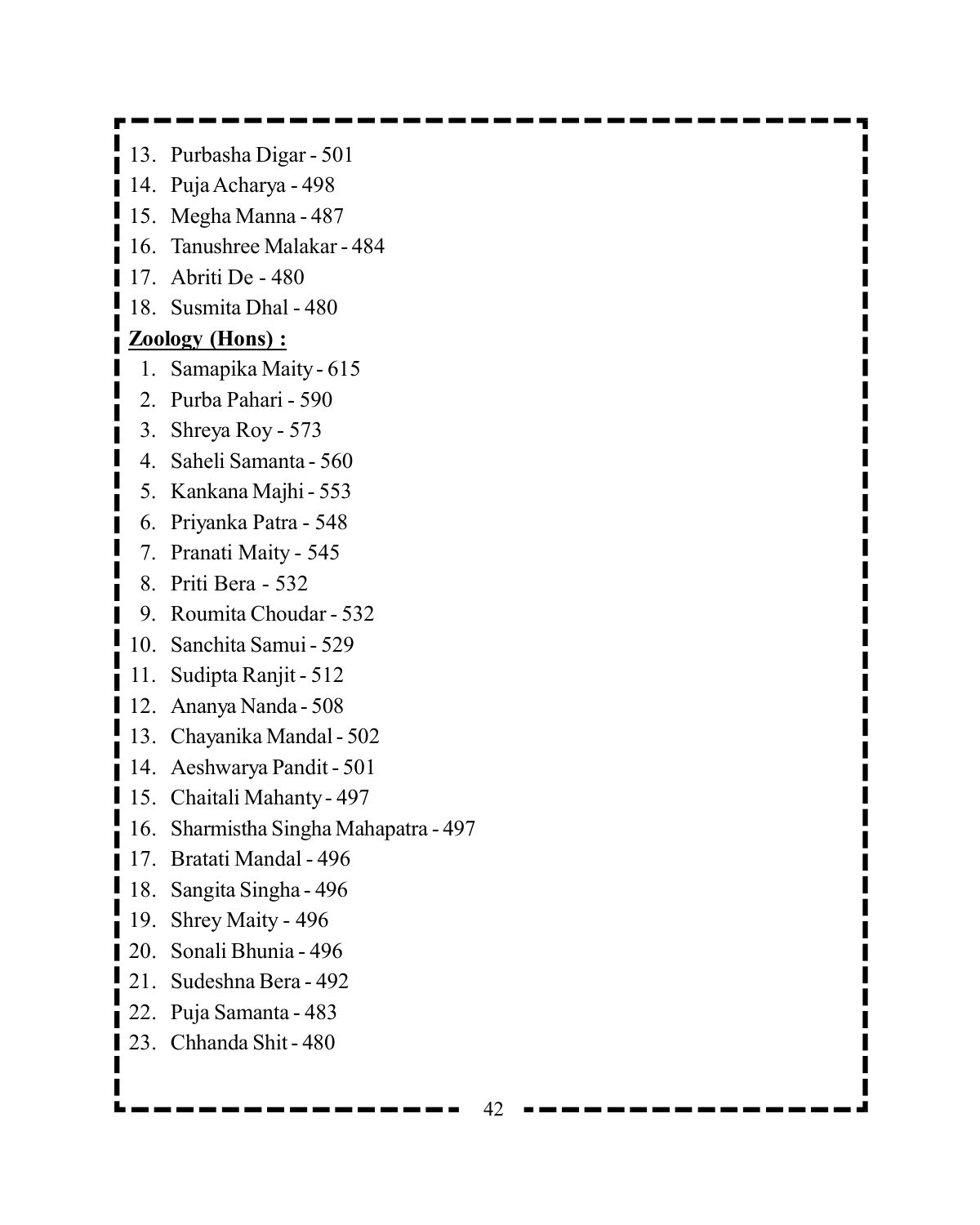13. Purbasha Digar - 501
14. Puja Acharya - 498
15. Megha Manna - 487
16. Tanushree Malakar - 484
17. Abriti De - 480
18. Susmita Dhal - 480

**Zoology (Hons) :**

1. Samapika Maity - 615
2. Purba Pahari - 590
3. Shreya Roy - 573
4. Saheli Samanta - 560
5. Kankana Majhi - 553
6. Priyanka Patra - 548
7. Pranati Maity - 545
8. Priti Bera - 532
9. Roumita Choudar - 532
10. Sanchita Samui - 529
11. Sudipta Ranjit - 512
12. Ananya Nanda - 508
13. Chayanika Mandal - 502
14. Aeshwarya Pandit - 501
15. Chaitali Mahanty - 497
16. Sharmistha Singha Mahapatra - 497
17. Bratati Mandal - 496
18. Sangita Singha - 496
19. Shrey Maity - 496
20. Sonali Bhunia - 496
21. Sudeshna Bera - 492
22. Puja Samanta - 483
23. Chhanda Shit - 480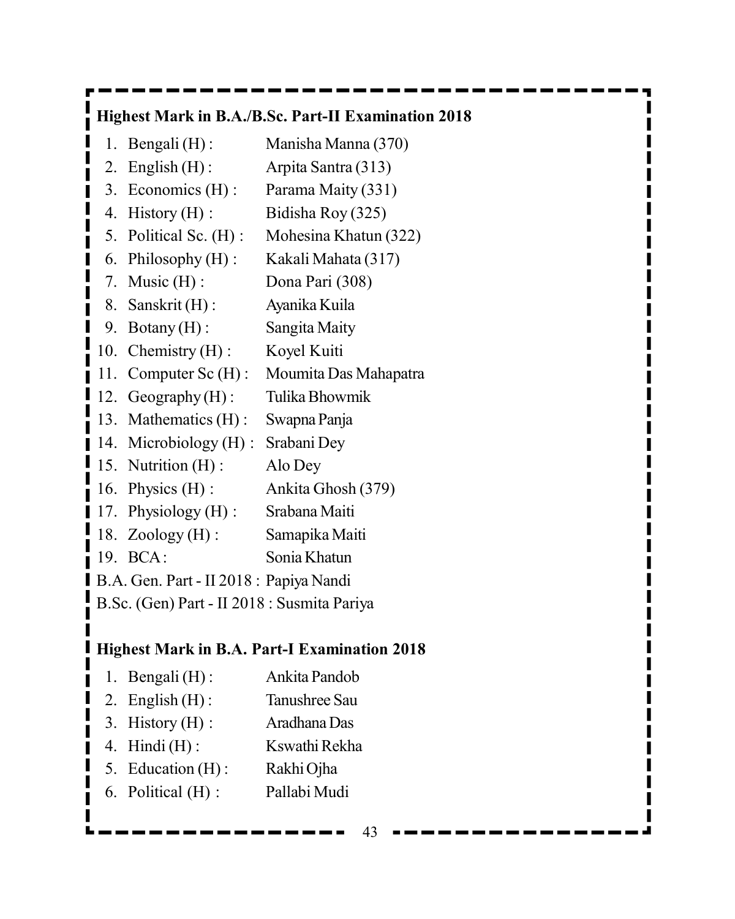**Highest Mark in B.A./B.Sc. Part-II Examination 2018**

1. Bengali (H) : Manisha Manna (370)
2. English (H) : Arpita Santra (313)
3. Economics (H) : Parama Maity (331)
4. History (H) : Bidisha Roy (325)
5. Political Sc. (H) : Mohesina Khatun (322)
6. Philosophy (H) : Kakali Mahata (317)
7. Music (H) : Dona Pari (308)
8. Sanskrit (H) : Ayanika Kuila
9. Botany (H) : Sangita Maity
10. Chemistry (H) : Koyel Kuiti
11. Computer Sc (H) : Moumita Das Mahapatra
12. Geography (H) : Tulika Bhowmik
13. Mathematics (H) : Swapna Panja
14. Microbiology (H) : Srabani Dey
15. Nutrition (H) : Alo Dey
16. Physics (H) : Ankita Ghosh (379)
17. Physiology (H) : Srabana Maiti
18. Zoology (H) : Samapika Maiti
19. BCA : Sonia Khatun

B.A. Gen. Part - II 2018 : Papiya Nandi

B.Sc. (Gen) Part - II 2018 : Susmita Pariya

**Highest Mark in B.A. Part-I Examination 2018**

1. Bengali (H) : Ankita Pandob
2. English (H) : Tanushree Sau
3. History (H) : Aradhana Das
4. Hindi (H) : Kswathi Rekha
5. Education (H) : Rakhi Ojha
6. Political (H) : Pallabi Mudi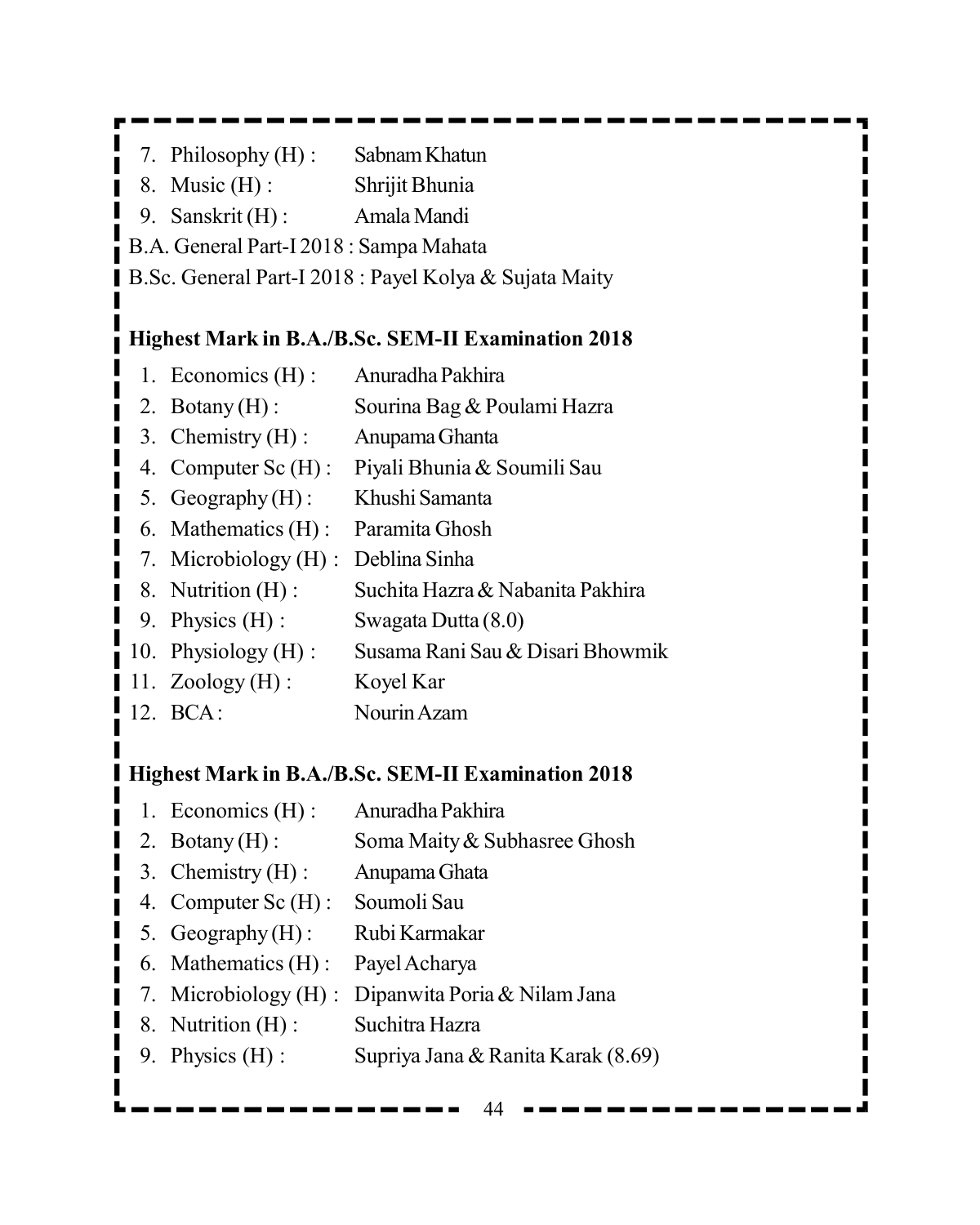7. Philosophy (H) : Sabnam Khatun
8. Music (H) : Shrijit Bhunia
9. Sanskrit (H) : Amala Mandi

B.A. General Part-I 2018 : Sampa Mahata

B.Sc. General Part-I 2018 : Payel Kolya & Sujata Maity

**Highest Mark in B.A./B.Sc. SEM-II Examination 2018**

1. Economics (H) : Anuradha Pakhira
2. Botany (H) : Sourina Bag & Poulami Hazra
3. Chemistry (H) : Anupama Ghanta
4. Computer Sc (H) : Piyali Bhunia & Soumili Sau
5. Geography (H) : Khushi Samanta
6. Mathematics (H) : Paramita Ghosh
7. Microbiology (H) : Deblina Sinha
8. Nutrition (H) : Suchita Hazra & Nabanita Pakhira
9. Physics (H) : Swagata Dutta (8.0)
10. Physiology (H) : Susama Rani Sau & Disari Bhowmik
11. Zoology (H) : Koyel Kar
12. BCA : Nourin Azam

**Highest Mark in B.A./B.Sc. SEM-II Examination 2018**

1. Economics (H) : Anuradha Pakhira
2. Botany (H) : Soma Maity & Subhasree Ghosh
3. Chemistry (H) : Anupama Ghata
4. Computer Sc (H) : Soumoli Sau
5. Geography (H) : Rubi Karmakar
6. Mathematics (H) : Payel Acharya
7. Microbiology (H) : Dipanwita Poria & Nilam Jana
8. Nutrition (H) : Suchitra Hazra
9. Physics (H) : Supriya Jana & Ranita Karak (8.69)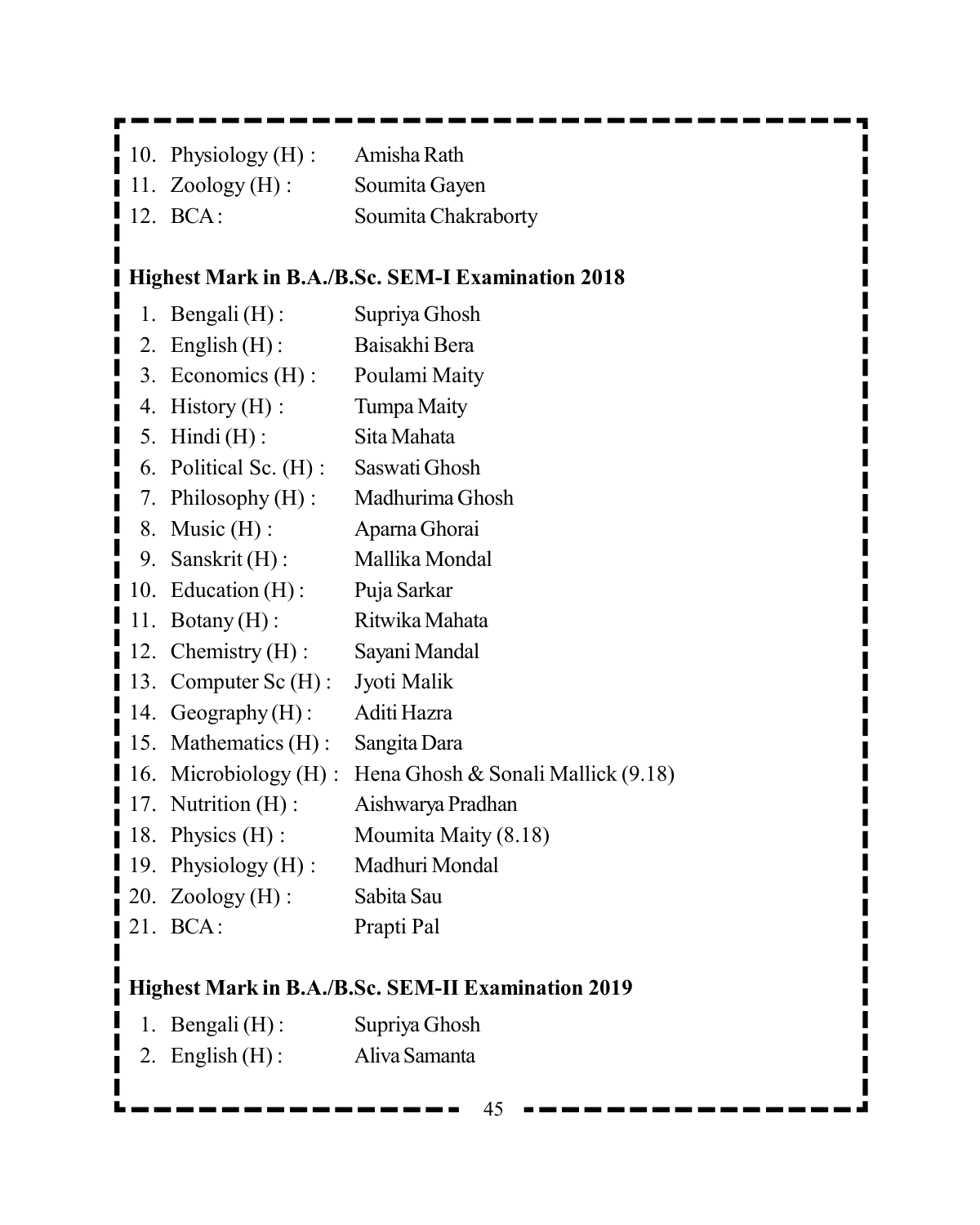10. Physiology (H) : Amisha Rath
11. Zoology (H) : Soumita Gayen
12. BCA : Soumita Chakraborty

**Highest Mark in B.A./B.Sc. SEM-I Examination 2018**

1. Bengali (H) : Supriya Ghosh
2. English (H) : Baisakhi Bera
3. Economics (H) : Poulami Maity
4. History (H) : Tumpa Maity
5. Hindi (H) : Sita Mahata
6. Political Sc. (H) : Saswati Ghosh
7. Philosophy (H) : Madhurima Ghosh
8. Music (H) : Aparna Ghorai
9. Sanskrit (H) : Mallika Mondal
10. Education (H) : Puja Sarkar
11. Botany (H) : Ritwika Mahata
12. Chemistry (H) : Sayani Mandal
13. Computer Sc (H) : Jyoti Malik
14. Geography (H) : Aditi Hazra
15. Mathematics (H) : Sangita Dara
16. Microbiology (H) : Hena Ghosh & Sonali Mallick (9.18)
17. Nutrition (H) : Aishwarya Pradhan
18. Physics (H) : Moumita Maity (8.18)
19. Physiology (H) : Madhuri Mondal
20. Zoology (H) : Sabita Sau
21. BCA : Prapti Pal

**Highest Mark in B.A./B.Sc. SEM-II Examination 2019**

1. Bengali (H) : Supriya Ghosh
2. English (H) : Aliva Samanta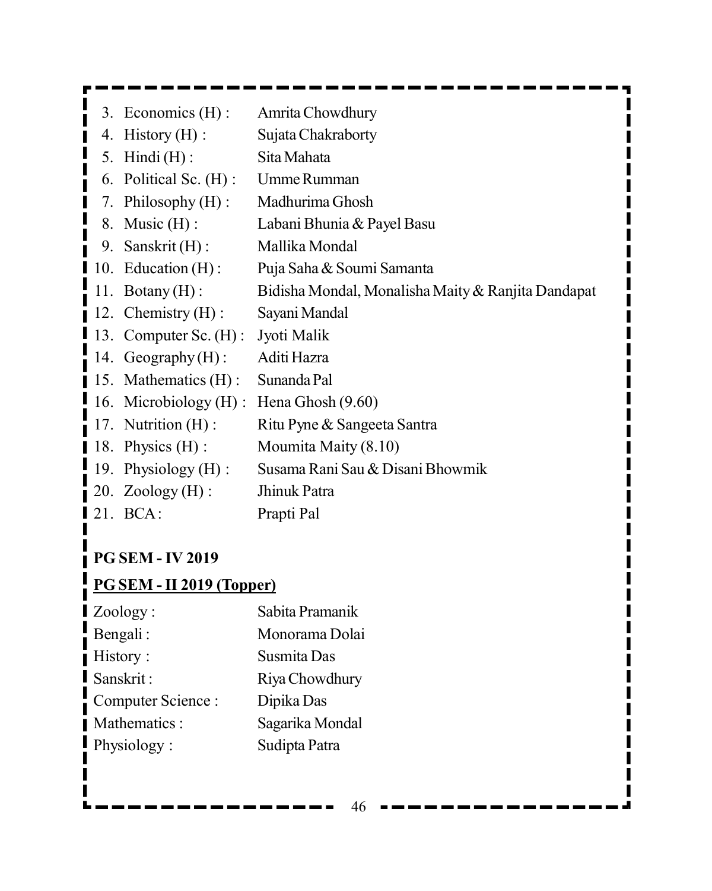3. Economics (H) : Amrita Chowdhury
4. History (H) : Sujata Chakraborty
5. Hindi (H) : Sita Mahata
6. Political Sc. (H) : Umme Rumman
7. Philosophy (H) : Madhurima Ghosh
8. Music (H) : Labani Bhunia & Payel Basu
9. Sanskrit (H) : Mallika Mondal
10. Education (H) : Puja Saha & Soumi Samanta
11. Botany (H) : Bidisha Mondal, Monalisha Maity & Ranjita Dandapat
12. Chemistry (H) : Sayani Mandal
13. Computer Sc. (H) : Jyoti Malik
14. Geography (H) : Aditi Hazra
15. Mathematics (H) : Sunanda Pal
16. Microbiology (H) : Hena Ghosh (9.60)
17. Nutrition (H) : Ritu Pyne & Sangeeta Santra
18. Physics (H) : Moumita Maity (8.10)
19. Physiology (H) : Susama Rani Sau & Disani Bhowmik
20. Zoology (H) : Jhinuk Patra
21. BCA : Prapti Pal

**PG SEM - IV 2019**

**PG SEM - II 2019 (Topper)**

| | |
|---|---|
| Zoology : | Sabita Pramanik |
| Bengali : | Monorama Dolai |
| History : | Susmita Das |
| Sanskrit : | Riya Chowdhury |
| Computer Science : | Dipika Das |
| Mathematics : | Sagarika Mondal |
| Physiology : | Sudipta Patra |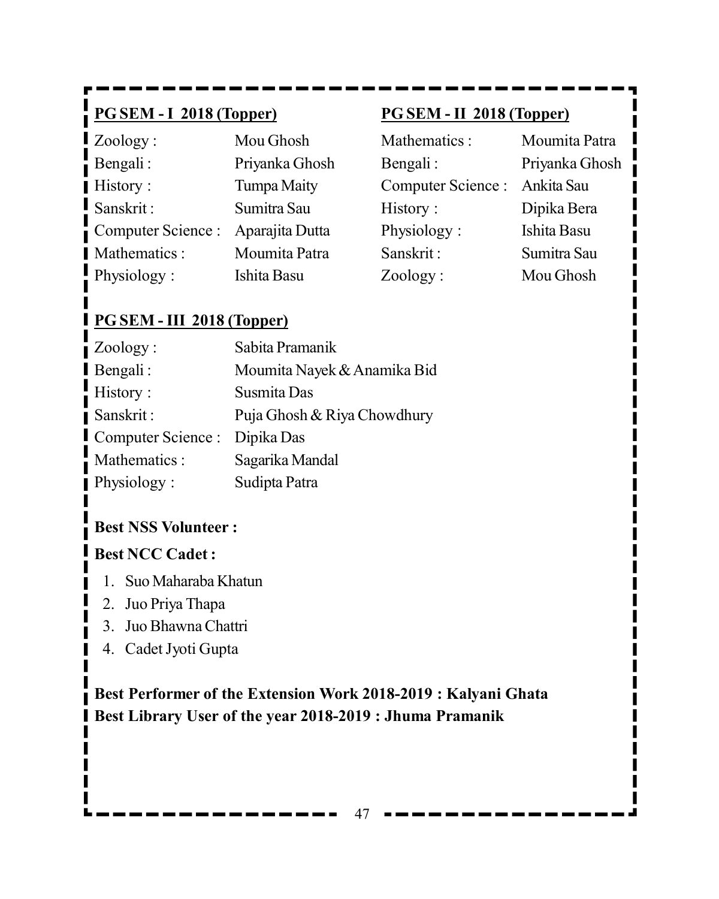**PG SEM - I 2018 (Topper)**

| | |
|---|---|
| Zoology : | Mou Ghosh |
| Bengali : | Priyanka Ghosh |
| History : | Tumpa Maity |
| Sanskrit : | Sumitra Sau |
| Computer Science : | Aparajita Dutta |
| Mathematics : | Moumita Patra |
| Physiology : | Ishita Basu |

**PG SEM - II 2018 (Topper)**

| | |
|---|---|
| Mathematics : | Moumita Patra |
| Bengali : | Priyanka Ghosh |
| Computer Science : | Ankita Sau |
| History : | Dipika Bera |
| Physiology : | Ishita Basu |
| Sanskrit : | Sumitra Sau |
| Zoology : | Mou Ghosh |

**PG SEM - III 2018 (Topper)**

| | |
|---|---|
| Zoology : | Sabita Pramanik |
| Bengali : | Moumita Nayek & Anamika Bid |
| History : | Susmita Das |
| Sanskrit : | Puja Ghosh & Riya Chowdhury |
| Computer Science : | Dipika Das |
| Mathematics : | Sagarika Mandal |
| Physiology : | Sudipta Patra |

**Best NSS Volunteer :**

**Best NCC Cadet :**

1. Suo Maharaba Khatun
2. Juo Priya Thapa
3. Juo Bhawna Chattri
4. Cadet Jyoti Gupta

**Best Performer of the Extension Work 2018-2019 : Kalyani Ghata**

**Best Library User of the year 2018-2019 : Jhuma Pramanik**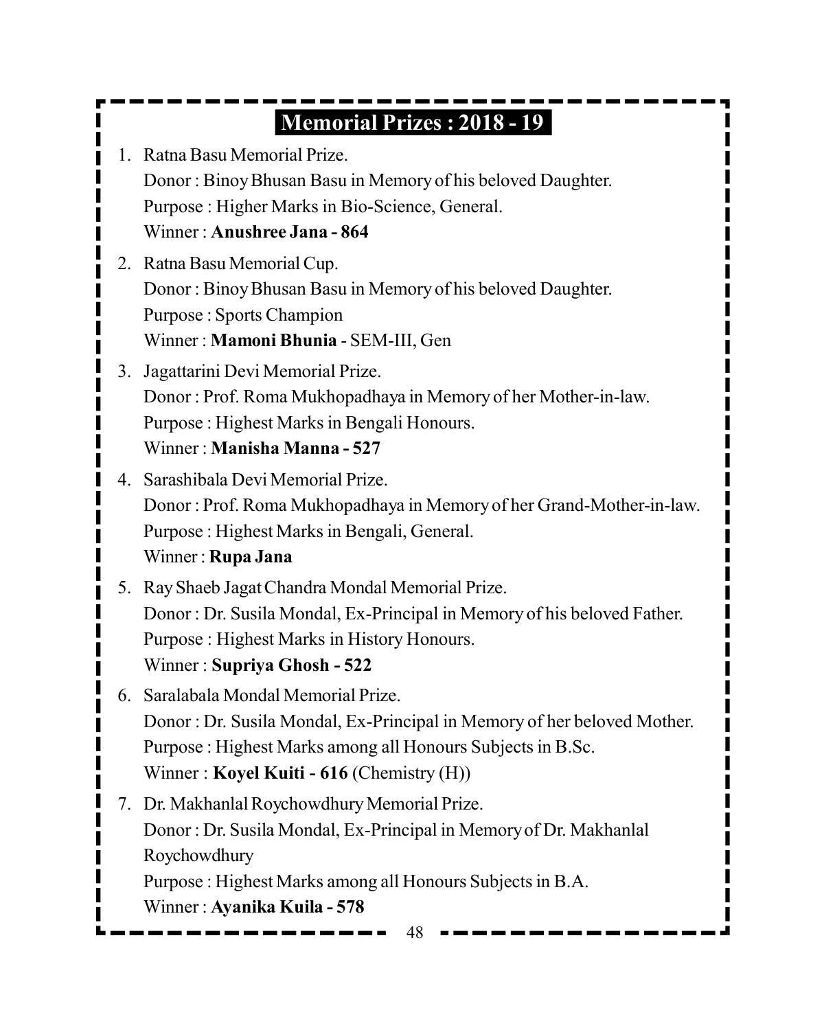## Memorial Prizes : 2018 - 19

1. Ratna Basu Memorial Prize.
   Donor : Binoy Bhusan Basu in Memory of his beloved Daughter.
   Purpose : Higher Marks in Bio-Science, General.
   Winner : **Anushree Jana - 864**

2. Ratna Basu Memorial Cup.
   Donor : Binoy Bhusan Basu in Memory of his beloved Daughter.
   Purpose : Sports Champion
   Winner : **Mamoni Bhunia** - SEM-III, Gen

3. Jagattarini Devi Memorial Prize.
   Donor : Prof. Roma Mukhopadhaya in Memory of her Mother-in-law.
   Purpose : Highest Marks in Bengali Honours.
   Winner : **Manisha Manna - 527**

4. Sarashibala Devi Memorial Prize.
   Donor : Prof. Roma Mukhopadhaya in Memory of her Grand-Mother-in-law.
   Purpose : Highest Marks in Bengali, General.
   Winner : **Rupa Jana**

5. Ray Shaeb Jagat Chandra Mondal Memorial Prize.
   Donor : Dr. Susila Mondal, Ex-Principal in Memory of his beloved Father.
   Purpose : Highest Marks in History Honours.
   Winner : **Supriya Ghosh - 522**

6. Saralabala Mondal Memorial Prize.
   Donor : Dr. Susila Mondal, Ex-Principal in Memory of her beloved Mother.
   Purpose : Highest Marks among all Honours Subjects in B.Sc.
   Winner : **Koyel Kuiti - 616** (Chemistry (H))

7. Dr. Makhanlal Roychowdhury Memorial Prize.
   Donor : Dr. Susila Mondal, Ex-Principal in Memory of Dr. Makhanlal Roychowdhury
   Purpose : Highest Marks among all Honours Subjects in B.A.
   Winner : **Ayanika Kuila - 578**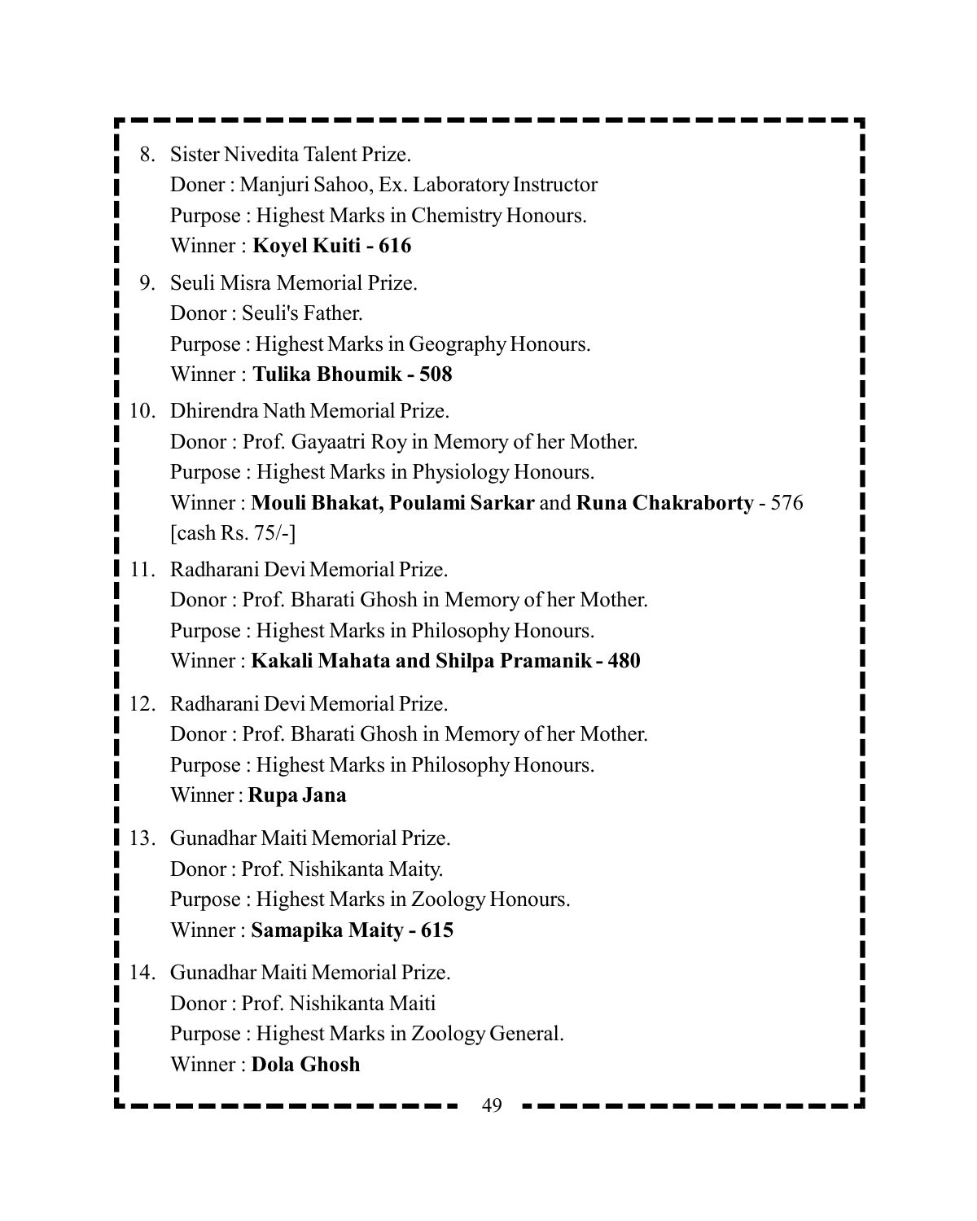8. Sister Nivedita Talent Prize.
   Doner : Manjuri Sahoo, Ex. Laboratory Instructor
   Purpose : Highest Marks in Chemistry Honours.
   Winner : **Koyel Kuiti - 616**

9. Seuli Misra Memorial Prize.
   Donor : Seuli's Father.
   Purpose : Highest Marks in Geography Honours.
   Winner : **Tulika Bhoumik - 508**

10. Dhirendra Nath Memorial Prize.
    Donor : Prof. Gayaatri Roy in Memory of her Mother.
    Purpose : Highest Marks in Physiology Honours.
    Winner : **Mouli Bhakat, Poulami Sarkar** and **Runa Chakraborty** - 576 [cash Rs. 75/-]

11. Radharani Devi Memorial Prize.
    Donor : Prof. Bharati Ghosh in Memory of her Mother.
    Purpose : Highest Marks in Philosophy Honours.
    Winner : **Kakali Mahata and Shilpa Pramanik - 480**

12. Radharani Devi Memorial Prize.
    Donor : Prof. Bharati Ghosh in Memory of her Mother.
    Purpose : Highest Marks in Philosophy Honours.
    Winner : **Rupa Jana**

13. Gunadhar Maiti Memorial Prize.
    Donor : Prof. Nishikanta Maity.
    Purpose : Highest Marks in Zoology Honours.
    Winner : **Samapika Maity - 615**

14. Gunadhar Maiti Memorial Prize.
    Donor : Prof. Nishikanta Maiti
    Purpose : Highest Marks in Zoology General.
    Winner : **Dola Ghosh**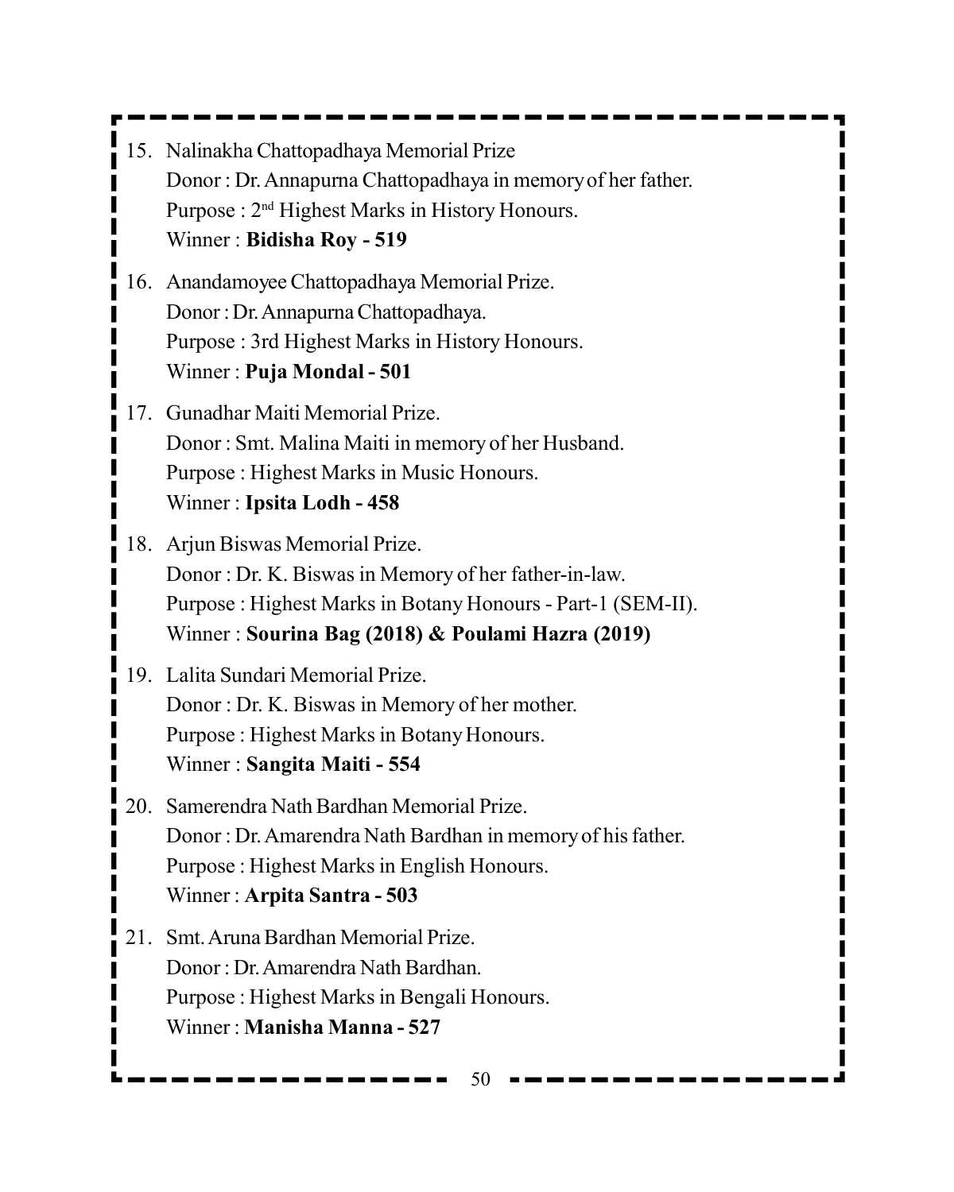15. Nalinakha Chattopadhaya Memorial Prize
    Donor : Dr. Annapurna Chattopadhaya in memory of her father.
    Purpose : 2nd Highest Marks in History Honours.
    Winner : **Bidisha Roy - 519**

16. Anandamoyee Chattopadhaya Memorial Prize.
    Donor : Dr. Annapurna Chattopadhaya.
    Purpose : 3rd Highest Marks in History Honours.
    Winner : **Puja Mondal - 501**

17. Gunadhar Maiti Memorial Prize.
    Donor : Smt. Malina Maiti in memory of her Husband.
    Purpose : Highest Marks in Music Honours.
    Winner : **Ipsita Lodh - 458**

18. Arjun Biswas Memorial Prize.
    Donor : Dr. K. Biswas in Memory of her father-in-law.
    Purpose : Highest Marks in Botany Honours - Part-1 (SEM-II).
    Winner : **Sourina Bag (2018) & Poulami Hazra (2019)**

19. Lalita Sundari Memorial Prize.
    Donor : Dr. K. Biswas in Memory of her mother.
    Purpose : Highest Marks in Botany Honours.
    Winner : **Sangita Maiti - 554**

20. Samerendra Nath Bardhan Memorial Prize.
    Donor : Dr. Amarendra Nath Bardhan in memory of his father.
    Purpose : Highest Marks in English Honours.
    Winner : **Arpita Santra - 503**

21. Smt. Aruna Bardhan Memorial Prize.
    Donor : Dr. Amarendra Nath Bardhan.
    Purpose : Highest Marks in Bengali Honours.
    Winner : **Manisha Manna - 527**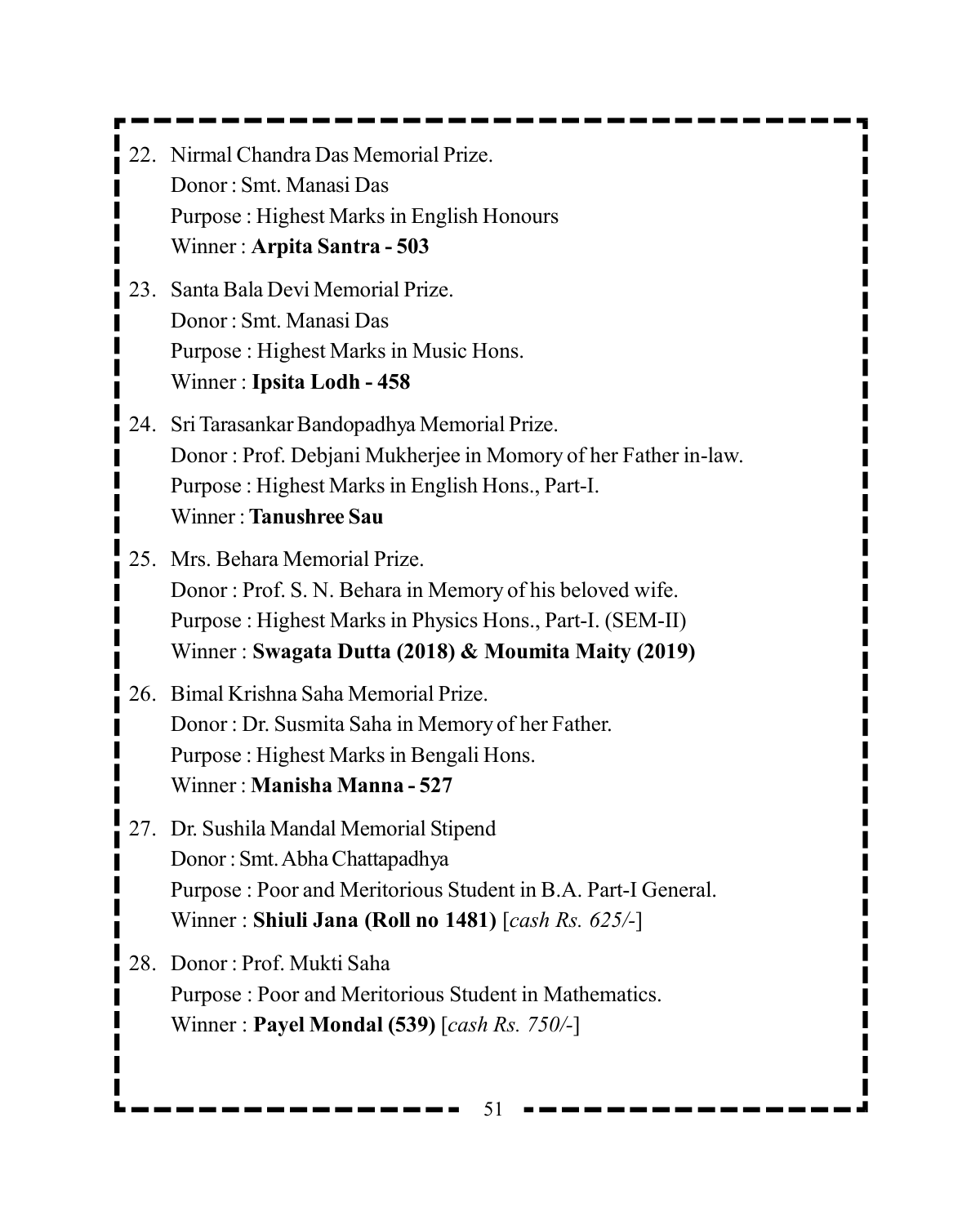22. Nirmal Chandra Das Memorial Prize.
    Donor : Smt. Manasi Das
    Purpose : Highest Marks in English Honours
    Winner : **Arpita Santra - 503**

23. Santa Bala Devi Memorial Prize.
    Donor : Smt. Manasi Das
    Purpose : Highest Marks in Music Hons.
    Winner : **Ipsita Lodh - 458**

24. Sri Tarasankar Bandopadhya Memorial Prize.
    Donor : Prof. Debjani Mukherjee in Momory of her Father in-law.
    Purpose : Highest Marks in English Hons., Part-I.
    Winner : **Tanushree Sau**

25. Mrs. Behara Memorial Prize.
    Donor : Prof. S. N. Behara in Memory of his beloved wife.
    Purpose : Highest Marks in Physics Hons., Part-I. (SEM-II)
    Winner : **Swagata Dutta (2018) & Moumita Maity (2019)**

26. Bimal Krishna Saha Memorial Prize.
    Donor : Dr. Susmita Saha in Memory of her Father.
    Purpose : Highest Marks in Bengali Hons.
    Winner : **Manisha Manna - 527**

27. Dr. Sushila Mandal Memorial Stipend
    Donor : Smt. Abha Chattapadhya
    Purpose : Poor and Meritorious Student in B.A. Part-I General.
    Winner : **Shiuli Jana (Roll no 1481)** [*cash Rs. 625/-*]

28. Donor : Prof. Mukti Saha
    Purpose : Poor and Meritorious Student in Mathematics.
    Winner : **Payel Mondal (539)** [*cash Rs. 750/-*]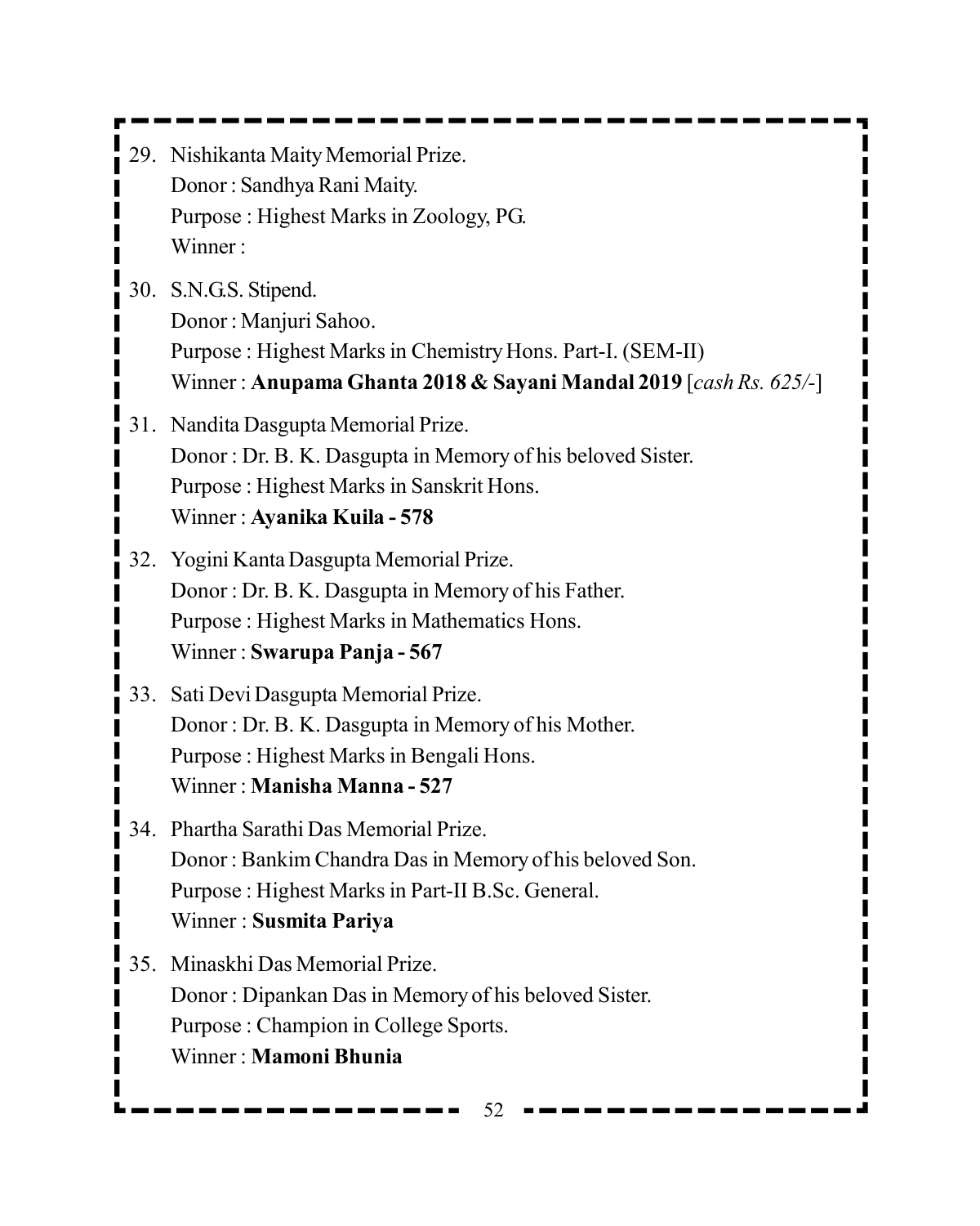29. Nishikanta Maity Memorial Prize.
    Donor : Sandhya Rani Maity.
    Purpose : Highest Marks in Zoology, PG.
    Winner :

30. S.N.G.S. Stipend.
    Donor : Manjuri Sahoo.
    Purpose : Highest Marks in Chemistry Hons. Part-I. (SEM-II)
    Winner : **Anupama Ghanta 2018 & Sayani Mandal 2019** [*cash Rs. 625/-*]

31. Nandita Dasgupta Memorial Prize.
    Donor : Dr. B. K. Dasgupta in Memory of his beloved Sister.
    Purpose : Highest Marks in Sanskrit Hons.
    Winner : **Ayanika Kuila - 578**

32. Yogini Kanta Dasgupta Memorial Prize.
    Donor : Dr. B. K. Dasgupta in Memory of his Father.
    Purpose : Highest Marks in Mathematics Hons.
    Winner : **Swarupa Panja - 567**

33. Sati Devi Dasgupta Memorial Prize.
    Donor : Dr. B. K. Dasgupta in Memory of his Mother.
    Purpose : Highest Marks in Bengali Hons.
    Winner : **Manisha Manna - 527**

34. Phartha Sarathi Das Memorial Prize.
    Donor : Bankim Chandra Das in Memory of his beloved Son.
    Purpose : Highest Marks in Part-II B.Sc. General.
    Winner : **Susmita Pariya**

35. Minaskhi Das Memorial Prize.
    Donor : Dipankan Das in Memory of his beloved Sister.
    Purpose : Champion in College Sports.
    Winner : **Mamoni Bhunia**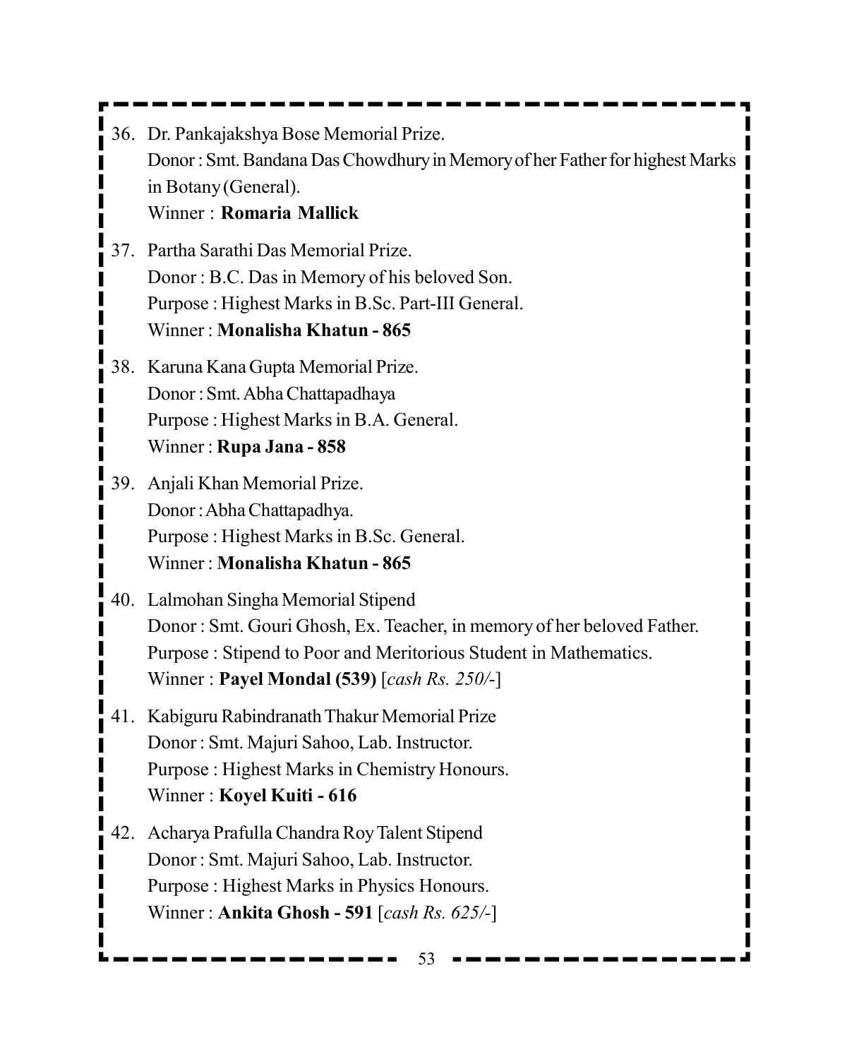36. Dr. Pankajakshya Bose Memorial Prize.
    Donor : Smt. Bandana Das Chowdhury in Memory of her Father for highest Marks in Botany (General).
    Winner : **Romaria Mallick**

37. Partha Sarathi Das Memorial Prize.
    Donor : B.C. Das in Memory of his beloved Son.
    Purpose : Highest Marks in B.Sc. Part-III General.
    Winner : **Monalisha Khatun - 865**

38. Karuna Kana Gupta Memorial Prize.
    Donor : Smt. Abha Chattapadhaya
    Purpose : Highest Marks in B.A. General.
    Winner : **Rupa Jana - 858**

39. Anjali Khan Memorial Prize.
    Donor : Abha Chattapadhya.
    Purpose : Highest Marks in B.Sc. General.
    Winner : **Monalisha Khatun - 865**

40. Lalmohan Singha Memorial Stipend
    Donor : Smt. Gouri Ghosh, Ex. Teacher, in memory of her beloved Father.
    Purpose : Stipend to Poor and Meritorious Student in Mathematics.
    Winner : **Payel Mondal (539)** [*cash Rs. 250/-*]

41. Kabiguru Rabindranath Thakur Memorial Prize
    Donor : Smt. Majuri Sahoo, Lab. Instructor.
    Purpose : Highest Marks in Chemistry Honours.
    Winner : **Koyel Kuiti - 616**

42. Acharya Prafulla Chandra Roy Talent Stipend
    Donor : Smt. Majuri Sahoo, Lab. Instructor.
    Purpose : Highest Marks in Physics Honours.
    Winner : **Ankita Ghosh - 591** [*cash Rs. 625/-*]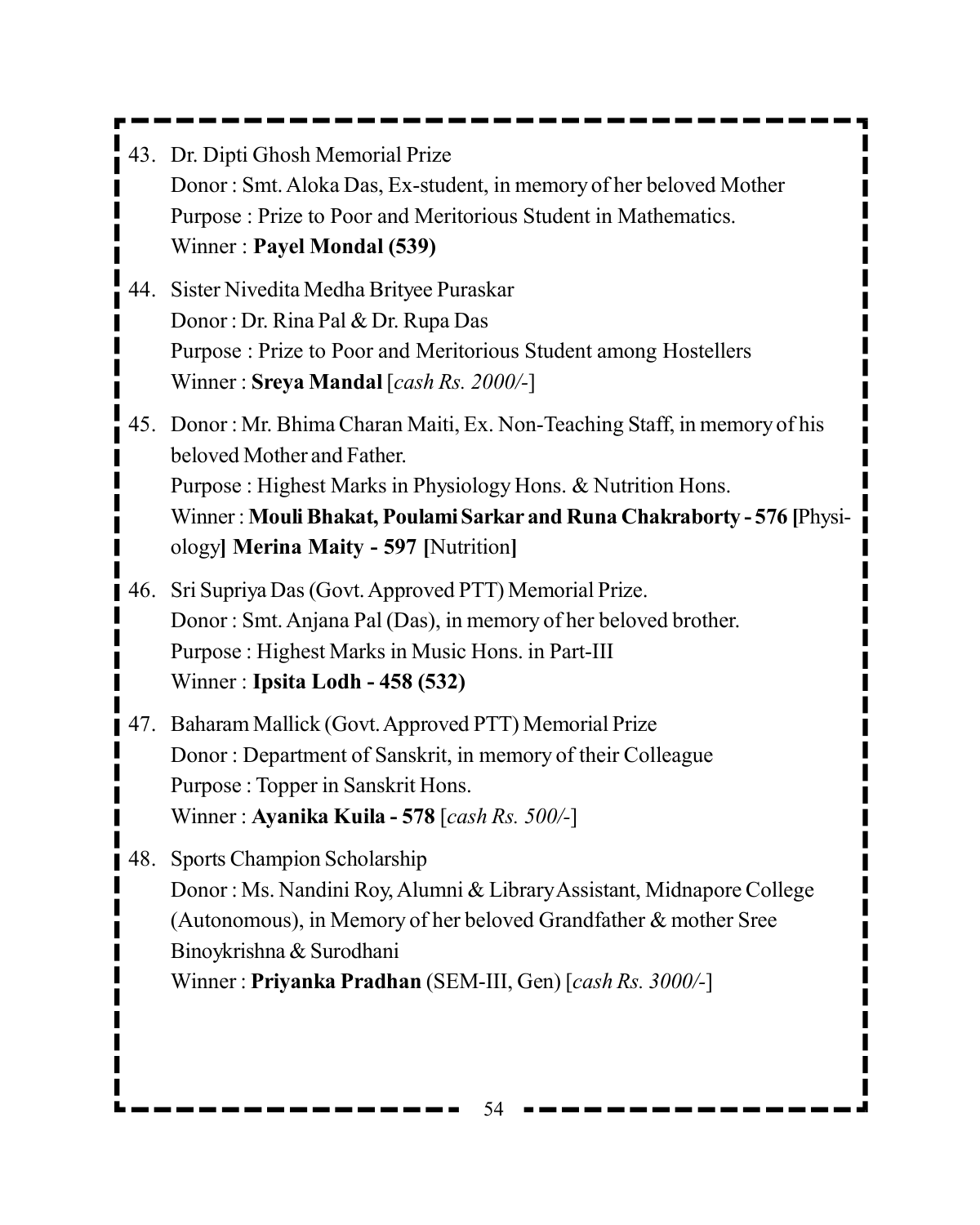43. Dr. Dipti Ghosh Memorial Prize
    Donor : Smt. Aloka Das, Ex-student, in memory of her beloved Mother
    Purpose : Prize to Poor and Meritorious Student in Mathematics.
    Winner : **Payel Mondal (539)**

44. Sister Nivedita Medha Brityee Puraskar
    Donor : Dr. Rina Pal & Dr. Rupa Das
    Purpose : Prize to Poor and Meritorious Student among Hostellers
    Winner : **Sreya Mandal** [*cash Rs. 2000/-*]

45. Donor : Mr. Bhima Charan Maiti, Ex. Non-Teaching Staff, in memory of his beloved Mother and Father.
    Purpose : Highest Marks in Physiology Hons. & Nutrition Hons.
    Winner : **Mouli Bhakat, Poulami Sarkar and Runa Chakraborty - 576 [**Physiology**] Merina Maity - 597 [**Nutrition**]**

46. Sri Supriya Das (Govt. Approved PTT) Memorial Prize.
    Donor : Smt. Anjana Pal (Das), in memory of her beloved brother.
    Purpose : Highest Marks in Music Hons. in Part-III
    Winner : **Ipsita Lodh - 458 (532)**

47. Baharam Mallick (Govt. Approved PTT) Memorial Prize
    Donor : Department of Sanskrit, in memory of their Colleague
    Purpose : Topper in Sanskrit Hons.
    Winner : **Ayanika Kuila - 578** [*cash Rs. 500/-*]

48. Sports Champion Scholarship
    Donor : Ms. Nandini Roy, Alumni & Library Assistant, Midnapore College (Autonomous), in Memory of her beloved Grandfather & mother Sree Binoykrishna & Surodhani
    Winner : **Priyanka Pradhan** (SEM-III, Gen) [*cash Rs. 3000/-*]